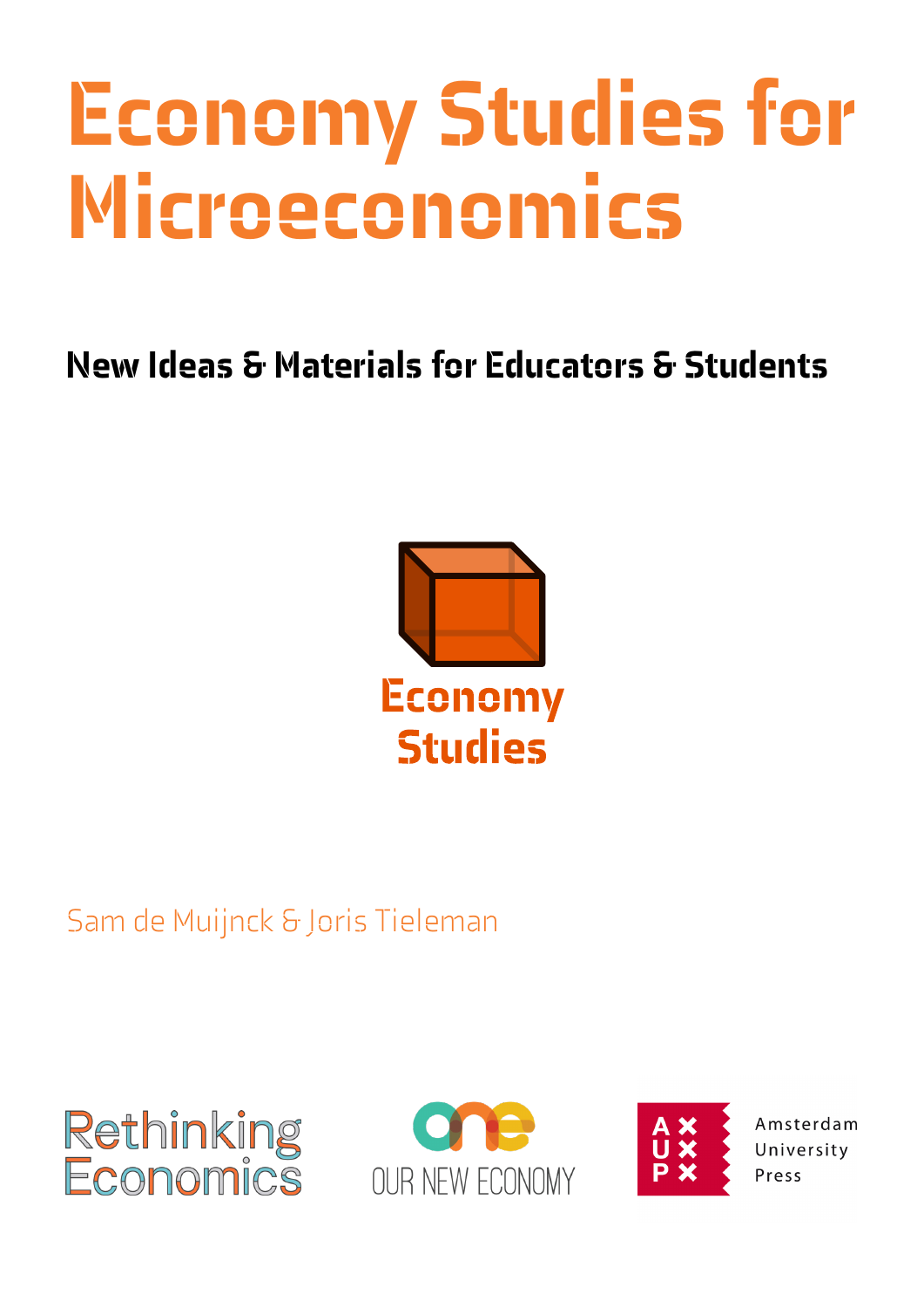# Economy Studies for Microeconomics

## New Ideas & Materials for Educators & Students

Economy Studies

Sam de Muijnck & Joris Tieleman

Rethinking Economics

OUR NEW ECONOMY

Amsterdam University Press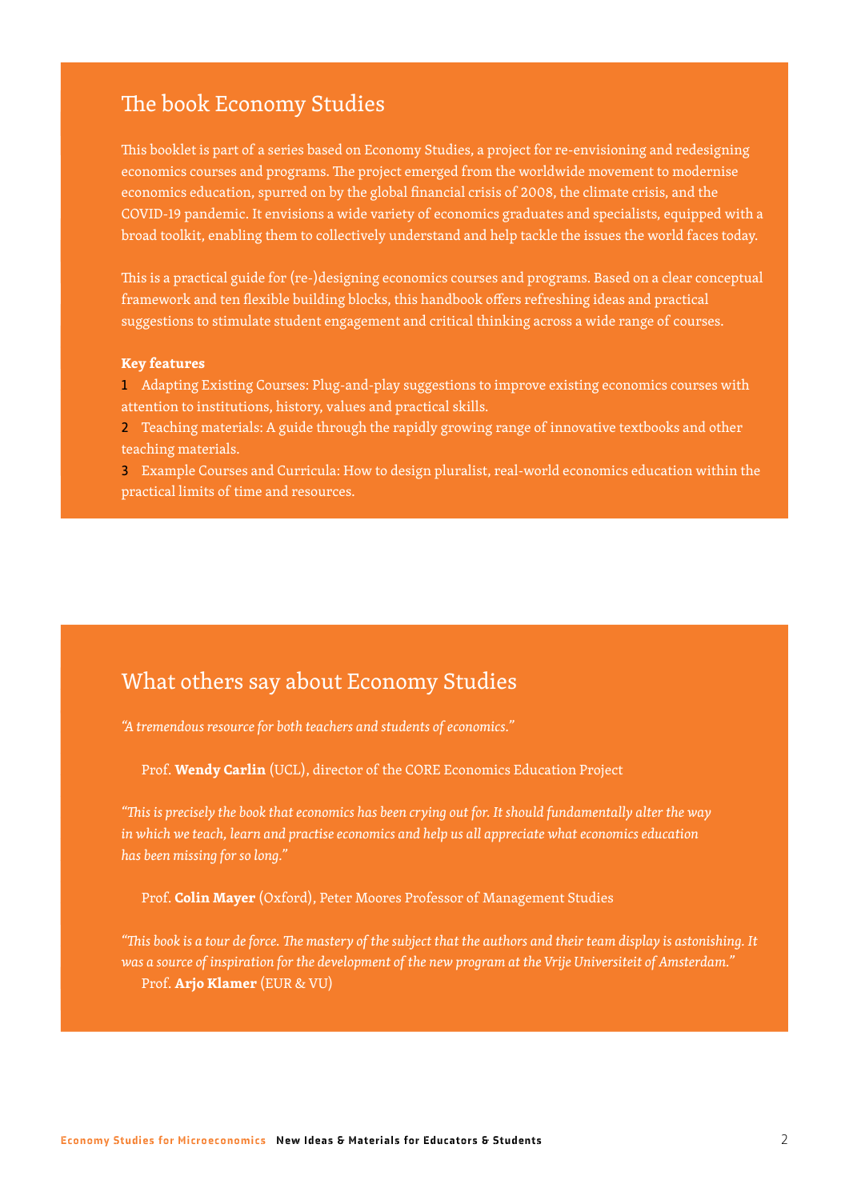## The book Economy Studies

This booklet is part of a series based on Economy Studies, a project for re-envisioning and redesigning economics courses and programs. The project emerged from the worldwide movement to modernise economics education, spurred on by the global financial crisis of 2008, the climate crisis, and the COVID-19 pandemic. It envisions a wide variety of economics graduates and specialists, equipped with a broad toolkit, enabling them to collectively understand and help tackle the issues the world faces today.

This is a practical guide for (re-)designing economics courses and programs. Based on a clear conceptual framework and ten flexible building blocks, this handbook offers refreshing ideas and practical suggestions to stimulate student engagement and critical thinking across a wide range of courses.

**Key features**

1 Adapting Existing Courses: Plug-and-play suggestions to improve existing economics courses with attention to institutions, history, values and practical skills.
2 Teaching materials: A guide through the rapidly growing range of innovative textbooks and other teaching materials.
3 Example Courses and Curricula: How to design pluralist, real-world economics education within the practical limits of time and resources.

## What others say about Economy Studies

*"A tremendous resource for both teachers and students of economics."*

Prof. **Wendy Carlin** (UCL), director of the CORE Economics Education Project

*"This is precisely the book that economics has been crying out for. It should fundamentally alter the way in which we teach, learn and practise economics and help us all appreciate what economics education has been missing for so long."*

Prof. **Colin Mayer** (Oxford), Peter Moores Professor of Management Studies

*"This book is a tour de force. The mastery of the subject that the authors and their team display is astonishing. It was a source of inspiration for the development of the new program at the Vrije Universiteit of Amsterdam."*

Prof. **Arjo Klamer** (EUR & VU)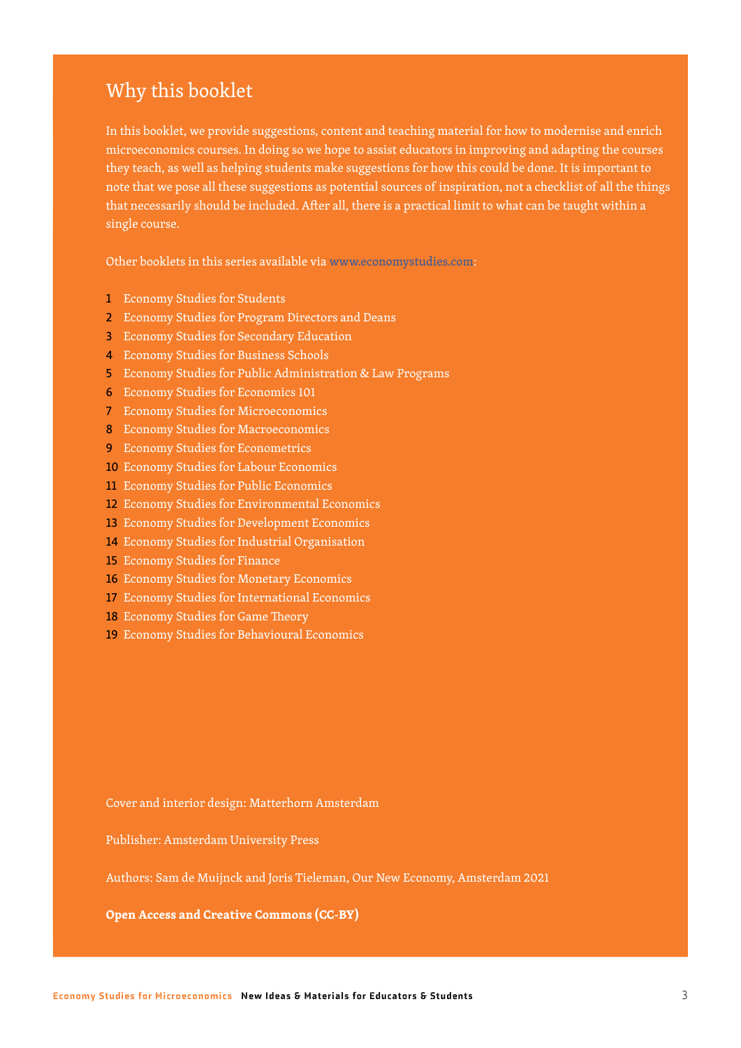# Why this booklet

In this booklet, we provide suggestions, content and teaching material for how to modernise and enrich microeconomics courses. In doing so we hope to assist educators in improving and adapting the courses they teach, as well as helping students make suggestions for how this could be done. It is important to note that we pose all these suggestions as potential sources of inspiration, not a checklist of all the things that necessarily should be included. After all, there is a practical limit to what can be taught within a single course.

Other booklets in this series available via www.economystudies.com:

1. Economy Studies for Students
2. Economy Studies for Program Directors and Deans
3. Economy Studies for Secondary Education
4. Economy Studies for Business Schools
5. Economy Studies for Public Administration & Law Programs
6. Economy Studies for Economics 101
7. Economy Studies for Microeconomics
8. Economy Studies for Macroeconomics
9. Economy Studies for Econometrics
10. Economy Studies for Labour Economics
11. Economy Studies for Public Economics
12. Economy Studies for Environmental Economics
13. Economy Studies for Development Economics
14. Economy Studies for Industrial Organisation
15. Economy Studies for Finance
16. Economy Studies for Monetary Economics
17. Economy Studies for International Economics
18. Economy Studies for Game Theory
19. Economy Studies for Behavioural Economics

Cover and interior design: Matterhorn Amsterdam

Publisher: Amsterdam University Press

Authors: Sam de Muijnck and Joris Tieleman, Our New Economy, Amsterdam 2021

**Open Access and Creative Commons (CC-BY)**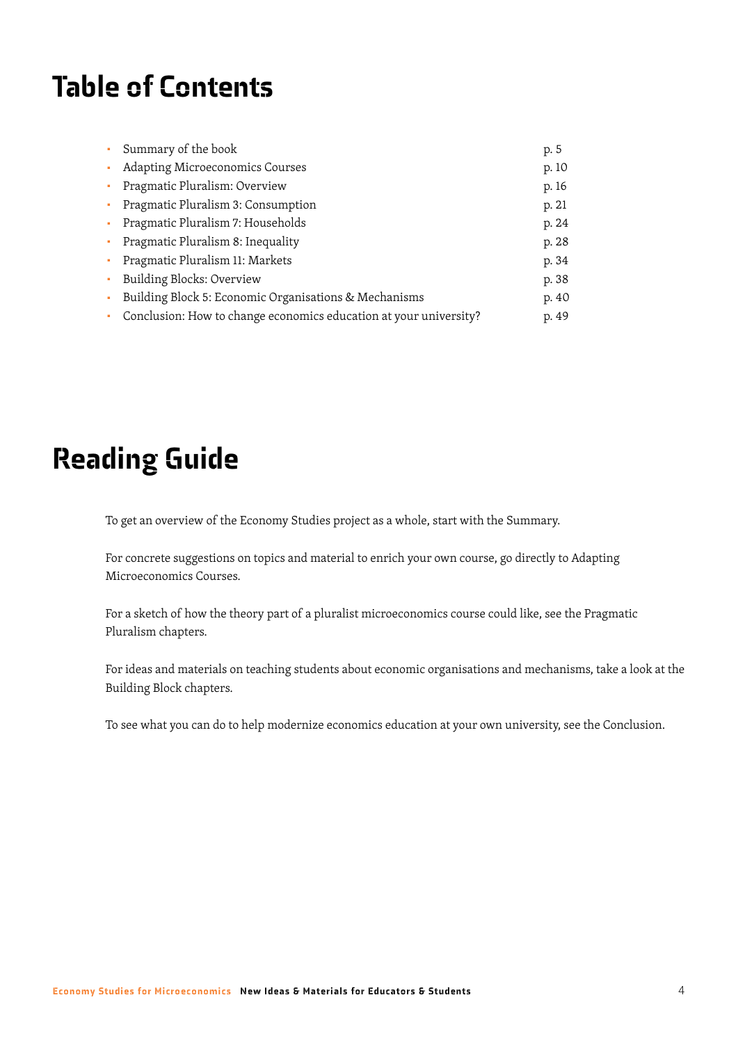# Table of Contents

- Summary of the book p. 5
- Adapting Microeconomics Courses p. 10
- Pragmatic Pluralism: Overview p. 16
- Pragmatic Pluralism 3: Consumption p. 21
- Pragmatic Pluralism 7: Households p. 24
- Pragmatic Pluralism 8: Inequality p. 28
- Pragmatic Pluralism 11: Markets p. 34
- Building Blocks: Overview p. 38
- Building Block 5: Economic Organisations & Mechanisms p. 40
- Conclusion: How to change economics education at your university? p. 49

# Reading Guide

To get an overview of the Economy Studies project as a whole, start with the Summary.

For concrete suggestions on topics and material to enrich your own course, go directly to Adapting Microeconomics Courses.

For a sketch of how the theory part of a pluralist microeconomics course could like, see the Pragmatic Pluralism chapters.

For ideas and materials on teaching students about economic organisations and mechanisms, take a look at the Building Block chapters.

To see what you can do to help modernize economics education at your own university, see the Conclusion.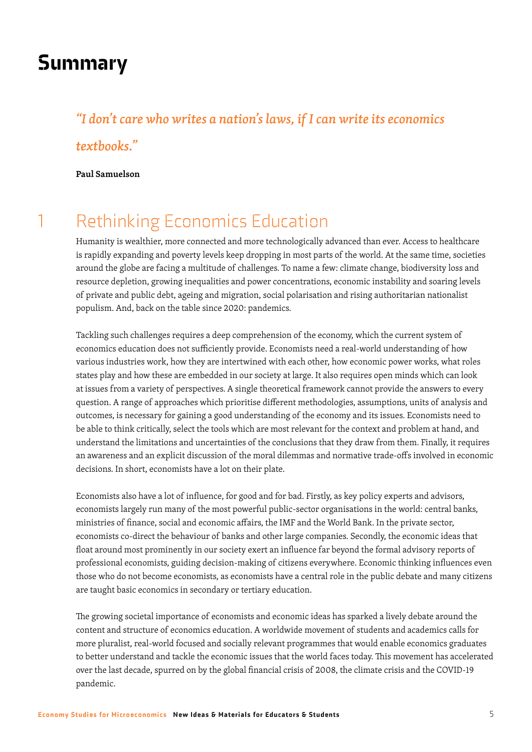# Summary

*"I don't care who writes a nation's laws, if I can write its economics textbooks."*

**Paul Samuelson**

## 1 Rethinking Economics Education

Humanity is wealthier, more connected and more technologically advanced than ever. Access to healthcare is rapidly expanding and poverty levels keep dropping in most parts of the world. At the same time, societies around the globe are facing a multitude of challenges. To name a few: climate change, biodiversity loss and resource depletion, growing inequalities and power concentrations, economic instability and soaring levels of private and public debt, ageing and migration, social polarisation and rising authoritarian nationalist populism. And, back on the table since 2020: pandemics.

Tackling such challenges requires a deep comprehension of the economy, which the current system of economics education does not sufficiently provide. Economists need a real-world understanding of how various industries work, how they are intertwined with each other, how economic power works, what roles states play and how these are embedded in our society at large. It also requires open minds which can look at issues from a variety of perspectives. A single theoretical framework cannot provide the answers to every question. A range of approaches which prioritise different methodologies, assumptions, units of analysis and outcomes, is necessary for gaining a good understanding of the economy and its issues. Economists need to be able to think critically, select the tools which are most relevant for the context and problem at hand, and understand the limitations and uncertainties of the conclusions that they draw from them. Finally, it requires an awareness and an explicit discussion of the moral dilemmas and normative trade-offs involved in economic decisions. In short, economists have a lot on their plate.

Economists also have a lot of influence, for good and for bad. Firstly, as key policy experts and advisors, economists largely run many of the most powerful public-sector organisations in the world: central banks, ministries of finance, social and economic affairs, the IMF and the World Bank. In the private sector, economists co-direct the behaviour of banks and other large companies. Secondly, the economic ideas that float around most prominently in our society exert an influence far beyond the formal advisory reports of professional economists, guiding decision-making of citizens everywhere. Economic thinking influences even those who do not become economists, as economists have a central role in the public debate and many citizens are taught basic economics in secondary or tertiary education.

The growing societal importance of economists and economic ideas has sparked a lively debate around the content and structure of economics education. A worldwide movement of students and academics calls for more pluralist, real-world focused and socially relevant programmes that would enable economics graduates to better understand and tackle the economic issues that the world faces today. This movement has accelerated over the last decade, spurred on by the global financial crisis of 2008, the climate crisis and the COVID-19 pandemic.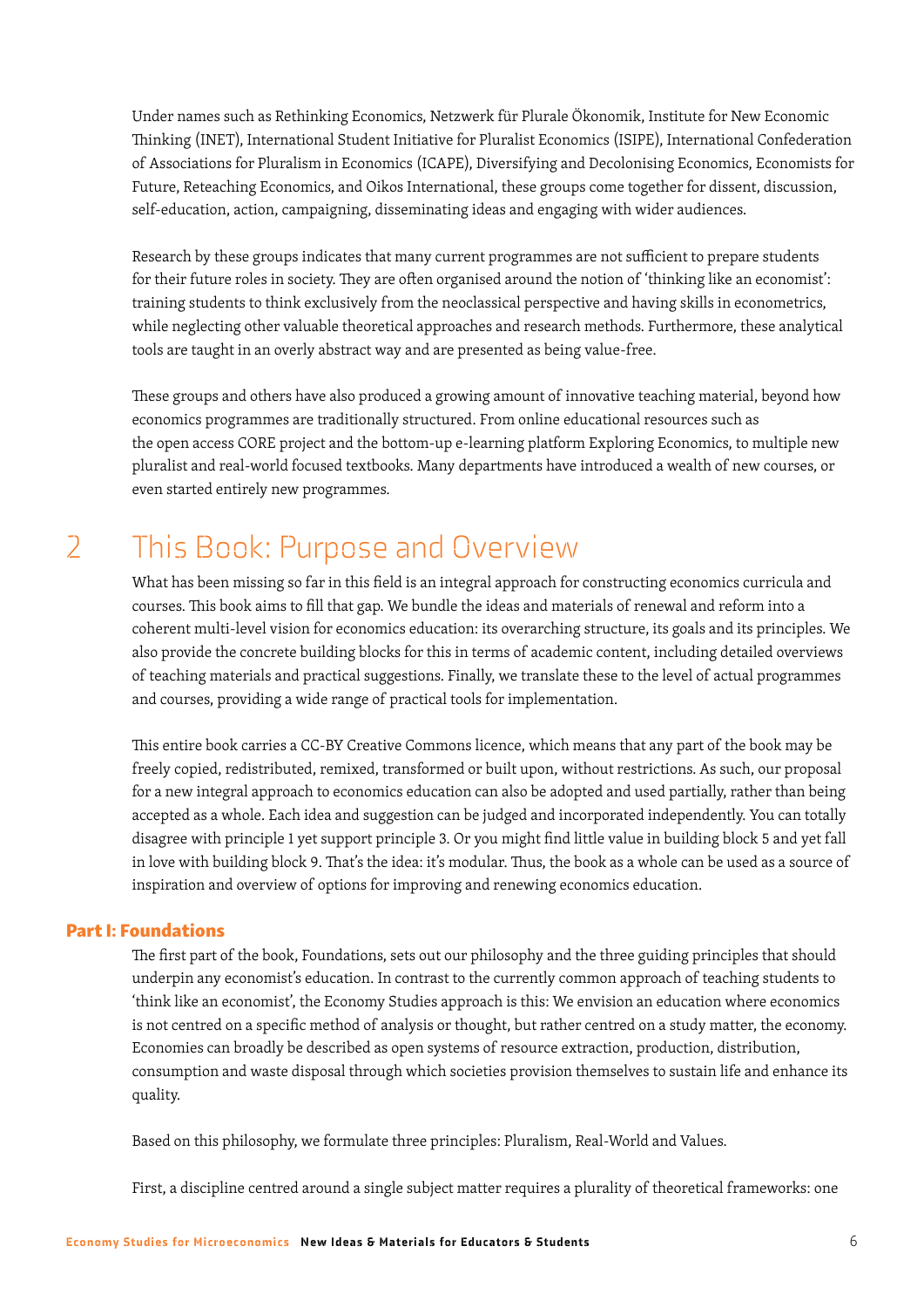Under names such as Rethinking Economics, Netzwerk für Plurale Ökonomik, Institute for New Economic Thinking (INET), International Student Initiative for Pluralist Economics (ISIPE), International Confederation of Associations for Pluralism in Economics (ICAPE), Diversifying and Decolonising Economics, Economists for Future, Reteaching Economics, and Oikos International, these groups come together for dissent, discussion, self-education, action, campaigning, disseminating ideas and engaging with wider audiences.

Research by these groups indicates that many current programmes are not sufficient to prepare students for their future roles in society. They are often organised around the notion of 'thinking like an economist': training students to think exclusively from the neoclassical perspective and having skills in econometrics, while neglecting other valuable theoretical approaches and research methods. Furthermore, these analytical tools are taught in an overly abstract way and are presented as being value-free.

These groups and others have also produced a growing amount of innovative teaching material, beyond how economics programmes are traditionally structured. From online educational resources such as the open access CORE project and the bottom-up e-learning platform Exploring Economics, to multiple new pluralist and real-world focused textbooks. Many departments have introduced a wealth of new courses, or even started entirely new programmes.

## 2 This Book: Purpose and Overview

What has been missing so far in this field is an integral approach for constructing economics curricula and courses. This book aims to fill that gap. We bundle the ideas and materials of renewal and reform into a coherent multi-level vision for economics education: its overarching structure, its goals and its principles. We also provide the concrete building blocks for this in terms of academic content, including detailed overviews of teaching materials and practical suggestions. Finally, we translate these to the level of actual programmes and courses, providing a wide range of practical tools for implementation.

This entire book carries a CC-BY Creative Commons licence, which means that any part of the book may be freely copied, redistributed, remixed, transformed or built upon, without restrictions. As such, our proposal for a new integral approach to economics education can also be adopted and used partially, rather than being accepted as a whole. Each idea and suggestion can be judged and incorporated independently. You can totally disagree with principle 1 yet support principle 3. Or you might find little value in building block 5 and yet fall in love with building block 9. That's the idea: it's modular. Thus, the book as a whole can be used as a source of inspiration and overview of options for improving and renewing economics education.

### Part I: Foundations

The first part of the book, Foundations, sets out our philosophy and the three guiding principles that should underpin any economist's education. In contrast to the currently common approach of teaching students to 'think like an economist', the Economy Studies approach is this: We envision an education where economics is not centred on a specific method of analysis or thought, but rather centred on a study matter, the economy. Economies can broadly be described as open systems of resource extraction, production, distribution, consumption and waste disposal through which societies provision themselves to sustain life and enhance its quality.

Based on this philosophy, we formulate three principles: Pluralism, Real-World and Values.

First, a discipline centred around a single subject matter requires a plurality of theoretical frameworks: one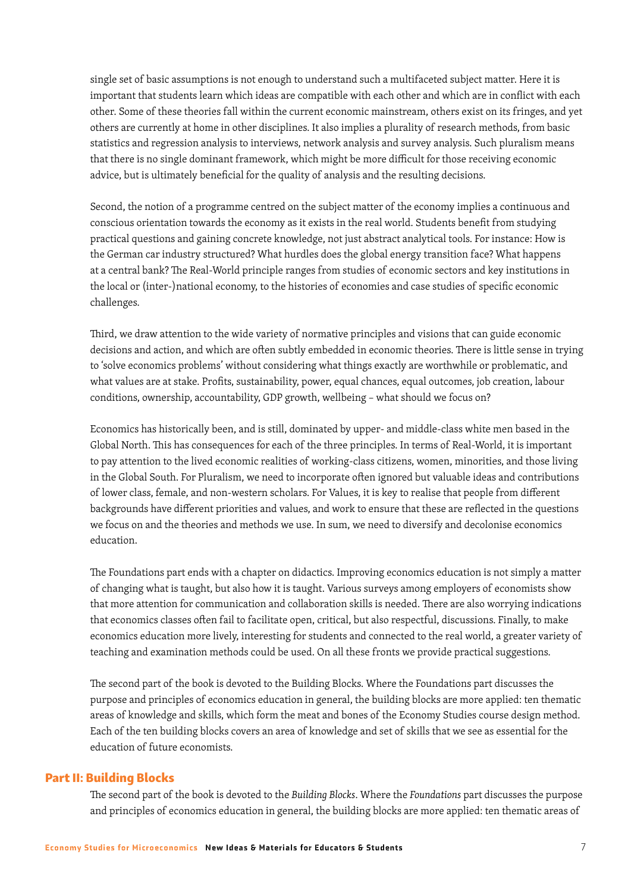single set of basic assumptions is not enough to understand such a multifaceted subject matter. Here it is important that students learn which ideas are compatible with each other and which are in conflict with each other. Some of these theories fall within the current economic mainstream, others exist on its fringes, and yet others are currently at home in other disciplines. It also implies a plurality of research methods, from basic statistics and regression analysis to interviews, network analysis and survey analysis. Such pluralism means that there is no single dominant framework, which might be more difficult for those receiving economic advice, but is ultimately beneficial for the quality of analysis and the resulting decisions.

Second, the notion of a programme centred on the subject matter of the economy implies a continuous and conscious orientation towards the economy as it exists in the real world. Students benefit from studying practical questions and gaining concrete knowledge, not just abstract analytical tools. For instance: How is the German car industry structured? What hurdles does the global energy transition face? What happens at a central bank? The Real-World principle ranges from studies of economic sectors and key institutions in the local or (inter-)national economy, to the histories of economies and case studies of specific economic challenges.

Third, we draw attention to the wide variety of normative principles and visions that can guide economic decisions and action, and which are often subtly embedded in economic theories. There is little sense in trying to 'solve economics problems' without considering what things exactly are worthwhile or problematic, and what values are at stake. Profits, sustainability, power, equal chances, equal outcomes, job creation, labour conditions, ownership, accountability, GDP growth, wellbeing – what should we focus on?

Economics has historically been, and is still, dominated by upper- and middle-class white men based in the Global North. This has consequences for each of the three principles. In terms of Real-World, it is important to pay attention to the lived economic realities of working-class citizens, women, minorities, and those living in the Global South. For Pluralism, we need to incorporate often ignored but valuable ideas and contributions of lower class, female, and non-western scholars. For Values, it is key to realise that people from different backgrounds have different priorities and values, and work to ensure that these are reflected in the questions we focus on and the theories and methods we use. In sum, we need to diversify and decolonise economics education.

The Foundations part ends with a chapter on didactics. Improving economics education is not simply a matter of changing what is taught, but also how it is taught. Various surveys among employers of economists show that more attention for communication and collaboration skills is needed. There are also worrying indications that economics classes often fail to facilitate open, critical, but also respectful, discussions. Finally, to make economics education more lively, interesting for students and connected to the real world, a greater variety of teaching and examination methods could be used. On all these fronts we provide practical suggestions.

The second part of the book is devoted to the Building Blocks. Where the Foundations part discusses the purpose and principles of economics education in general, the building blocks are more applied: ten thematic areas of knowledge and skills, which form the meat and bones of the Economy Studies course design method. Each of the ten building blocks covers an area of knowledge and set of skills that we see as essential for the education of future economists.

## Part II: Building Blocks

The second part of the book is devoted to the *Building Blocks*. Where the *Foundations* part discusses the purpose and principles of economics education in general, the building blocks are more applied: ten thematic areas of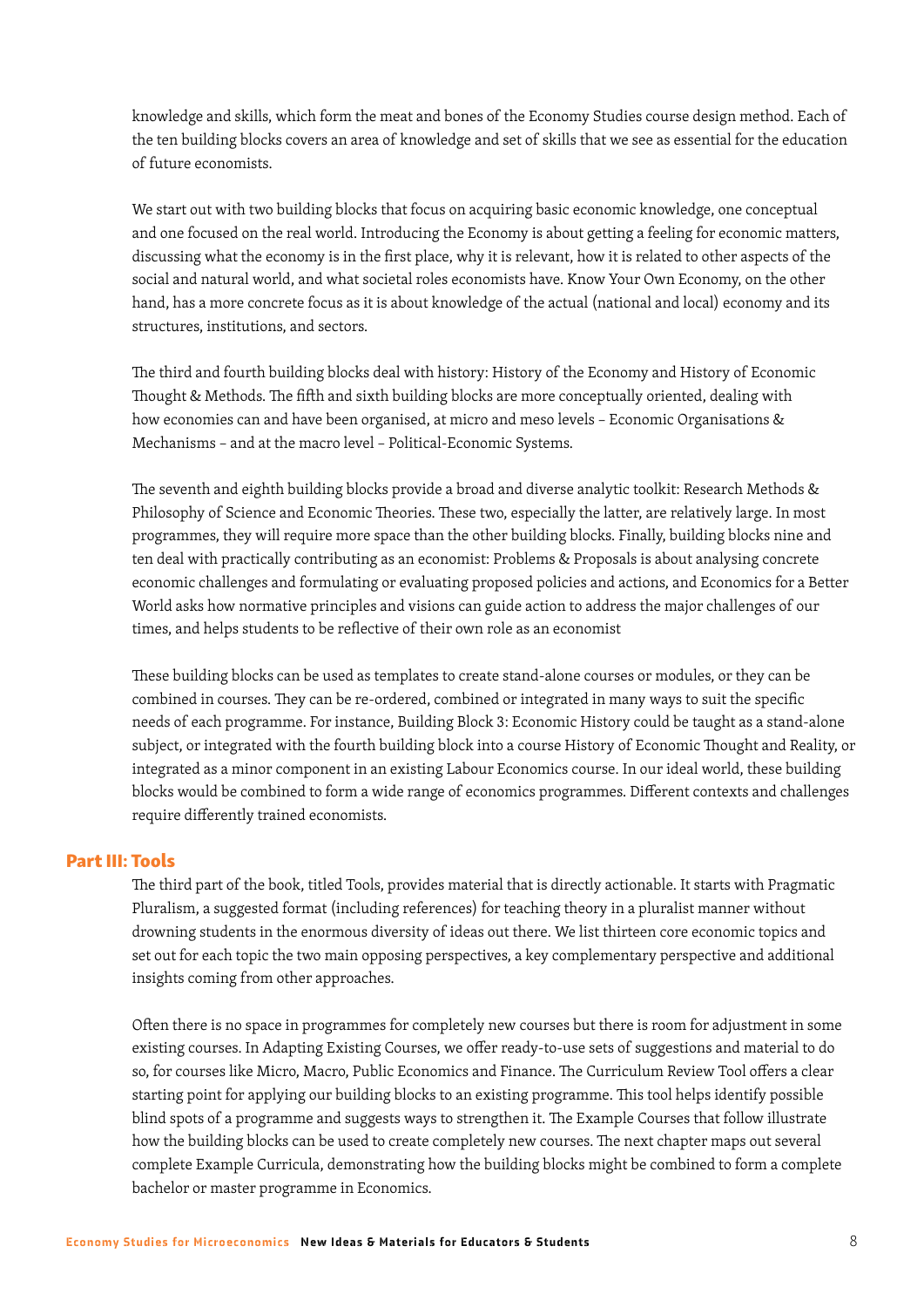knowledge and skills, which form the meat and bones of the Economy Studies course design method. Each of the ten building blocks covers an area of knowledge and set of skills that we see as essential for the education of future economists.

We start out with two building blocks that focus on acquiring basic economic knowledge, one conceptual and one focused on the real world. Introducing the Economy is about getting a feeling for economic matters, discussing what the economy is in the first place, why it is relevant, how it is related to other aspects of the social and natural world, and what societal roles economists have. Know Your Own Economy, on the other hand, has a more concrete focus as it is about knowledge of the actual (national and local) economy and its structures, institutions, and sectors.

The third and fourth building blocks deal with history: History of the Economy and History of Economic Thought & Methods. The fifth and sixth building blocks are more conceptually oriented, dealing with how economies can and have been organised, at micro and meso levels – Economic Organisations & Mechanisms – and at the macro level – Political-Economic Systems.

The seventh and eighth building blocks provide a broad and diverse analytic toolkit: Research Methods & Philosophy of Science and Economic Theories. These two, especially the latter, are relatively large. In most programmes, they will require more space than the other building blocks. Finally, building blocks nine and ten deal with practically contributing as an economist: Problems & Proposals is about analysing concrete economic challenges and formulating or evaluating proposed policies and actions, and Economics for a Better World asks how normative principles and visions can guide action to address the major challenges of our times, and helps students to be reflective of their own role as an economist

These building blocks can be used as templates to create stand-alone courses or modules, or they can be combined in courses. They can be re-ordered, combined or integrated in many ways to suit the specific needs of each programme. For instance, Building Block 3: Economic History could be taught as a stand-alone subject, or integrated with the fourth building block into a course History of Economic Thought and Reality, or integrated as a minor component in an existing Labour Economics course. In our ideal world, these building blocks would be combined to form a wide range of economics programmes. Different contexts and challenges require differently trained economists.

## Part III: Tools

The third part of the book, titled Tools, provides material that is directly actionable. It starts with Pragmatic Pluralism, a suggested format (including references) for teaching theory in a pluralist manner without drowning students in the enormous diversity of ideas out there. We list thirteen core economic topics and set out for each topic the two main opposing perspectives, a key complementary perspective and additional insights coming from other approaches.

Often there is no space in programmes for completely new courses but there is room for adjustment in some existing courses. In Adapting Existing Courses, we offer ready-to-use sets of suggestions and material to do so, for courses like Micro, Macro, Public Economics and Finance. The Curriculum Review Tool offers a clear starting point for applying our building blocks to an existing programme. This tool helps identify possible blind spots of a programme and suggests ways to strengthen it. The Example Courses that follow illustrate how the building blocks can be used to create completely new courses. The next chapter maps out several complete Example Curricula, demonstrating how the building blocks might be combined to form a complete bachelor or master programme in Economics.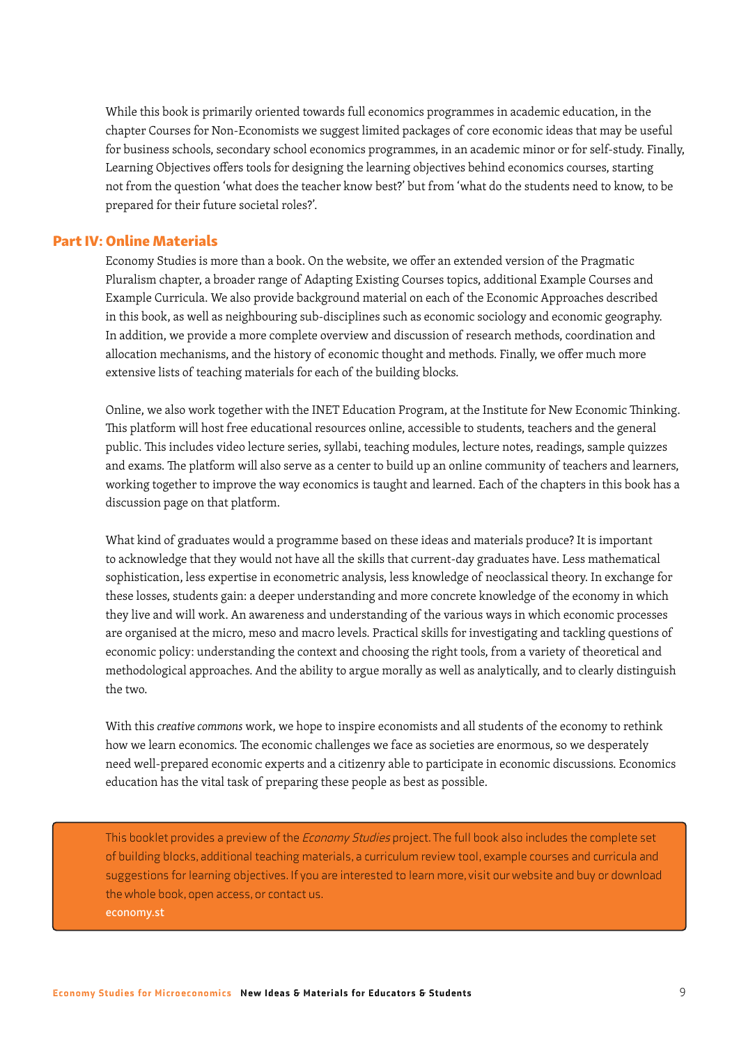While this book is primarily oriented towards full economics programmes in academic education, in the chapter Courses for Non-Economists we suggest limited packages of core economic ideas that may be useful for business schools, secondary school economics programmes, in an academic minor or for self-study. Finally, Learning Objectives offers tools for designing the learning objectives behind economics courses, starting not from the question 'what does the teacher know best?' but from 'what do the students need to know, to be prepared for their future societal roles?'.

## Part IV: Online Materials

Economy Studies is more than a book. On the website, we offer an extended version of the Pragmatic Pluralism chapter, a broader range of Adapting Existing Courses topics, additional Example Courses and Example Curricula. We also provide background material on each of the Economic Approaches described in this book, as well as neighbouring sub-disciplines such as economic sociology and economic geography. In addition, we provide a more complete overview and discussion of research methods, coordination and allocation mechanisms, and the history of economic thought and methods. Finally, we offer much more extensive lists of teaching materials for each of the building blocks.

Online, we also work together with the INET Education Program, at the Institute for New Economic Thinking. This platform will host free educational resources online, accessible to students, teachers and the general public. This includes video lecture series, syllabi, teaching modules, lecture notes, readings, sample quizzes and exams. The platform will also serve as a center to build up an online community of teachers and learners, working together to improve the way economics is taught and learned. Each of the chapters in this book has a discussion page on that platform.

What kind of graduates would a programme based on these ideas and materials produce? It is important to acknowledge that they would not have all the skills that current-day graduates have. Less mathematical sophistication, less expertise in econometric analysis, less knowledge of neoclassical theory. In exchange for these losses, students gain: a deeper understanding and more concrete knowledge of the economy in which they live and will work. An awareness and understanding of the various ways in which economic processes are organised at the micro, meso and macro levels. Practical skills for investigating and tackling questions of economic policy: understanding the context and choosing the right tools, from a variety of theoretical and methodological approaches. And the ability to argue morally as well as analytically, and to clearly distinguish the two.

With this *creative commons* work, we hope to inspire economists and all students of the economy to rethink how we learn economics. The economic challenges we face as societies are enormous, so we desperately need well-prepared economic experts and a citizenry able to participate in economic discussions. Economics education has the vital task of preparing these people as best as possible.

> This booklet provides a preview of the *Economy Studies* project. The full book also includes the complete set of building blocks, additional teaching materials, a curriculum review tool, example courses and curricula and suggestions for learning objectives. If you are interested to learn more, visit our website and buy or download the whole book, open access, or contact us.
> economy.st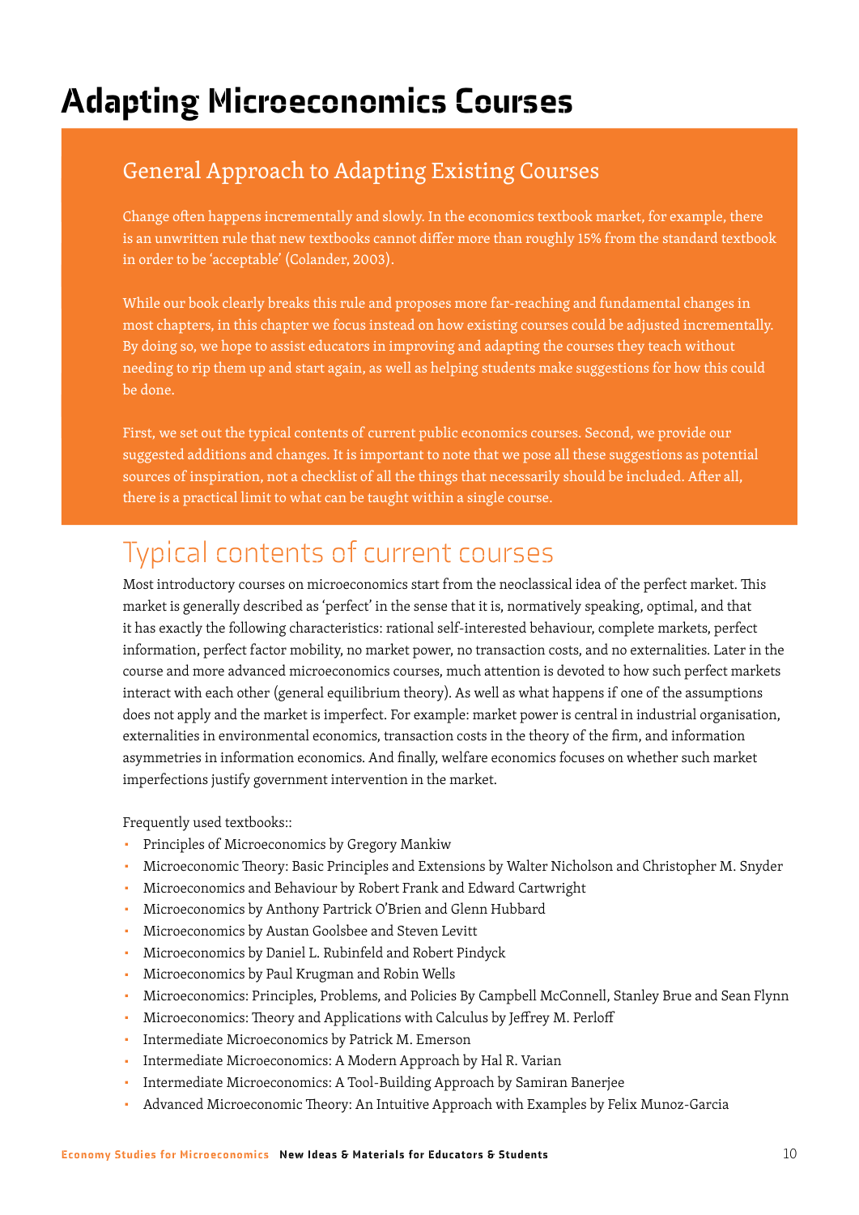# Adapting Microeconomics Courses

## General Approach to Adapting Existing Courses

Change often happens incrementally and slowly. In the economics textbook market, for example, there is an unwritten rule that new textbooks cannot differ more than roughly 15% from the standard textbook in order to be 'acceptable' (Colander, 2003).

While our book clearly breaks this rule and proposes more far-reaching and fundamental changes in most chapters, in this chapter we focus instead on how existing courses could be adjusted incrementally. By doing so, we hope to assist educators in improving and adapting the courses they teach without needing to rip them up and start again, as well as helping students make suggestions for how this could be done.

First, we set out the typical contents of current public economics courses. Second, we provide our suggested additions and changes. It is important to note that we pose all these suggestions as potential sources of inspiration, not a checklist of all the things that necessarily should be included. After all, there is a practical limit to what can be taught within a single course.

## Typical contents of current courses

Most introductory courses on microeconomics start from the neoclassical idea of the perfect market. This market is generally described as 'perfect' in the sense that it is, normatively speaking, optimal, and that it has exactly the following characteristics: rational self-interested behaviour, complete markets, perfect information, perfect factor mobility, no market power, no transaction costs, and no externalities. Later in the course and more advanced microeconomics courses, much attention is devoted to how such perfect markets interact with each other (general equilibrium theory). As well as what happens if one of the assumptions does not apply and the market is imperfect. For example: market power is central in industrial organisation, externalities in environmental economics, transaction costs in the theory of the firm, and information asymmetries in information economics. And finally, welfare economics focuses on whether such market imperfections justify government intervention in the market.

Frequently used textbooks::

- Principles of Microeconomics by Gregory Mankiw
- Microeconomic Theory: Basic Principles and Extensions by Walter Nicholson and Christopher M. Snyder
- Microeconomics and Behaviour by Robert Frank and Edward Cartwright
- Microeconomics by Anthony Partrick O'Brien and Glenn Hubbard
- Microeconomics by Austan Goolsbee and Steven Levitt
- Microeconomics by Daniel L. Rubinfeld and Robert Pindyck
- Microeconomics by Paul Krugman and Robin Wells
- Microeconomics: Principles, Problems, and Policies By Campbell McConnell, Stanley Brue and Sean Flynn
- Microeconomics: Theory and Applications with Calculus by Jeffrey M. Perloff
- Intermediate Microeconomics by Patrick M. Emerson
- Intermediate Microeconomics: A Modern Approach by Hal R. Varian
- Intermediate Microeconomics: A Tool-Building Approach by Samiran Banerjee
- Advanced Microeconomic Theory: An Intuitive Approach with Examples by Felix Munoz-Garcia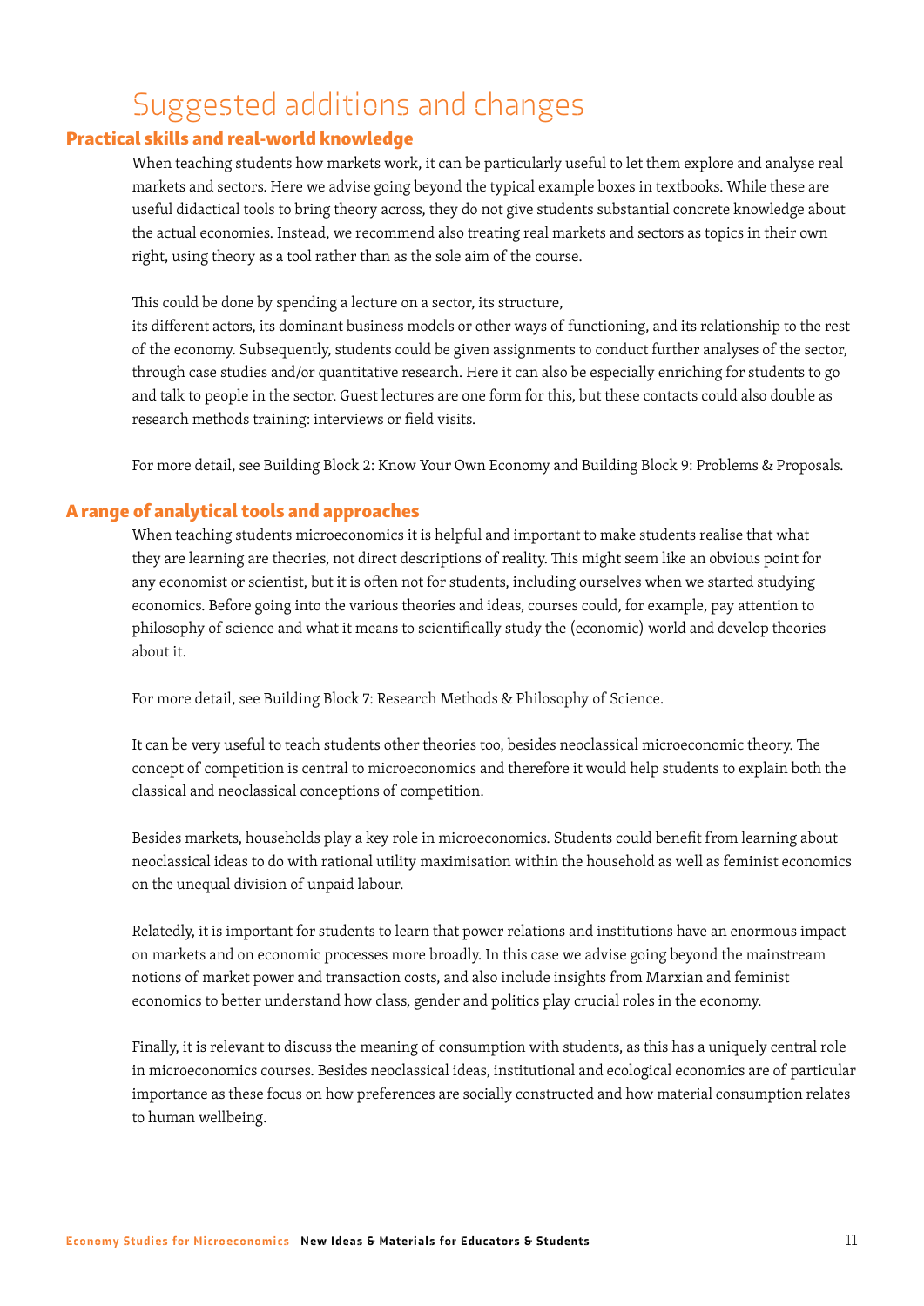# Suggested additions and changes

## Practical skills and real-world knowledge

When teaching students how markets work, it can be particularly useful to let them explore and analyse real markets and sectors. Here we advise going beyond the typical example boxes in textbooks. While these are useful didactical tools to bring theory across, they do not give students substantial concrete knowledge about the actual economies. Instead, we recommend also treating real markets and sectors as topics in their own right, using theory as a tool rather than as the sole aim of the course.

This could be done by spending a lecture on a sector, its structure, its different actors, its dominant business models or other ways of functioning, and its relationship to the rest of the economy. Subsequently, students could be given assignments to conduct further analyses of the sector, through case studies and/or quantitative research. Here it can also be especially enriching for students to go and talk to people in the sector. Guest lectures are one form for this, but these contacts could also double as research methods training: interviews or field visits.

For more detail, see Building Block 2: Know Your Own Economy and Building Block 9: Problems & Proposals.

## A range of analytical tools and approaches

When teaching students microeconomics it is helpful and important to make students realise that what they are learning are theories, not direct descriptions of reality. This might seem like an obvious point for any economist or scientist, but it is often not for students, including ourselves when we started studying economics. Before going into the various theories and ideas, courses could, for example, pay attention to philosophy of science and what it means to scientifically study the (economic) world and develop theories about it.

For more detail, see Building Block 7: Research Methods & Philosophy of Science.

It can be very useful to teach students other theories too, besides neoclassical microeconomic theory. The concept of competition is central to microeconomics and therefore it would help students to explain both the classical and neoclassical conceptions of competition.

Besides markets, households play a key role in microeconomics. Students could benefit from learning about neoclassical ideas to do with rational utility maximisation within the household as well as feminist economics on the unequal division of unpaid labour.

Relatedly, it is important for students to learn that power relations and institutions have an enormous impact on markets and on economic processes more broadly. In this case we advise going beyond the mainstream notions of market power and transaction costs, and also include insights from Marxian and feminist economics to better understand how class, gender and politics play crucial roles in the economy.

Finally, it is relevant to discuss the meaning of consumption with students, as this has a uniquely central role in microeconomics courses. Besides neoclassical ideas, institutional and ecological economics are of particular importance as these focus on how preferences are socially constructed and how material consumption relates to human wellbeing.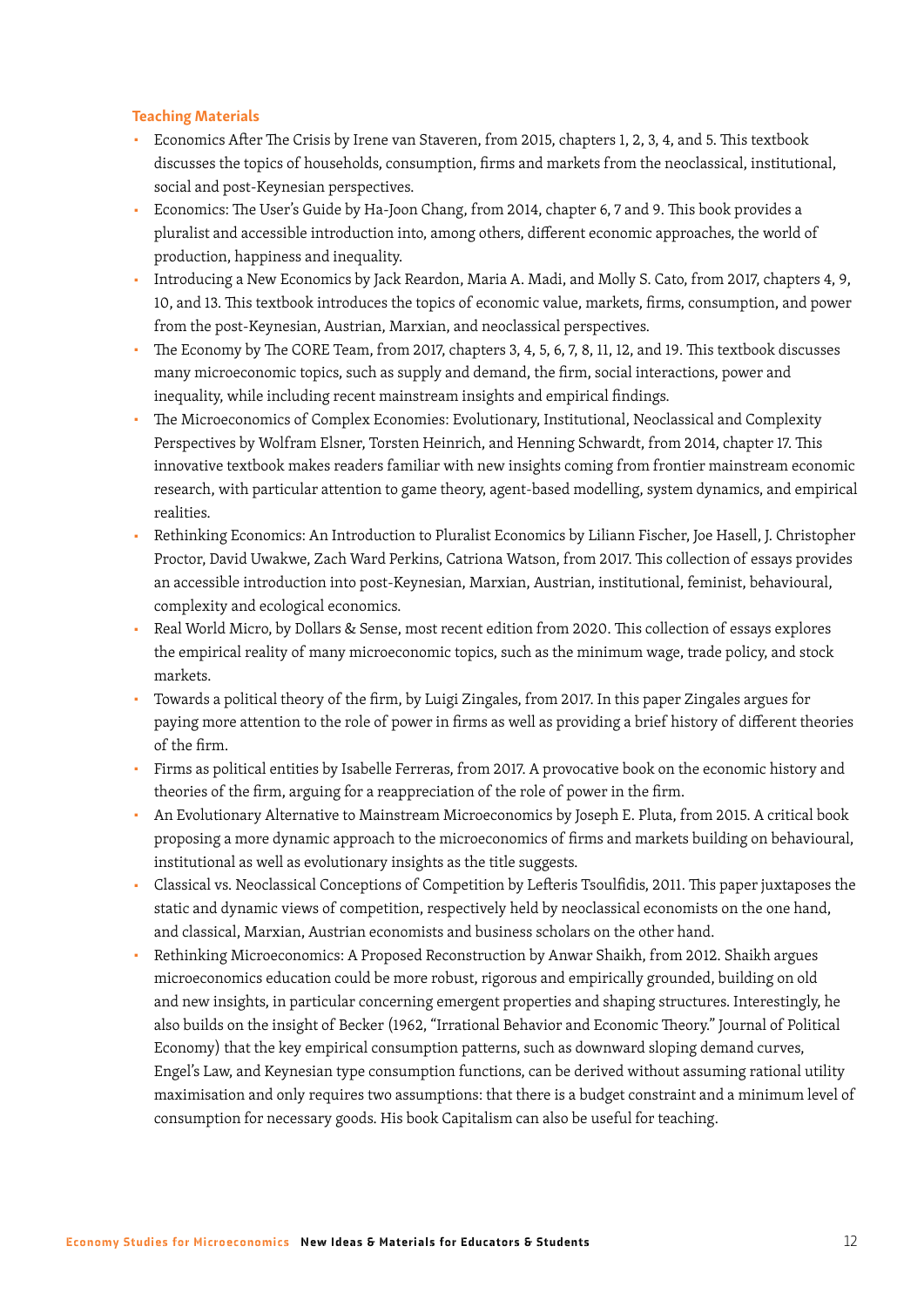### Teaching Materials

- Economics After The Crisis by Irene van Staveren, from 2015, chapters 1, 2, 3, 4, and 5. This textbook discusses the topics of households, consumption, firms and markets from the neoclassical, institutional, social and post-Keynesian perspectives.
- Economics: The User's Guide by Ha-Joon Chang, from 2014, chapter 6, 7 and 9. This book provides a pluralist and accessible introduction into, among others, different economic approaches, the world of production, happiness and inequality.
- Introducing a New Economics by Jack Reardon, Maria A. Madi, and Molly S. Cato, from 2017, chapters 4, 9, 10, and 13. This textbook introduces the topics of economic value, markets, firms, consumption, and power from the post-Keynesian, Austrian, Marxian, and neoclassical perspectives.
- The Economy by The CORE Team, from 2017, chapters 3, 4, 5, 6, 7, 8, 11, 12, and 19. This textbook discusses many microeconomic topics, such as supply and demand, the firm, social interactions, power and inequality, while including recent mainstream insights and empirical findings.
- The Microeconomics of Complex Economies: Evolutionary, Institutional, Neoclassical and Complexity Perspectives by Wolfram Elsner, Torsten Heinrich, and Henning Schwardt, from 2014, chapter 17. This innovative textbook makes readers familiar with new insights coming from frontier mainstream economic research, with particular attention to game theory, agent-based modelling, system dynamics, and empirical realities.
- Rethinking Economics: An Introduction to Pluralist Economics by Liliann Fischer, Joe Hasell, J. Christopher Proctor, David Uwakwe, Zach Ward Perkins, Catriona Watson, from 2017. This collection of essays provides an accessible introduction into post-Keynesian, Marxian, Austrian, institutional, feminist, behavioural, complexity and ecological economics.
- Real World Micro, by Dollars & Sense, most recent edition from 2020. This collection of essays explores the empirical reality of many microeconomic topics, such as the minimum wage, trade policy, and stock markets.
- Towards a political theory of the firm, by Luigi Zingales, from 2017. In this paper Zingales argues for paying more attention to the role of power in firms as well as providing a brief history of different theories of the firm.
- Firms as political entities by Isabelle Ferreras, from 2017. A provocative book on the economic history and theories of the firm, arguing for a reappreciation of the role of power in the firm.
- An Evolutionary Alternative to Mainstream Microeconomics by Joseph E. Pluta, from 2015. A critical book proposing a more dynamic approach to the microeconomics of firms and markets building on behavioural, institutional as well as evolutionary insights as the title suggests.
- Classical vs. Neoclassical Conceptions of Competition by Lefteris Tsoulfidis, 2011. This paper juxtaposes the static and dynamic views of competition, respectively held by neoclassical economists on the one hand, and classical, Marxian, Austrian economists and business scholars on the other hand.
- Rethinking Microeconomics: A Proposed Reconstruction by Anwar Shaikh, from 2012. Shaikh argues microeconomics education could be more robust, rigorous and empirically grounded, building on old and new insights, in particular concerning emergent properties and shaping structures. Interestingly, he also builds on the insight of Becker (1962, "Irrational Behavior and Economic Theory." Journal of Political Economy) that the key empirical consumption patterns, such as downward sloping demand curves, Engel's Law, and Keynesian type consumption functions, can be derived without assuming rational utility maximisation and only requires two assumptions: that there is a budget constraint and a minimum level of consumption for necessary goods. His book Capitalism can also be useful for teaching.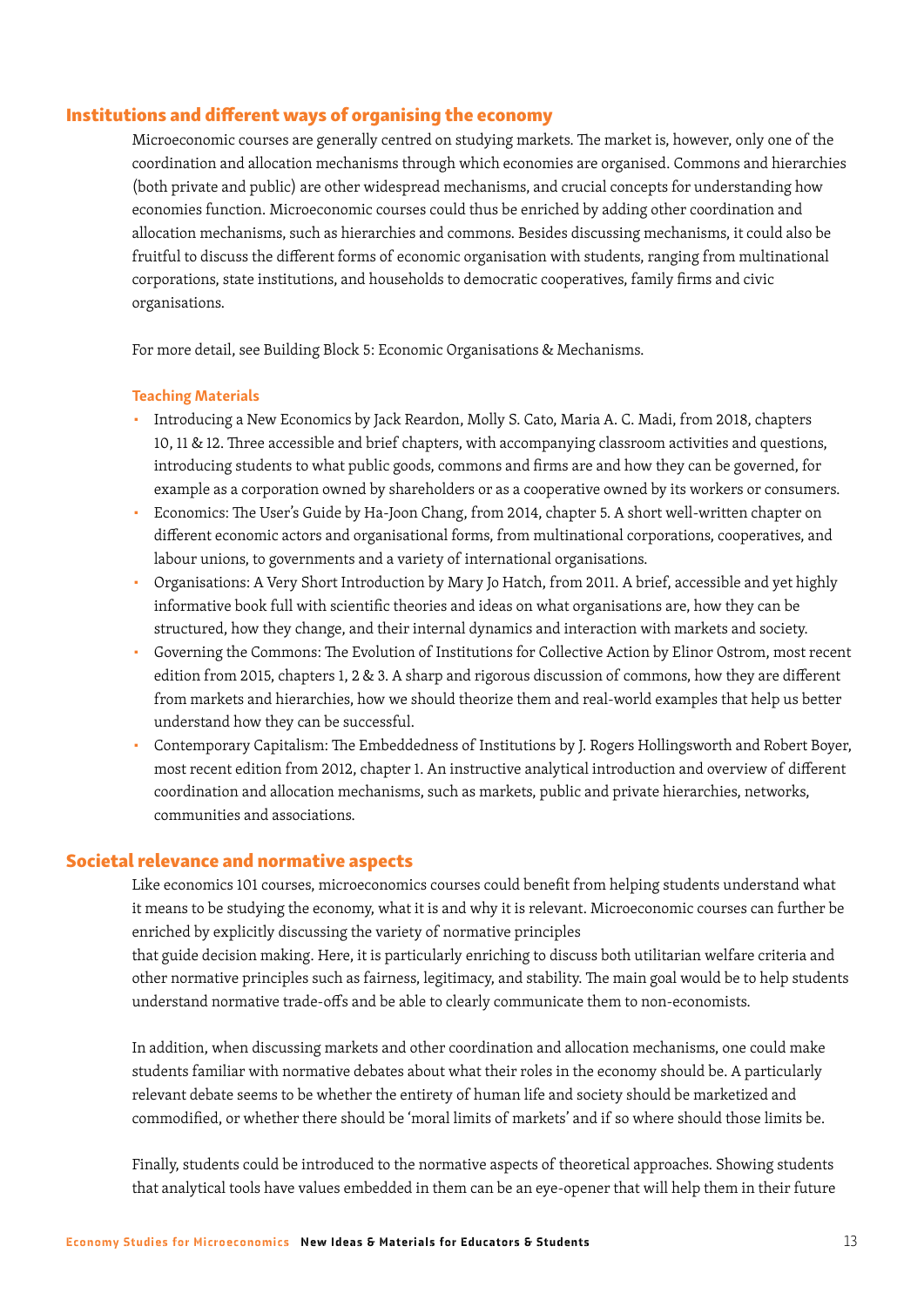## Institutions and different ways of organising the economy

Microeconomic courses are generally centred on studying markets. The market is, however, only one of the coordination and allocation mechanisms through which economies are organised. Commons and hierarchies (both private and public) are other widespread mechanisms, and crucial concepts for understanding how economies function. Microeconomic courses could thus be enriched by adding other coordination and allocation mechanisms, such as hierarchies and commons. Besides discussing mechanisms, it could also be fruitful to discuss the different forms of economic organisation with students, ranging from multinational corporations, state institutions, and households to democratic cooperatives, family firms and civic organisations.

For more detail, see Building Block 5: Economic Organisations & Mechanisms.

### Teaching Materials

- Introducing a New Economics by Jack Reardon, Molly S. Cato, Maria A. C. Madi, from 2018, chapters 10, 11 & 12. Three accessible and brief chapters, with accompanying classroom activities and questions, introducing students to what public goods, commons and firms are and how they can be governed, for example as a corporation owned by shareholders or as a cooperative owned by its workers or consumers.
- Economics: The User's Guide by Ha-Joon Chang, from 2014, chapter 5. A short well-written chapter on different economic actors and organisational forms, from multinational corporations, cooperatives, and labour unions, to governments and a variety of international organisations.
- Organisations: A Very Short Introduction by Mary Jo Hatch, from 2011. A brief, accessible and yet highly informative book full with scientific theories and ideas on what organisations are, how they can be structured, how they change, and their internal dynamics and interaction with markets and society.
- Governing the Commons: The Evolution of Institutions for Collective Action by Elinor Ostrom, most recent edition from 2015, chapters 1, 2 & 3. A sharp and rigorous discussion of commons, how they are different from markets and hierarchies, how we should theorize them and real-world examples that help us better understand how they can be successful.
- Contemporary Capitalism: The Embeddedness of Institutions by J. Rogers Hollingsworth and Robert Boyer, most recent edition from 2012, chapter 1. An instructive analytical introduction and overview of different coordination and allocation mechanisms, such as markets, public and private hierarchies, networks, communities and associations.

## Societal relevance and normative aspects

Like economics 101 courses, microeconomics courses could benefit from helping students understand what it means to be studying the economy, what it is and why it is relevant. Microeconomic courses can further be enriched by explicitly discussing the variety of normative principles that guide decision making. Here, it is particularly enriching to discuss both utilitarian welfare criteria and other normative principles such as fairness, legitimacy, and stability. The main goal would be to help students understand normative trade-offs and be able to clearly communicate them to non-economists.

In addition, when discussing markets and other coordination and allocation mechanisms, one could make students familiar with normative debates about what their roles in the economy should be. A particularly relevant debate seems to be whether the entirety of human life and society should be marketized and commodified, or whether there should be 'moral limits of markets' and if so where should those limits be.

Finally, students could be introduced to the normative aspects of theoretical approaches. Showing students that analytical tools have values embedded in them can be an eye-opener that will help them in their future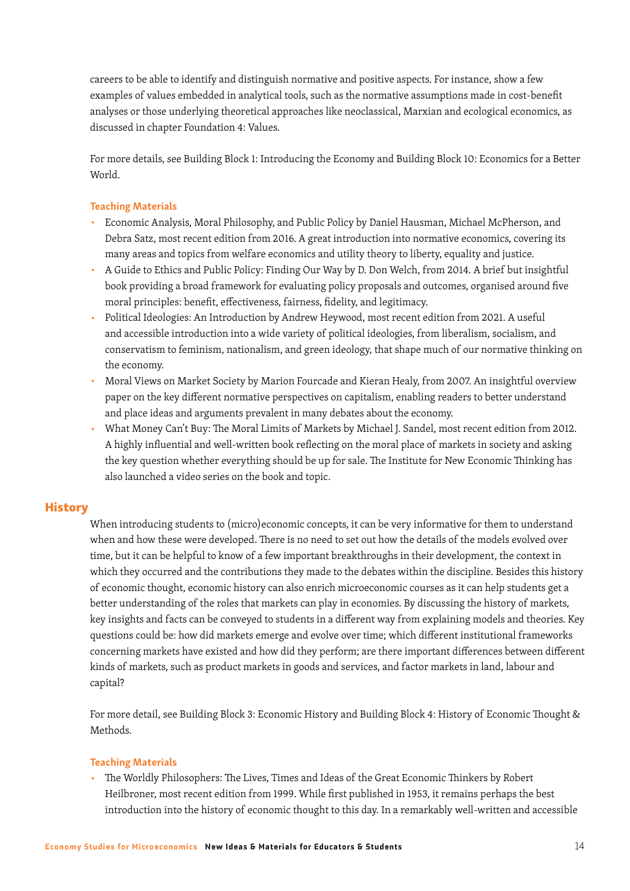careers to be able to identify and distinguish normative and positive aspects. For instance, show a few examples of values embedded in analytical tools, such as the normative assumptions made in cost-benefit analyses or those underlying theoretical approaches like neoclassical, Marxian and ecological economics, as discussed in chapter Foundation 4: Values.

For more details, see Building Block 1: Introducing the Economy and Building Block 10: Economics for a Better World.

#### Teaching Materials

- Economic Analysis, Moral Philosophy, and Public Policy by Daniel Hausman, Michael McPherson, and Debra Satz, most recent edition from 2016. A great introduction into normative economics, covering its many areas and topics from welfare economics and utility theory to liberty, equality and justice.
- A Guide to Ethics and Public Policy: Finding Our Way by D. Don Welch, from 2014. A brief but insightful book providing a broad framework for evaluating policy proposals and outcomes, organised around five moral principles: benefit, effectiveness, fairness, fidelity, and legitimacy.
- Political Ideologies: An Introduction by Andrew Heywood, most recent edition from 2021. A useful and accessible introduction into a wide variety of political ideologies, from liberalism, socialism, and conservatism to feminism, nationalism, and green ideology, that shape much of our normative thinking on the economy.
- Moral Views on Market Society by Marion Fourcade and Kieran Healy, from 2007. An insightful overview paper on the key different normative perspectives on capitalism, enabling readers to better understand and place ideas and arguments prevalent in many debates about the economy.
- What Money Can't Buy: The Moral Limits of Markets by Michael J. Sandel, most recent edition from 2012. A highly influential and well-written book reflecting on the moral place of markets in society and asking the key question whether everything should be up for sale. The Institute for New Economic Thinking has also launched a video series on the book and topic.

## History

When introducing students to (micro)economic concepts, it can be very informative for them to understand when and how these were developed. There is no need to set out how the details of the models evolved over time, but it can be helpful to know of a few important breakthroughs in their development, the context in which they occurred and the contributions they made to the debates within the discipline. Besides this history of economic thought, economic history can also enrich microeconomic courses as it can help students get a better understanding of the roles that markets can play in economies. By discussing the history of markets, key insights and facts can be conveyed to students in a different way from explaining models and theories. Key questions could be: how did markets emerge and evolve over time; which different institutional frameworks concerning markets have existed and how did they perform; are there important differences between different kinds of markets, such as product markets in goods and services, and factor markets in land, labour and capital?

For more detail, see Building Block 3: Economic History and Building Block 4: History of Economic Thought & Methods.

#### Teaching Materials

- The Worldly Philosophers: The Lives, Times and Ideas of the Great Economic Thinkers by Robert Heilbroner, most recent edition from 1999. While first published in 1953, it remains perhaps the best introduction into the history of economic thought to this day. In a remarkably well-written and accessible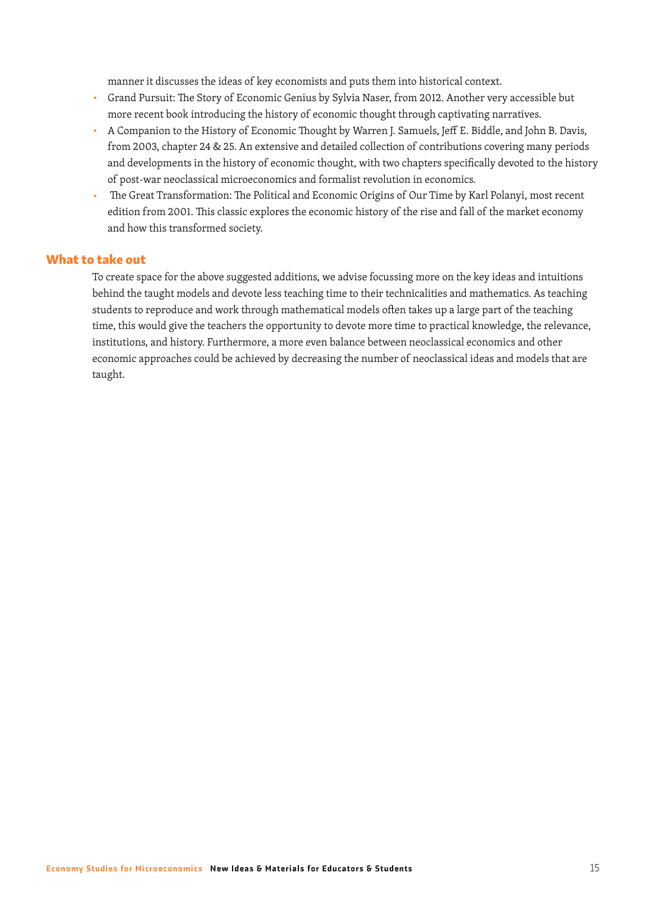manner it discusses the ideas of key economists and puts them into historical context.

- Grand Pursuit: The Story of Economic Genius by Sylvia Naser, from 2012. Another very accessible but more recent book introducing the history of economic thought through captivating narratives.
- A Companion to the History of Economic Thought by Warren J. Samuels, Jeff E. Biddle, and John B. Davis, from 2003, chapter 24 & 25. An extensive and detailed collection of contributions covering many periods and developments in the history of economic thought, with two chapters specifically devoted to the history of post-war neoclassical microeconomics and formalist revolution in economics.
- The Great Transformation: The Political and Economic Origins of Our Time by Karl Polanyi, most recent edition from 2001. This classic explores the economic history of the rise and fall of the market economy and how this transformed society.

## What to take out

To create space for the above suggested additions, we advise focussing more on the key ideas and intuitions behind the taught models and devote less teaching time to their technicalities and mathematics. As teaching students to reproduce and work through mathematical models often takes up a large part of the teaching time, this would give the teachers the opportunity to devote more time to practical knowledge, the relevance, institutions, and history. Furthermore, a more even balance between neoclassical economics and other economic approaches could be achieved by decreasing the number of neoclassical ideas and models that are taught.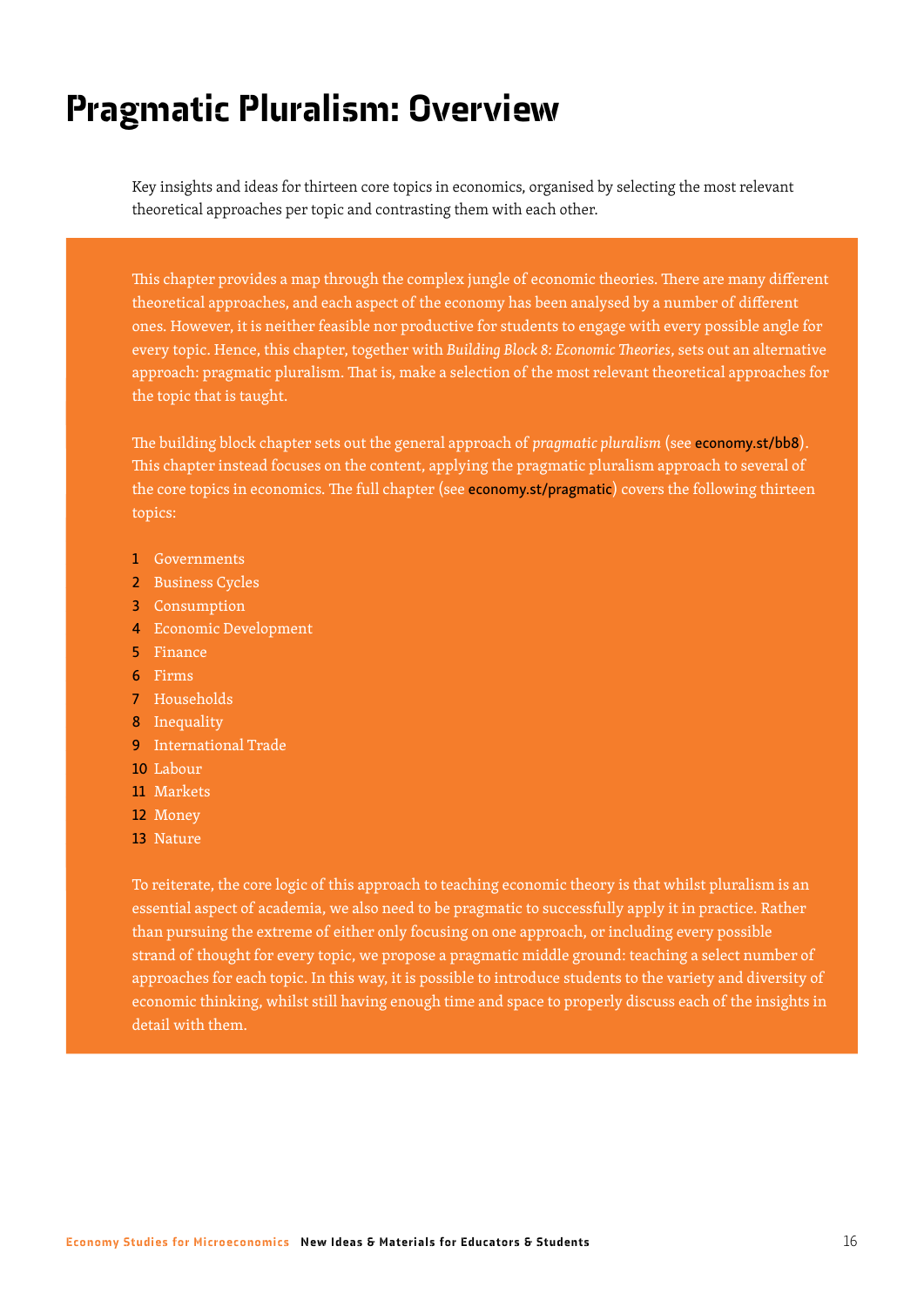# Pragmatic Pluralism: Overview

Key insights and ideas for thirteen core topics in economics, organised by selecting the most relevant theoretical approaches per topic and contrasting them with each other.

This chapter provides a map through the complex jungle of economic theories. There are many different theoretical approaches, and each aspect of the economy has been analysed by a number of different ones. However, it is neither feasible nor productive for students to engage with every possible angle for every topic. Hence, this chapter, together with *Building Block 8: Economic Theories*, sets out an alternative approach: pragmatic pluralism. That is, make a selection of the most relevant theoretical approaches for the topic that is taught.

The building block chapter sets out the general approach of *pragmatic pluralism* (see economy.st/bb8). This chapter instead focuses on the content, applying the pragmatic pluralism approach to several of the core topics in economics. The full chapter (see economy.st/pragmatic) covers the following thirteen topics:

1. Governments
2. Business Cycles
3. Consumption
4. Economic Development
5. Finance
6. Firms
7. Households
8. Inequality
9. International Trade
10. Labour
11. Markets
12. Money
13. Nature

To reiterate, the core logic of this approach to teaching economic theory is that whilst pluralism is an essential aspect of academia, we also need to be pragmatic to successfully apply it in practice. Rather than pursuing the extreme of either only focusing on one approach, or including every possible strand of thought for every topic, we propose a pragmatic middle ground: teaching a select number of approaches for each topic. In this way, it is possible to introduce students to the variety and diversity of economic thinking, whilst still having enough time and space to properly discuss each of the insights in detail with them.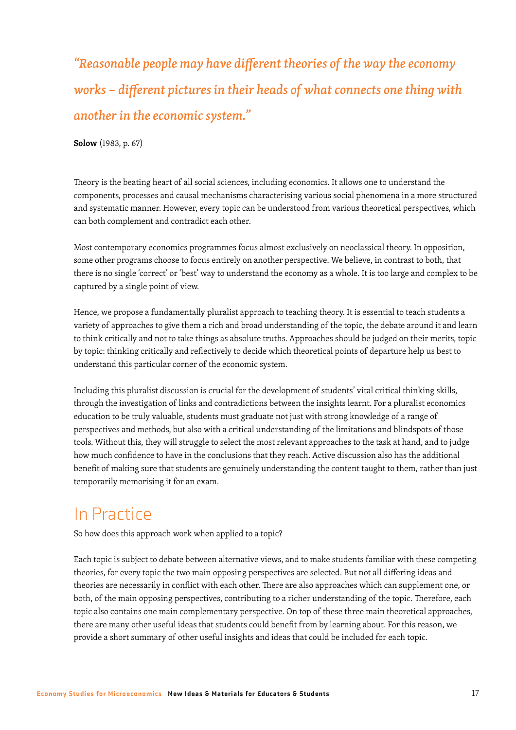*"Reasonable people may have different theories of the way the economy works – different pictures in their heads of what connects one thing with another in the economic system."*

**Solow** (1983, p. 67)

Theory is the beating heart of all social sciences, including economics. It allows one to understand the components, processes and causal mechanisms characterising various social phenomena in a more structured and systematic manner. However, every topic can be understood from various theoretical perspectives, which can both complement and contradict each other.

Most contemporary economics programmes focus almost exclusively on neoclassical theory. In opposition, some other programs choose to focus entirely on another perspective. We believe, in contrast to both, that there is no single 'correct' or 'best' way to understand the economy as a whole. It is too large and complex to be captured by a single point of view.

Hence, we propose a fundamentally pluralist approach to teaching theory. It is essential to teach students a variety of approaches to give them a rich and broad understanding of the topic, the debate around it and learn to think critically and not to take things as absolute truths. Approaches should be judged on their merits, topic by topic: thinking critically and reflectively to decide which theoretical points of departure help us best to understand this particular corner of the economic system.

Including this pluralist discussion is crucial for the development of students' vital critical thinking skills, through the investigation of links and contradictions between the insights learnt. For a pluralist economics education to be truly valuable, students must graduate not just with strong knowledge of a range of perspectives and methods, but also with a critical understanding of the limitations and blindspots of those tools. Without this, they will struggle to select the most relevant approaches to the task at hand, and to judge how much confidence to have in the conclusions that they reach. Active discussion also has the additional benefit of making sure that students are genuinely understanding the content taught to them, rather than just temporarily memorising it for an exam.

## In Practice

So how does this approach work when applied to a topic?

Each topic is subject to debate between alternative views, and to make students familiar with these competing theories, for every topic the two main opposing perspectives are selected. But not all differing ideas and theories are necessarily in conflict with each other. There are also approaches which can supplement one, or both, of the main opposing perspectives, contributing to a richer understanding of the topic. Therefore, each topic also contains one main complementary perspective. On top of these three main theoretical approaches, there are many other useful ideas that students could benefit from by learning about. For this reason, we provide a short summary of other useful insights and ideas that could be included for each topic.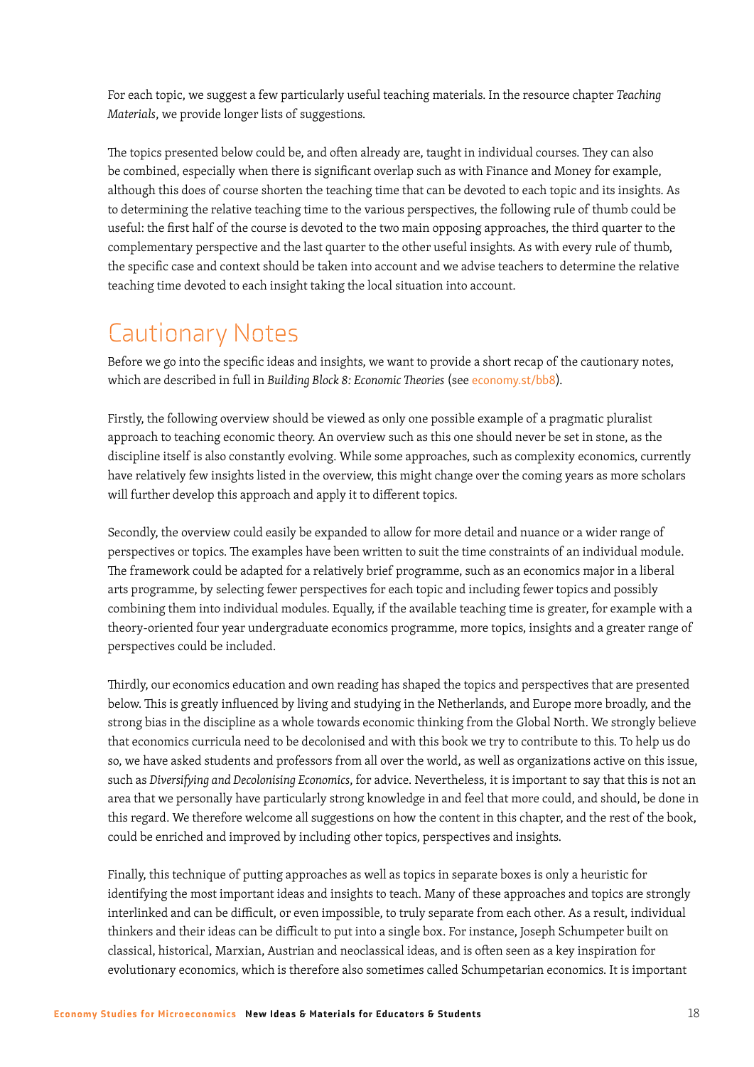For each topic, we suggest a few particularly useful teaching materials. In the resource chapter *Teaching Materials*, we provide longer lists of suggestions.

The topics presented below could be, and often already are, taught in individual courses. They can also be combined, especially when there is significant overlap such as with Finance and Money for example, although this does of course shorten the teaching time that can be devoted to each topic and its insights. As to determining the relative teaching time to the various perspectives, the following rule of thumb could be useful: the first half of the course is devoted to the two main opposing approaches, the third quarter to the complementary perspective and the last quarter to the other useful insights. As with every rule of thumb, the specific case and context should be taken into account and we advise teachers to determine the relative teaching time devoted to each insight taking the local situation into account.

## Cautionary Notes

Before we go into the specific ideas and insights, we want to provide a short recap of the cautionary notes, which are described in full in *Building Block 8: Economic Theories* (see economy.st/bb8).

Firstly, the following overview should be viewed as only one possible example of a pragmatic pluralist approach to teaching economic theory. An overview such as this one should never be set in stone, as the discipline itself is also constantly evolving. While some approaches, such as complexity economics, currently have relatively few insights listed in the overview, this might change over the coming years as more scholars will further develop this approach and apply it to different topics.

Secondly, the overview could easily be expanded to allow for more detail and nuance or a wider range of perspectives or topics. The examples have been written to suit the time constraints of an individual module. The framework could be adapted for a relatively brief programme, such as an economics major in a liberal arts programme, by selecting fewer perspectives for each topic and including fewer topics and possibly combining them into individual modules. Equally, if the available teaching time is greater, for example with a theory-oriented four year undergraduate economics programme, more topics, insights and a greater range of perspectives could be included.

Thirdly, our economics education and own reading has shaped the topics and perspectives that are presented below. This is greatly influenced by living and studying in the Netherlands, and Europe more broadly, and the strong bias in the discipline as a whole towards economic thinking from the Global North. We strongly believe that economics curricula need to be decolonised and with this book we try to contribute to this. To help us do so, we have asked students and professors from all over the world, as well as organizations active on this issue, such as *Diversifying and Decolonising Economics*, for advice. Nevertheless, it is important to say that this is not an area that we personally have particularly strong knowledge in and feel that more could, and should, be done in this regard. We therefore welcome all suggestions on how the content in this chapter, and the rest of the book, could be enriched and improved by including other topics, perspectives and insights.

Finally, this technique of putting approaches as well as topics in separate boxes is only a heuristic for identifying the most important ideas and insights to teach. Many of these approaches and topics are strongly interlinked and can be difficult, or even impossible, to truly separate from each other. As a result, individual thinkers and their ideas can be difficult to put into a single box. For instance, Joseph Schumpeter built on classical, historical, Marxian, Austrian and neoclassical ideas, and is often seen as a key inspiration for evolutionary economics, which is therefore also sometimes called Schumpetarian economics. It is important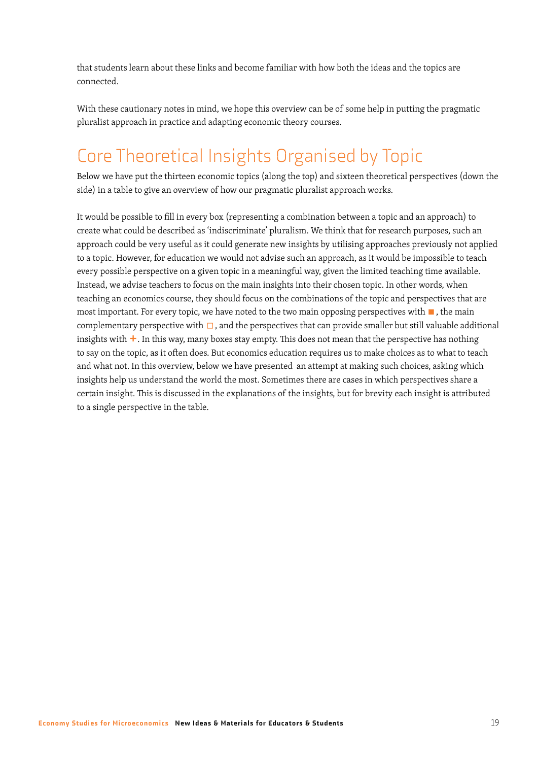that students learn about these links and become familiar with how both the ideas and the topics are connected.

With these cautionary notes in mind, we hope this overview can be of some help in putting the pragmatic pluralist approach in practice and adapting economic theory courses.

## Core Theoretical Insights Organised by Topic

Below we have put the thirteen economic topics (along the top) and sixteen theoretical perspectives (down the side) in a table to give an overview of how our pragmatic pluralist approach works.

It would be possible to fill in every box (representing a combination between a topic and an approach) to create what could be described as 'indiscriminate' pluralism. We think that for research purposes, such an approach could be very useful as it could generate new insights by utilising approaches previously not applied to a topic. However, for education we would not advise such an approach, as it would be impossible to teach every possible perspective on a given topic in a meaningful way, given the limited teaching time available. Instead, we advise teachers to focus on the main insights into their chosen topic. In other words, when teaching an economics course, they should focus on the combinations of the topic and perspectives that are most important. For every topic, we have noted to the two main opposing perspectives with ■, the main complementary perspective with □, and the perspectives that can provide smaller but still valuable additional insights with +. In this way, many boxes stay empty. This does not mean that the perspective has nothing to say on the topic, as it often does. But economics education requires us to make choices as to what to teach and what not. In this overview, below we have presented an attempt at making such choices, asking which insights help us understand the world the most. Sometimes there are cases in which perspectives share a certain insight. This is discussed in the explanations of the insights, but for brevity each insight is attributed to a single perspective in the table.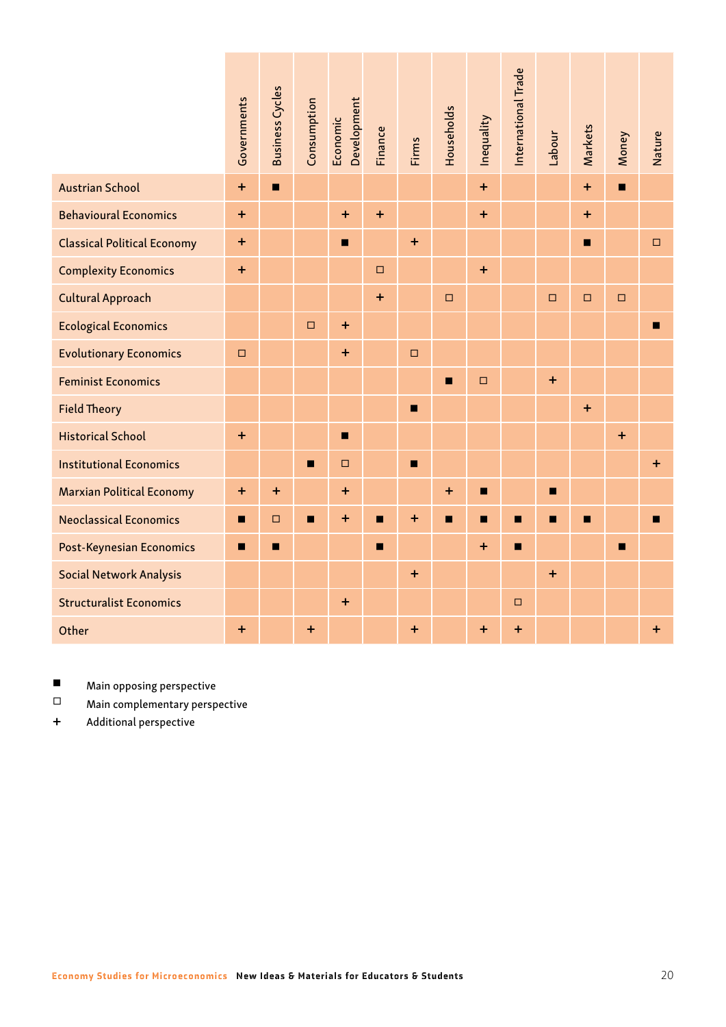| | Governments | Business Cycles | Consumption | Economic Development | Finance | Firms | Households | Inequality | International Trade | Labour | Markets | Money | Nature |
|---|---|---|---|---|---|---|---|---|---|---|---|---|---|
| Austrian School | + | ■ | | | | | | + | | | + | ■ | |
| Behavioural Economics | + | | | + | + | | | + | | | + | | |
| Classical Political Economy | + | | | ■ | | + | | | | | ■ | | □ |
| Complexity Economics | + | | | | □ | | | + | | | | | |
| Cultural Approach | | | | | + | | □ | | | □ | □ | □ | |
| Ecological Economics | | | □ | + | | | | | | | | | ■ |
| Evolutionary Economics | □ | | | + | | □ | | | | | | | |
| Feminist Economics | | | | | | | ■ | □ | | + | | | |
| Field Theory | | | | | | ■ | | | | | + | | |
| Historical School | + | | | ■ | | | | | | | | + | |
| Institutional Economics | | | ■ | □ | | ■ | | | | | | | + |
| Marxian Political Economy | + | + | | + | | | + | ■ | | ■ | | | |
| Neoclassical Economics | ■ | □ | ■ | + | ■ | + | ■ | ■ | ■ | ■ | ■ | | ■ |
| Post-Keynesian Economics | ■ | ■ | | | ■ | | | + | ■ | | | ■ | |
| Social Network Analysis | | | | | | + | | | | + | | | |
| Structuralist Economics | | | | + | | | | | □ | | | | |
| Other | + | | + | | | + | | + | + | | | | + |

■ Main opposing perspective

□ Main complementary perspective

+ Additional perspective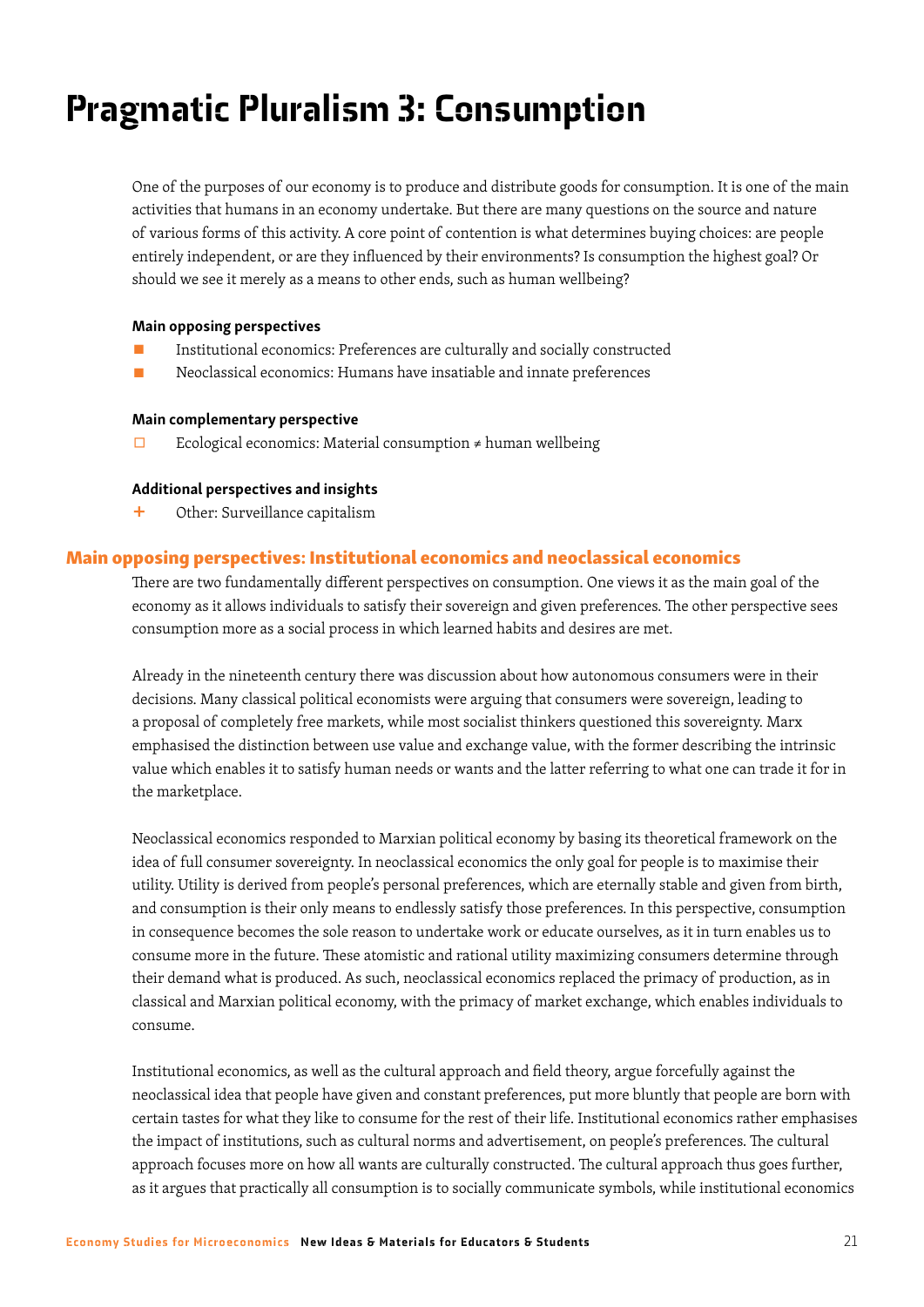# Pragmatic Pluralism 3: Consumption

One of the purposes of our economy is to produce and distribute goods for consumption. It is one of the main activities that humans in an economy undertake. But there are many questions on the source and nature of various forms of this activity. A core point of contention is what determines buying choices: are people entirely independent, or are they influenced by their environments? Is consumption the highest goal? Or should we see it merely as a means to other ends, such as human wellbeing?

**Main opposing perspectives**

- Institutional economics: Preferences are culturally and socially constructed
- Neoclassical economics: Humans have insatiable and innate preferences

**Main complementary perspective**

- Ecological economics: Material consumption ≠ human wellbeing

**Additional perspectives and insights**

- Other: Surveillance capitalism

## Main opposing perspectives: Institutional economics and neoclassical economics

There are two fundamentally different perspectives on consumption. One views it as the main goal of the economy as it allows individuals to satisfy their sovereign and given preferences. The other perspective sees consumption more as a social process in which learned habits and desires are met.

Already in the nineteenth century there was discussion about how autonomous consumers were in their decisions. Many classical political economists were arguing that consumers were sovereign, leading to a proposal of completely free markets, while most socialist thinkers questioned this sovereignty. Marx emphasised the distinction between use value and exchange value, with the former describing the intrinsic value which enables it to satisfy human needs or wants and the latter referring to what one can trade it for in the marketplace.

Neoclassical economics responded to Marxian political economy by basing its theoretical framework on the idea of full consumer sovereignty. In neoclassical economics the only goal for people is to maximise their utility. Utility is derived from people's personal preferences, which are eternally stable and given from birth, and consumption is their only means to endlessly satisfy those preferences. In this perspective, consumption in consequence becomes the sole reason to undertake work or educate ourselves, as it in turn enables us to consume more in the future. These atomistic and rational utility maximizing consumers determine through their demand what is produced. As such, neoclassical economics replaced the primacy of production, as in classical and Marxian political economy, with the primacy of market exchange, which enables individuals to consume.

Institutional economics, as well as the cultural approach and field theory, argue forcefully against the neoclassical idea that people have given and constant preferences, put more bluntly that people are born with certain tastes for what they like to consume for the rest of their life. Institutional economics rather emphasises the impact of institutions, such as cultural norms and advertisement, on people's preferences. The cultural approach focuses more on how all wants are culturally constructed. The cultural approach thus goes further, as it argues that practically all consumption is to socially communicate symbols, while institutional economics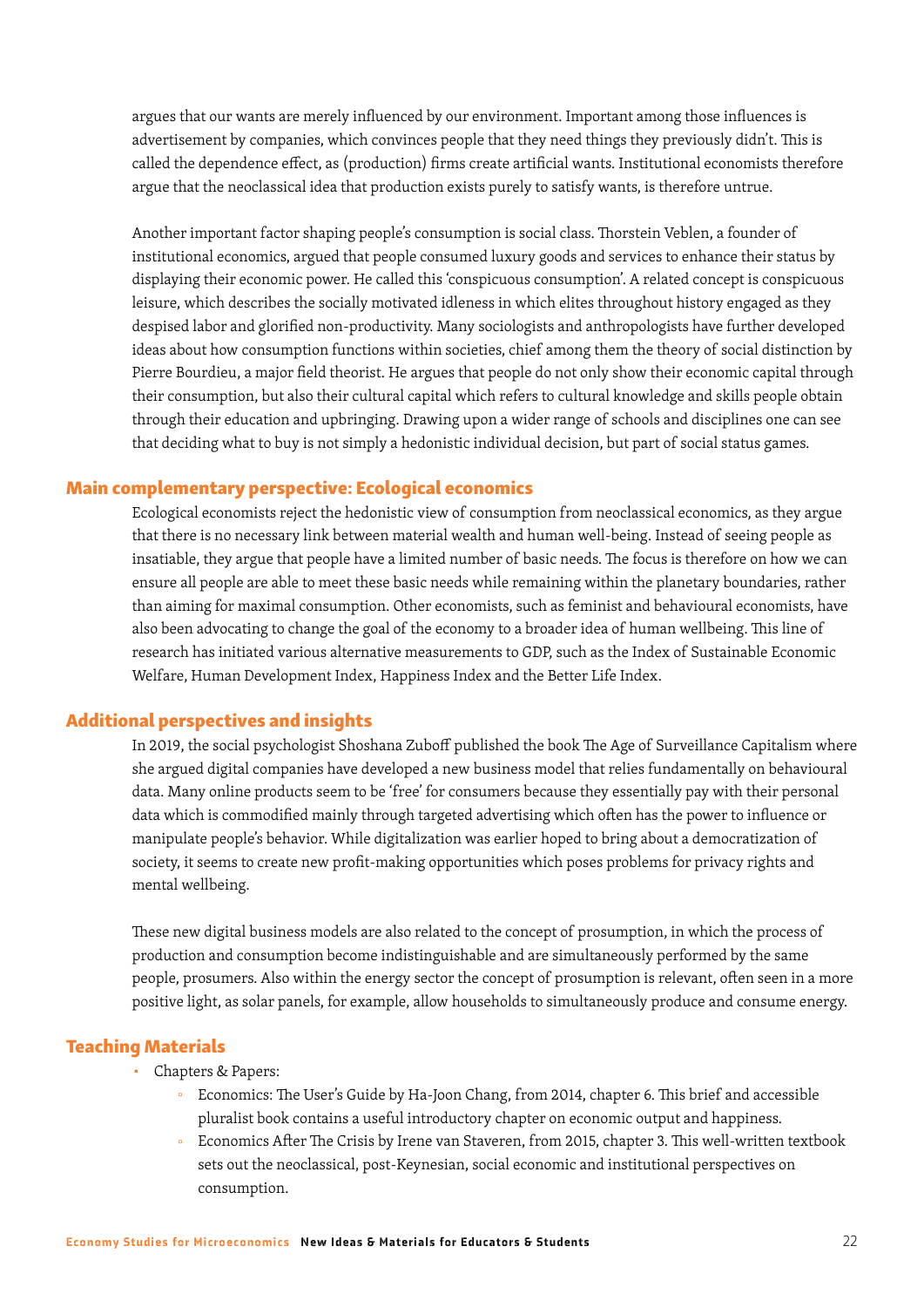argues that our wants are merely influenced by our environment. Important among those influences is advertisement by companies, which convinces people that they need things they previously didn't. This is called the dependence effect, as (production) firms create artificial wants. Institutional economists therefore argue that the neoclassical idea that production exists purely to satisfy wants, is therefore untrue.

Another important factor shaping people's consumption is social class. Thorstein Veblen, a founder of institutional economics, argued that people consumed luxury goods and services to enhance their status by displaying their economic power. He called this 'conspicuous consumption'. A related concept is conspicuous leisure, which describes the socially motivated idleness in which elites throughout history engaged as they despised labor and glorified non-productivity. Many sociologists and anthropologists have further developed ideas about how consumption functions within societies, chief among them the theory of social distinction by Pierre Bourdieu, a major field theorist. He argues that people do not only show their economic capital through their consumption, but also their cultural capital which refers to cultural knowledge and skills people obtain through their education and upbringing. Drawing upon a wider range of schools and disciplines one can see that deciding what to buy is not simply a hedonistic individual decision, but part of social status games.

## Main complementary perspective: Ecological economics

Ecological economists reject the hedonistic view of consumption from neoclassical economics, as they argue that there is no necessary link between material wealth and human well-being. Instead of seeing people as insatiable, they argue that people have a limited number of basic needs. The focus is therefore on how we can ensure all people are able to meet these basic needs while remaining within the planetary boundaries, rather than aiming for maximal consumption. Other economists, such as feminist and behavioural economists, have also been advocating to change the goal of the economy to a broader idea of human wellbeing. This line of research has initiated various alternative measurements to GDP, such as the Index of Sustainable Economic Welfare, Human Development Index, Happiness Index and the Better Life Index.

## Additional perspectives and insights

In 2019, the social psychologist Shoshana Zuboff published the book The Age of Surveillance Capitalism where she argued digital companies have developed a new business model that relies fundamentally on behavioural data. Many online products seem to be 'free' for consumers because they essentially pay with their personal data which is commodified mainly through targeted advertising which often has the power to influence or manipulate people's behavior. While digitalization was earlier hoped to bring about a democratization of society, it seems to create new profit-making opportunities which poses problems for privacy rights and mental wellbeing.

These new digital business models are also related to the concept of prosumption, in which the process of production and consumption become indistinguishable and are simultaneously performed by the same people, prosumers. Also within the energy sector the concept of prosumption is relevant, often seen in a more positive light, as solar panels, for example, allow households to simultaneously produce and consume energy.

## Teaching Materials

- Chapters & Papers:
  - Economics: The User's Guide by Ha-Joon Chang, from 2014, chapter 6. This brief and accessible pluralist book contains a useful introductory chapter on economic output and happiness.
  - Economics After The Crisis by Irene van Staveren, from 2015, chapter 3. This well-written textbook sets out the neoclassical, post-Keynesian, social economic and institutional perspectives on consumption.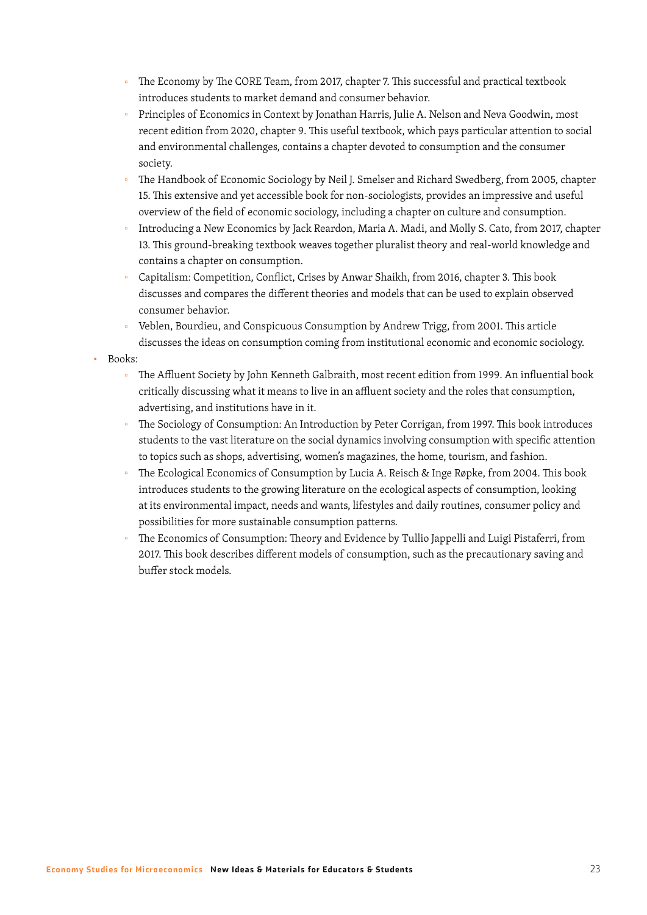- The Economy by The CORE Team, from 2017, chapter 7. This successful and practical textbook introduces students to market demand and consumer behavior.
  - Principles of Economics in Context by Jonathan Harris, Julie A. Nelson and Neva Goodwin, most recent edition from 2020, chapter 9. This useful textbook, which pays particular attention to social and environmental challenges, contains a chapter devoted to consumption and the consumer society.
  - The Handbook of Economic Sociology by Neil J. Smelser and Richard Swedberg, from 2005, chapter 15. This extensive and yet accessible book for non-sociologists, provides an impressive and useful overview of the field of economic sociology, including a chapter on culture and consumption.
  - Introducing a New Economics by Jack Reardon, Maria A. Madi, and Molly S. Cato, from 2017, chapter 13. This ground-breaking textbook weaves together pluralist theory and real-world knowledge and contains a chapter on consumption.
  - Capitalism: Competition, Conflict, Crises by Anwar Shaikh, from 2016, chapter 3. This book discusses and compares the different theories and models that can be used to explain observed consumer behavior.
  - Veblen, Bourdieu, and Conspicuous Consumption by Andrew Trigg, from 2001. This article discusses the ideas on consumption coming from institutional economic and economic sociology.
- Books:
  - The Affluent Society by John Kenneth Galbraith, most recent edition from 1999. An influential book critically discussing what it means to live in an affluent society and the roles that consumption, advertising, and institutions have in it.
  - The Sociology of Consumption: An Introduction by Peter Corrigan, from 1997. This book introduces students to the vast literature on the social dynamics involving consumption with specific attention to topics such as shops, advertising, women's magazines, the home, tourism, and fashion.
  - The Ecological Economics of Consumption by Lucia A. Reisch & Inge Røpke, from 2004. This book introduces students to the growing literature on the ecological aspects of consumption, looking at its environmental impact, needs and wants, lifestyles and daily routines, consumer policy and possibilities for more sustainable consumption patterns.
  - The Economics of Consumption: Theory and Evidence by Tullio Jappelli and Luigi Pistaferri, from 2017. This book describes different models of consumption, such as the precautionary saving and buffer stock models.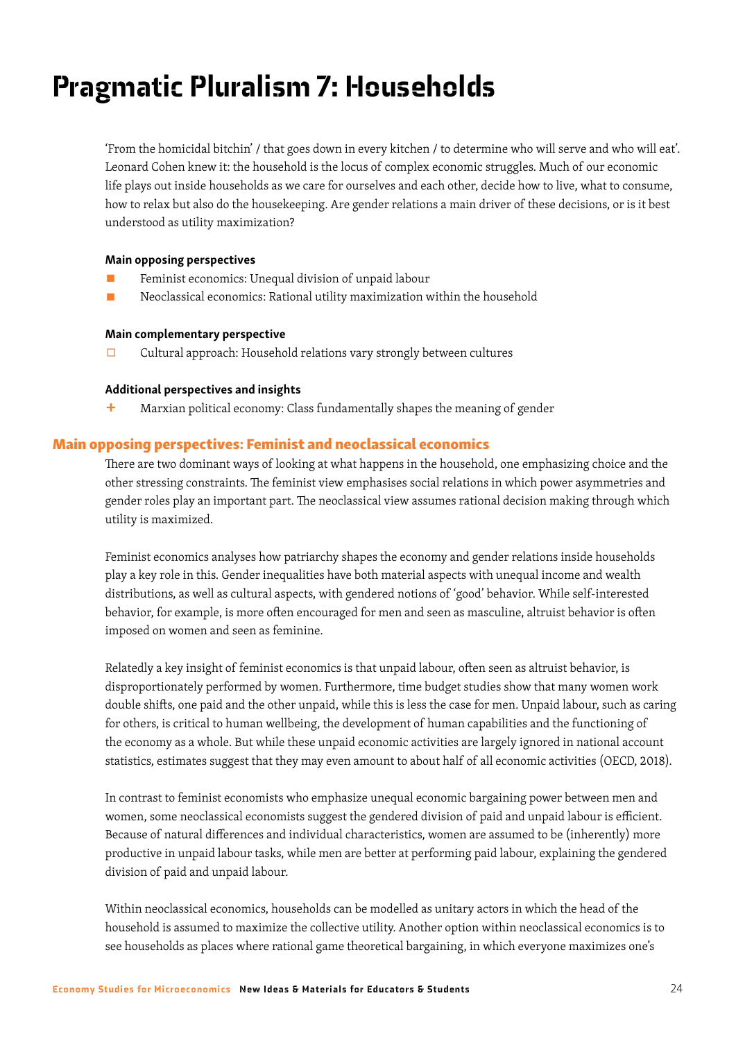# Pragmatic Pluralism 7: Households

'From the homicidal bitchin' / that goes down in every kitchen / to determine who will serve and who will eat'. Leonard Cohen knew it: the household is the locus of complex economic struggles. Much of our economic life plays out inside households as we care for ourselves and each other, decide how to live, what to consume, how to relax but also do the housekeeping. Are gender relations a main driver of these decisions, or is it best understood as utility maximization?

**Main opposing perspectives**

- Feminist economics: Unequal division of unpaid labour
- Neoclassical economics: Rational utility maximization within the household

**Main complementary perspective**

- Cultural approach: Household relations vary strongly between cultures

**Additional perspectives and insights**

- Marxian political economy: Class fundamentally shapes the meaning of gender

## Main opposing perspectives: Feminist and neoclassical economics

There are two dominant ways of looking at what happens in the household, one emphasizing choice and the other stressing constraints. The feminist view emphasises social relations in which power asymmetries and gender roles play an important part. The neoclassical view assumes rational decision making through which utility is maximized.

Feminist economics analyses how patriarchy shapes the economy and gender relations inside households play a key role in this. Gender inequalities have both material aspects with unequal income and wealth distributions, as well as cultural aspects, with gendered notions of 'good' behavior. While self-interested behavior, for example, is more often encouraged for men and seen as masculine, altruist behavior is often imposed on women and seen as feminine.

Relatedly a key insight of feminist economics is that unpaid labour, often seen as altruist behavior, is disproportionately performed by women. Furthermore, time budget studies show that many women work double shifts, one paid and the other unpaid, while this is less the case for men. Unpaid labour, such as caring for others, is critical to human wellbeing, the development of human capabilities and the functioning of the economy as a whole. But while these unpaid economic activities are largely ignored in national statistics, estimates suggest that they may even amount to about half of all economic activities (OECD, 2018).

In contrast to feminist economists who emphasize unequal economic bargaining power between men and women, some neoclassical economists suggest the gendered division of paid and unpaid labour is efficient. Because of natural differences and individual characteristics, women are assumed to be (inherently) more productive in unpaid labour tasks, while men are better at performing paid labour, explaining the gendered division of paid and unpaid labour.

Within neoclassical economics, households can be modelled as unitary actors in which the head of the household is assumed to maximize the collective utility. Another option within neoclassical economics is to see households as places where rational game theoretical bargaining, in which everyone maximizes one's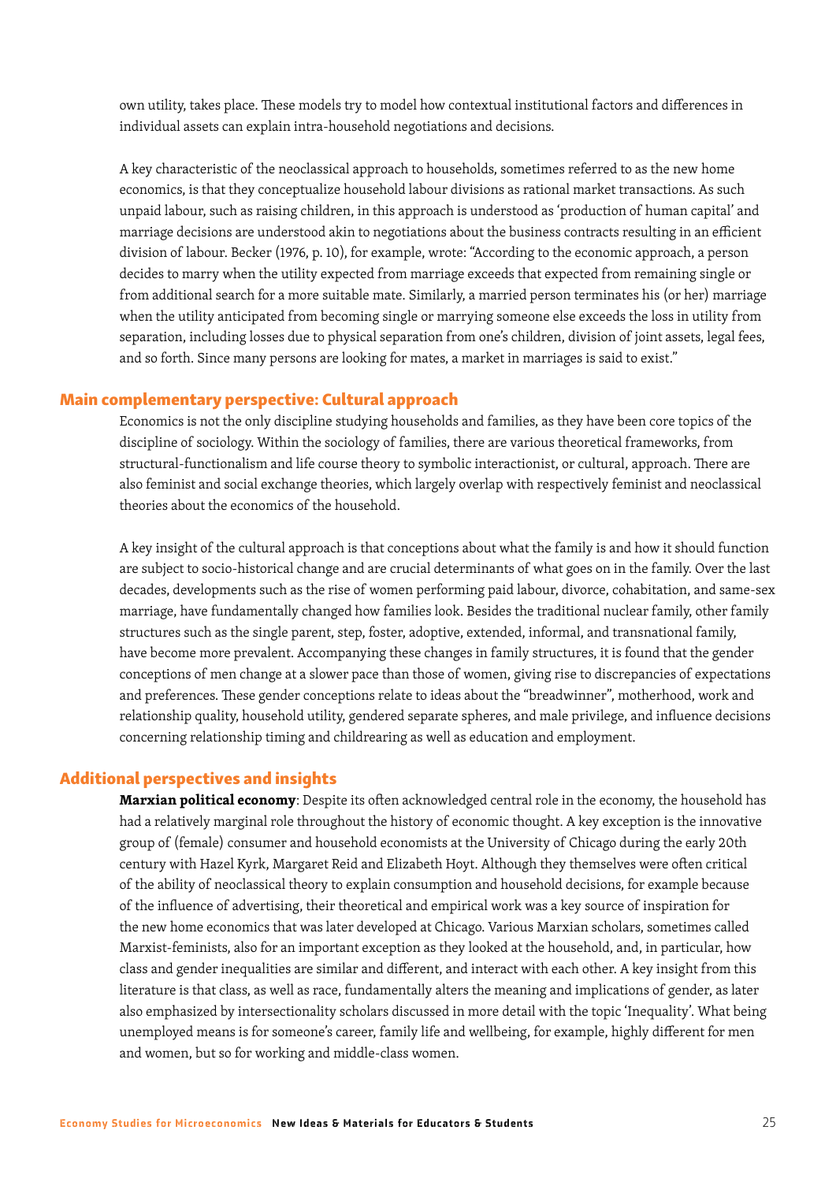own utility, takes place. These models try to model how contextual institutional factors and differences in individual assets can explain intra-household negotiations and decisions.

A key characteristic of the neoclassical approach to households, sometimes referred to as the new home economics, is that they conceptualize household labour divisions as rational market transactions. As such unpaid labour, such as raising children, in this approach is understood as 'production of human capital' and marriage decisions are understood akin to negotiations about the business contracts resulting in an efficient division of labour. Becker (1976, p. 10), for example, wrote: "According to the economic approach, a person decides to marry when the utility expected from marriage exceeds that expected from remaining single or from additional search for a more suitable mate. Similarly, a married person terminates his (or her) marriage when the utility anticipated from becoming single or marrying someone else exceeds the loss in utility from separation, including losses due to physical separation from one's children, division of joint assets, legal fees, and so forth. Since many persons are looking for mates, a market in marriages is said to exist."

## Main complementary perspective: Cultural approach

Economics is not the only discipline studying households and families, as they have been core topics of the discipline of sociology. Within the sociology of families, there are various theoretical frameworks, from structural-functionalism and life course theory to symbolic interactionist, or cultural, approach. There are also feminist and social exchange theories, which largely overlap with respectively feminist and neoclassical theories about the economics of the household.

A key insight of the cultural approach is that conceptions about what the family is and how it should function are subject to socio-historical change and are crucial determinants of what goes on in the family. Over the last decades, developments such as the rise of women performing paid labour, divorce, cohabitation, and same-sex marriage, have fundamentally changed how families look. Besides the traditional nuclear family, other family structures such as the single parent, step, foster, adoptive, extended, informal, and transnational family, have become more prevalent. Accompanying these changes in family structures, it is found that the gender conceptions of men change at a slower pace than those of women, giving rise to discrepancies of expectations and preferences. These gender conceptions relate to ideas about the "breadwinner", motherhood, work and relationship quality, household utility, gendered separate spheres, and male privilege, and influence decisions concerning relationship timing and childrearing as well as education and employment.

## Additional perspectives and insights

**Marxian political economy**: Despite its often acknowledged central role in the economy, the household has had a relatively marginal role throughout the history of economic thought. A key exception is the innovative group of (female) consumer and household economists at the University of Chicago during the early 20th century with Hazel Kyrk, Margaret Reid and Elizabeth Hoyt. Although they themselves were often critical of the ability of neoclassical theory to explain consumption and household decisions, for example because of the influence of advertising, their theoretical and empirical work was a key source of inspiration for the new home economics that was later developed at Chicago. Various Marxian scholars, sometimes called Marxist-feminists, also for an important exception as they looked at the household, and, in particular, how class and gender inequalities are similar and different, and interact with each other. A key insight from this literature is that class, as well as race, fundamentally alters the meaning and implications of gender, as later also emphasized by intersectionality scholars discussed in more detail with the topic 'Inequality'. What being unemployed means is for someone's career, family life and wellbeing, for example, highly different for men and women, but so for working and middle-class women.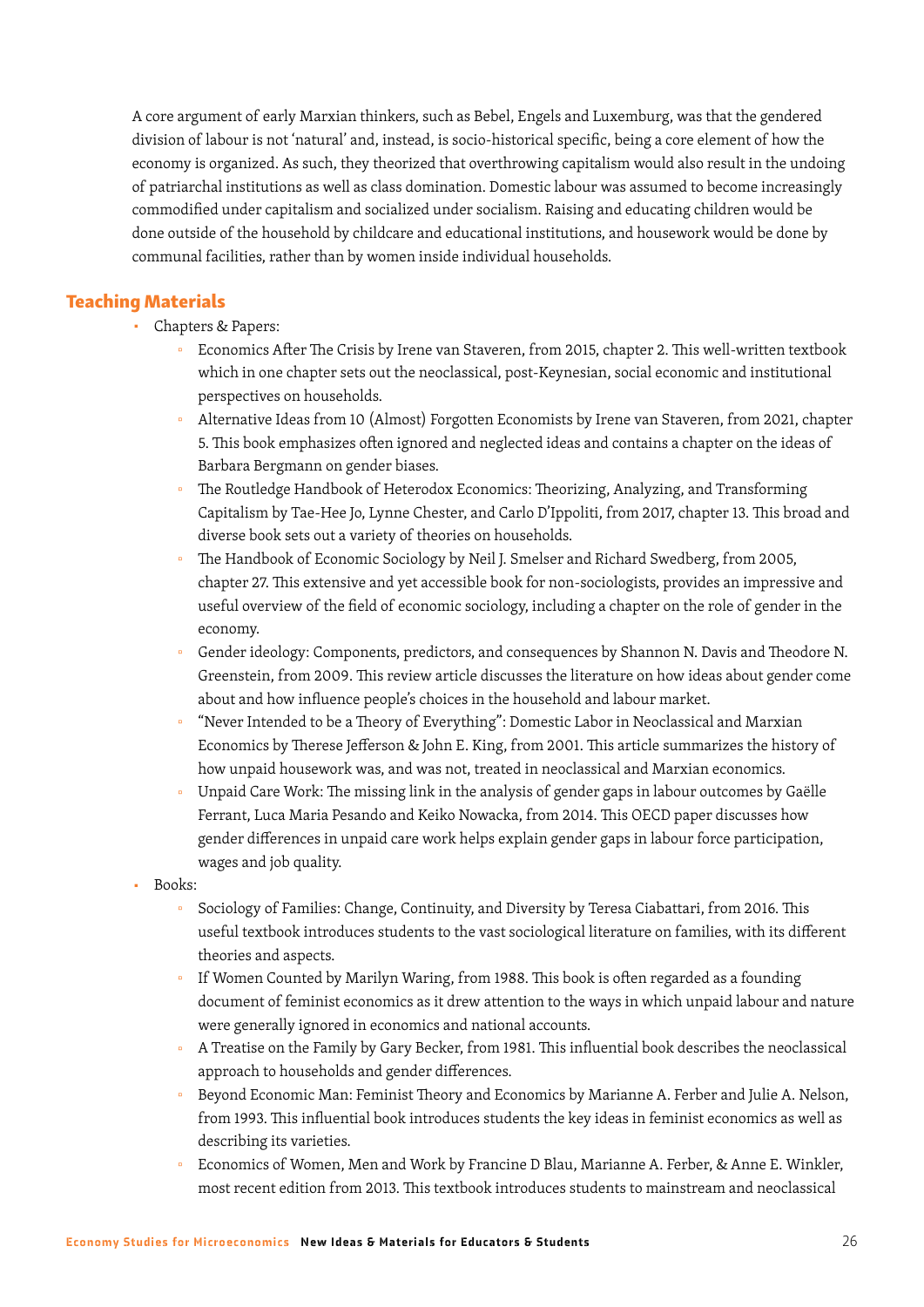A core argument of early Marxian thinkers, such as Bebel, Engels and Luxemburg, was that the gendered division of labour is not 'natural' and, instead, is socio-historical specific, being a core element of how the economy is organized. As such, they theorized that overthrowing capitalism would also result in the undoing of patriarchal institutions as well as class domination. Domestic labour was assumed to become increasingly commodified under capitalism and socialized under socialism. Raising and educating children would be done outside of the household by childcare and educational institutions, and housework would be done by communal facilities, rather than by women inside individual households.

## Teaching Materials

- Chapters & Papers:
  - Economics After The Crisis by Irene van Staveren, from 2015, chapter 2. This well-written textbook which in one chapter sets out the neoclassical, post-Keynesian, social economic and institutional perspectives on households.
  - Alternative Ideas from 10 (Almost) Forgotten Economists by Irene van Staveren, from 2021, chapter 5. This book emphasizes often ignored and neglected ideas and contains a chapter on the ideas of Barbara Bergmann on gender biases.
  - The Routledge Handbook of Heterodox Economics: Theorizing, Analyzing, and Transforming Capitalism by Tae-Hee Jo, Lynne Chester, and Carlo D'Ippoliti, from 2017, chapter 13. This broad and diverse book sets out a variety of theories on households.
  - The Handbook of Economic Sociology by Neil J. Smelser and Richard Swedberg, from 2005, chapter 27. This extensive and yet accessible book for non-sociologists, provides an impressive and useful overview of the field of economic sociology, including a chapter on the role of gender in the economy.
  - Gender ideology: Components, predictors, and consequences by Shannon N. Davis and Theodore N. Greenstein, from 2009. This review article discusses the literature on how ideas about gender come about and how influence people's choices in the household and labour market.
  - "Never Intended to be a Theory of Everything": Domestic Labor in Neoclassical and Marxian Economics by Therese Jefferson & John E. King, from 2001. This article summarizes the history of how unpaid housework was, and was not, treated in neoclassical and Marxian economics.
  - Unpaid Care Work: The missing link in the analysis of gender gaps in labour outcomes by Gaëlle Ferrant, Luca Maria Pesando and Keiko Nowacka, from 2014. This OECD paper discusses how gender differences in unpaid care work helps explain gender gaps in labour force participation, wages and job quality.
- Books:
  - Sociology of Families: Change, Continuity, and Diversity by Teresa Ciabattari, from 2016. This useful textbook introduces students to the vast sociological literature on families, with its different theories and aspects.
  - If Women Counted by Marilyn Waring, from 1988. This book is often regarded as a founding document of feminist economics as it drew attention to the ways in which unpaid labour and nature were generally ignored in economics and national accounts.
  - A Treatise on the Family by Gary Becker, from 1981. This influential book describes the neoclassical approach to households and gender differences.
  - Beyond Economic Man: Feminist Theory and Economics by Marianne A. Ferber and Julie A. Nelson, from 1993. This influential book introduces students the key ideas in feminist economics as well as describing its varieties.
  - Economics of Women, Men and Work by Francine D Blau, Marianne A. Ferber, & Anne E. Winkler, most recent edition from 2013. This textbook introduces students to mainstream and neoclassical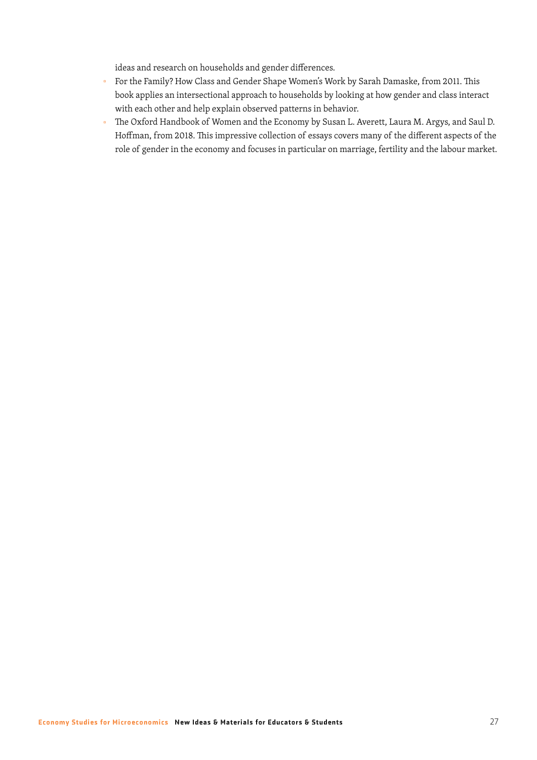ideas and research on households and gender differences.

- For the Family? How Class and Gender Shape Women's Work by Sarah Damaske, from 2011. This book applies an intersectional approach to households by looking at how gender and class interact with each other and help explain observed patterns in behavior.
- The Oxford Handbook of Women and the Economy by Susan L. Averett, Laura M. Argys, and Saul D. Hoffman, from 2018. This impressive collection of essays covers many of the different aspects of the role of gender in the economy and focuses in particular on marriage, fertility and the labour market.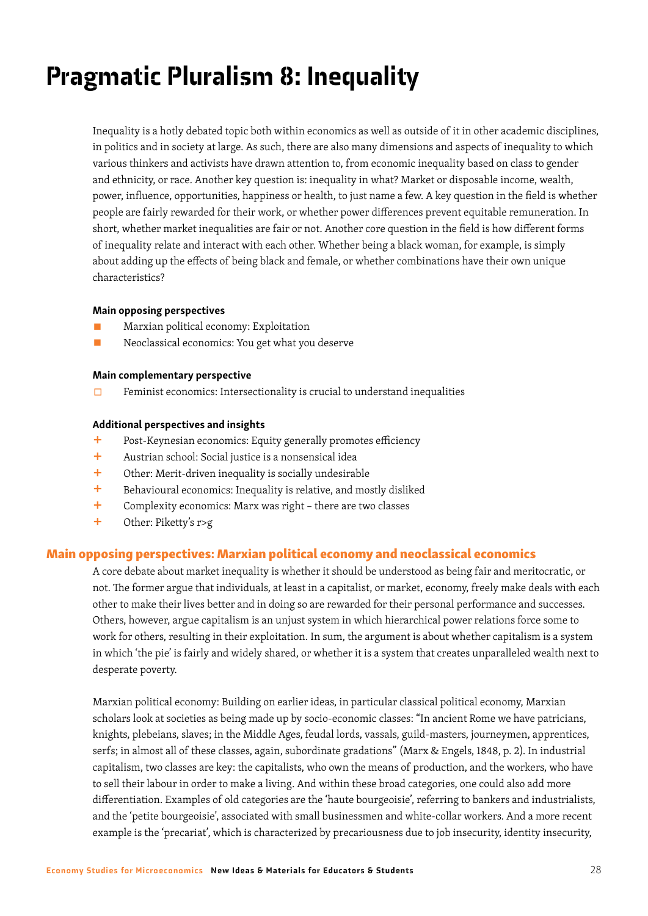# Pragmatic Pluralism 8: Inequality

Inequality is a hotly debated topic both within economics as well as outside of it in other academic disciplines, in politics and in society at large. As such, there are also many dimensions and aspects of inequality to which various thinkers and activists have drawn attention to, from economic inequality based on class to gender and ethnicity, or race. Another key question is: inequality in what? Market or disposable income, wealth, power, influence, opportunities, happiness or health, to just name a few. A key question in the field is whether people are fairly rewarded for their work, or whether power differences prevent equitable remuneration. In short, whether market inequalities are fair or not. Another core question in the field is how different forms of inequality relate and interact with each other. Whether being a black woman, for example, is simply about adding up the effects of being black and female, or whether combinations have their own unique characteristics?

**Main opposing perspectives**

- Marxian political economy: Exploitation
- Neoclassical economics: You get what you deserve

**Main complementary perspective**

- Feminist economics: Intersectionality is crucial to understand inequalities

**Additional perspectives and insights**

- Post-Keynesian economics: Equity generally promotes efficiency
- Austrian school: Social justice is a nonsensical idea
- Other: Merit-driven inequality is socially undesirable
- Behavioural economics: Inequality is relative, and mostly disliked
- Complexity economics: Marx was right – there are two classes
- Other: Piketty's r>g

## Main opposing perspectives: Marxian political economy and neoclassical economics

A core debate about market inequality is whether it should be understood as being fair and meritocratic, or not. The former argue that individuals, at least in a capitalist, or market, economy, freely make deals with each other to make their lives better and in doing so are rewarded for their personal performance and successes. Others, however, argue capitalism is an unjust system in which hierarchical power relations force some to work for others, resulting in their exploitation. In sum, the argument is about whether capitalism is a system in which 'the pie' is fairly and widely shared, or whether it is a system that creates unparalleled wealth next to desperate poverty.

Marxian political economy: Building on earlier ideas, in particular classical political economy, Marxian scholars look at societies as being made up by socio-economic classes: "In ancient Rome we have patricians, knights, plebeians, slaves; in the Middle Ages, feudal lords, vassals, guild-masters, journeymen, apprentices, serfs; in almost all of these classes, again, subordinate gradations" (Marx & Engels, 1848, p. 2). In industrial capitalism, two classes are key: the capitalists, who own the means of production, and the workers, who have to sell their labour in order to make a living. And within these broad categories, one could also add more differentiation. Examples of old categories are the 'haute bourgeoisie', referring to bankers and industrialists, and the 'petite bourgeoisie', associated with small businessmen and white-collar workers. And a more recent example is the 'precariat', which is characterized by precariousness due to job insecurity, identity insecurity,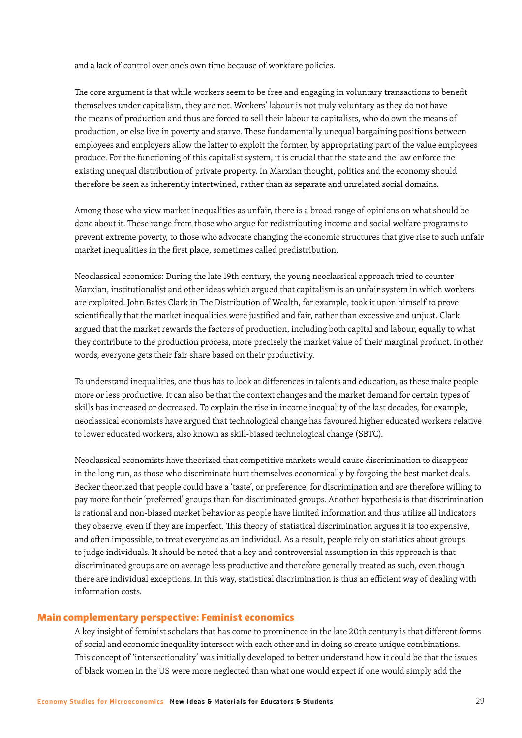and a lack of control over one's own time because of workfare policies.

The core argument is that while workers seem to be free and engaging in voluntary transactions to benefit themselves under capitalism, they are not. Workers' labour is not truly voluntary as they do not have the means of production and thus are forced to sell their labour to capitalists, who do own the means of production, or else live in poverty and starve. These fundamentally unequal bargaining positions between employees and employers allow the latter to exploit the former, by appropriating part of the value employees produce. For the functioning of this capitalist system, it is crucial that the state and the law enforce the existing unequal distribution of private property. In Marxian thought, politics and the economy should therefore be seen as inherently intertwined, rather than as separate and unrelated social domains.

Among those who view market inequalities as unfair, there is a broad range of opinions on what should be done about it. These range from those who argue for redistributing income and social welfare programs to prevent extreme poverty, to those who advocate changing the economic structures that give rise to such unfair market inequalities in the first place, sometimes called predistribution.

Neoclassical economics: During the late 19th century, the young neoclassical approach tried to counter Marxian, institutionalist and other ideas which argued that capitalism is an unfair system in which workers are exploited. John Bates Clark in The Distribution of Wealth, for example, took it upon himself to prove scientifically that the market inequalities were justified and fair, rather than excessive and unjust. Clark argued that the market rewards the factors of production, including both capital and labour, equally to what they contribute to the production process, more precisely the market value of their marginal product. In other words, everyone gets their fair share based on their productivity.

To understand inequalities, one thus has to look at differences in talents and education, as these make people more or less productive. It can also be that the context changes and the market demand for certain types of skills has increased or decreased. To explain the rise in income inequality of the last decades, for example, neoclassical economists have argued that technological change has favoured higher educated workers relative to lower educated workers, also known as skill-biased technological change (SBTC).

Neoclassical economists have theorized that competitive markets would cause discrimination to disappear in the long run, as those who discriminate hurt themselves economically by forgoing the best market deals. Becker theorized that people could have a 'taste', or preference, for discrimination and are therefore willing to pay more for their 'preferred' groups than for discriminated groups. Another hypothesis is that discrimination is rational and non-biased market behavior as people have limited information and thus utilize all indicators they observe, even if they are imperfect. This theory of statistical discrimination argues it is too expensive, and often impossible, to treat everyone as an individual. As a result, people rely on statistics about groups to judge individuals. It should be noted that a key and controversial assumption in this approach is that discriminated groups are on average less productive and therefore generally treated as such, even though there are individual exceptions. In this way, statistical discrimination is thus an efficient way of dealing with information costs.

## Main complementary perspective: Feminist economics

A key insight of feminist scholars that has come to prominence in the late 20th century is that different forms of social and economic inequality intersect with each other and in doing so create unique combinations. This concept of 'intersectionality' was initially developed to better understand how it could be that the issues of black women in the US were more neglected than what one would expect if one would simply add the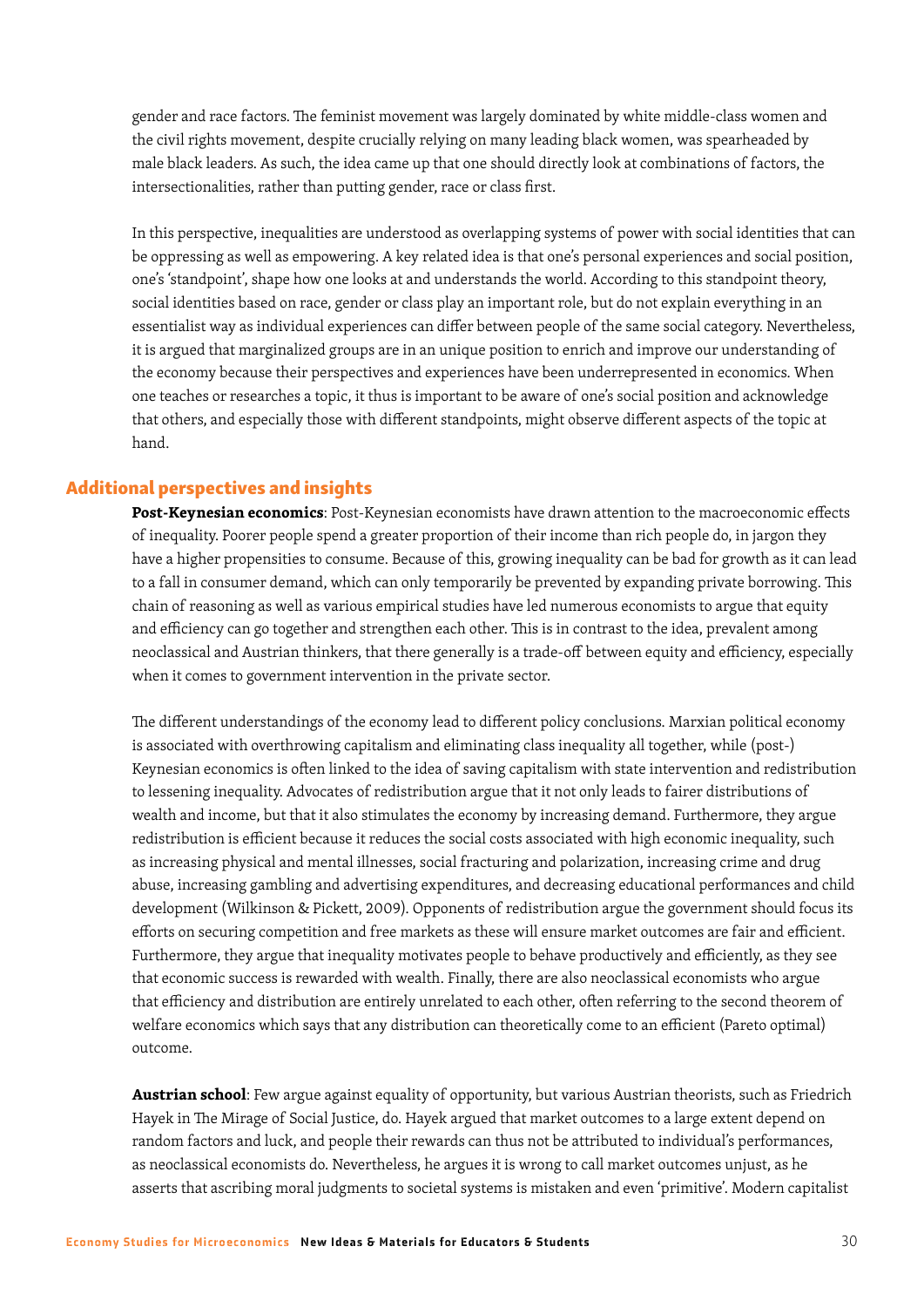gender and race factors. The feminist movement was largely dominated by white middle-class women and the civil rights movement, despite crucially relying on many leading black women, was spearheaded by male black leaders. As such, the idea came up that one should directly look at combinations of factors, the intersectionalities, rather than putting gender, race or class first.

In this perspective, inequalities are understood as overlapping systems of power with social identities that can be oppressing as well as empowering. A key related idea is that one's personal experiences and social position, one's 'standpoint', shape how one looks at and understands the world. According to this standpoint theory, social identities based on race, gender or class play an important role, but do not explain everything in an essentialist way as individual experiences can differ between people of the same social category. Nevertheless, it is argued that marginalized groups are in an unique position to enrich and improve our understanding of the economy because their perspectives and experiences have been underrepresented in economics. When one teaches or researches a topic, it thus is important to be aware of one's social position and acknowledge that others, and especially those with different standpoints, might observe different aspects of the topic at hand.

## Additional perspectives and insights

**Post-Keynesian economics**: Post-Keynesian economists have drawn attention to the macroeconomic effects of inequality. Poorer people spend a greater proportion of their income than rich people do, in jargon they have a higher propensities to consume. Because of this, growing inequality can be bad for growth as it can lead to a fall in consumer demand, which can only temporarily be prevented by expanding private borrowing. This chain of reasoning as well as various empirical studies have led numerous economists to argue that equity and efficiency can go together and strengthen each other. This is in contrast to the idea, prevalent among neoclassical and Austrian thinkers, that there generally is a trade-off between equity and efficiency, especially when it comes to government intervention in the private sector.

The different understandings of the economy lead to different policy conclusions. Marxian political economy is associated with overthrowing capitalism and eliminating class inequality all together, while (post-) Keynesian economics is often linked to the idea of saving capitalism with state intervention and redistribution to lessening inequality. Advocates of redistribution argue that it not only leads to fairer distributions of wealth and income, but that it also stimulates the economy by increasing demand. Furthermore, they argue redistribution is efficient because it reduces the social costs associated with high economic inequality, such as increasing physical and mental illnesses, social fracturing and polarization, increasing crime and drug abuse, increasing gambling and advertising expenditures, and decreasing educational performances and child development (Wilkinson & Pickett, 2009). Opponents of redistribution argue the government should focus its efforts on securing competition and free markets as these will ensure market outcomes are fair and efficient. Furthermore, they argue that inequality motivates people to behave productively and efficiently, as they see that economic success is rewarded with wealth. Finally, there are also neoclassical economists who argue that efficiency and distribution are entirely unrelated to each other, often referring to the second theorem of welfare economics which says that any distribution can theoretically come to an efficient (Pareto optimal) outcome.

**Austrian school**: Few argue against equality of opportunity, but various Austrian theorists, such as Friedrich Hayek in The Mirage of Social Justice, do. Hayek argued that market outcomes to a large extent depend on random factors and luck, and people their rewards can thus not be attributed to individual's performances, as neoclassical economists do. Nevertheless, he argues it is wrong to call market outcomes unjust, as he asserts that ascribing moral judgments to societal systems is mistaken and even 'primitive'. Modern capitalist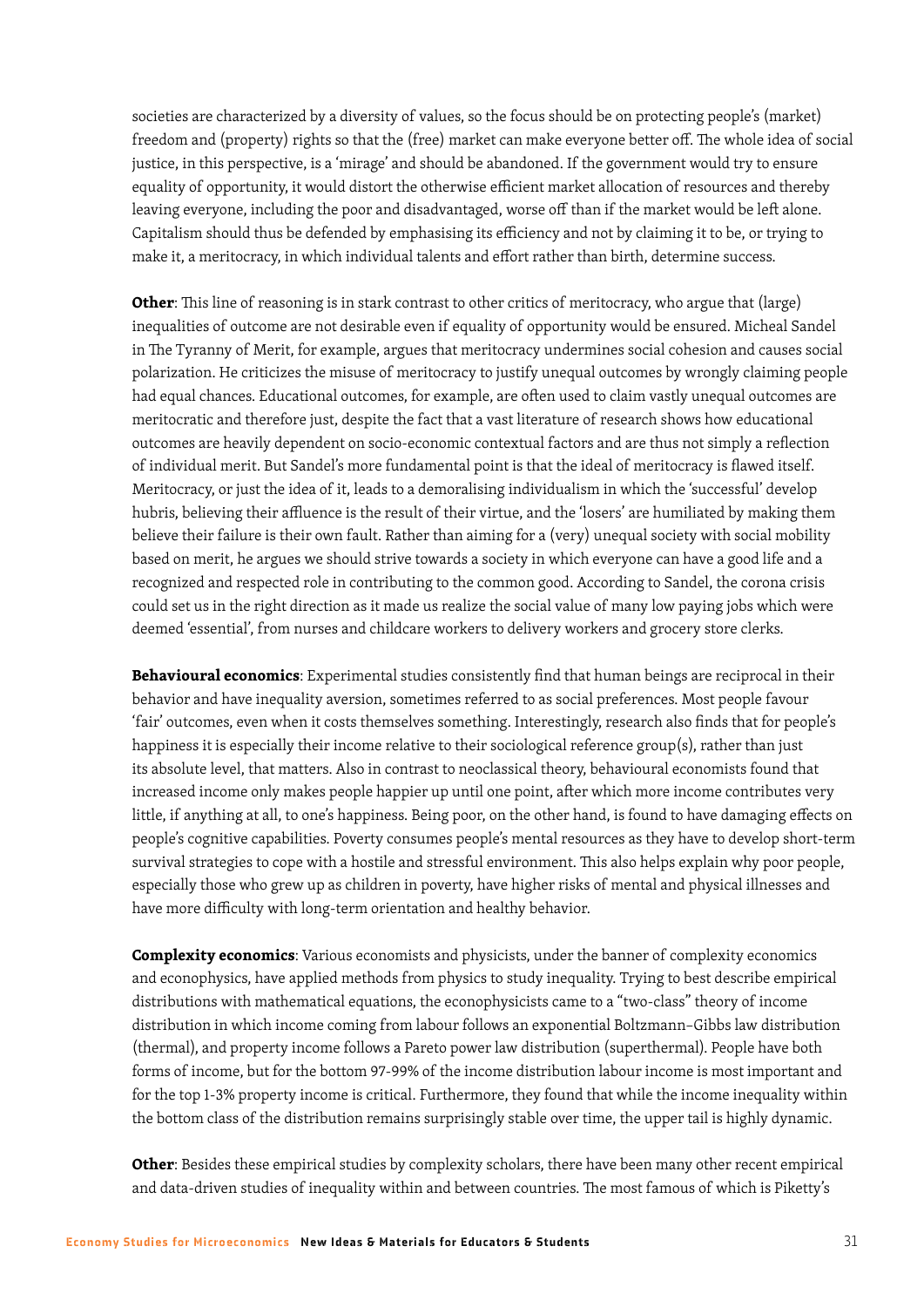societies are characterized by a diversity of values, so the focus should be on protecting people's (market) freedom and (property) rights so that the (free) market can make everyone better off. The whole idea of social justice, in this perspective, is a 'mirage' and should be abandoned. If the government would try to ensure equality of opportunity, it would distort the otherwise efficient market allocation of resources and thereby leaving everyone, including the poor and disadvantaged, worse off than if the market would be left alone. Capitalism should thus be defended by emphasising its efficiency and not by claiming it to be, or trying to make it, a meritocracy, in which individual talents and effort rather than birth, determine success.

**Other**: This line of reasoning is in stark contrast to other critics of meritocracy, who argue that (large) inequalities of outcome are not desirable even if equality of opportunity would be ensured. Micheal Sandel in The Tyranny of Merit, for example, argues that meritocracy undermines social cohesion and causes social polarization. He criticizes the misuse of meritocracy to justify unequal outcomes by wrongly claiming people had equal chances. Educational outcomes, for example, are often used to claim vastly unequal outcomes are meritocratic and therefore just, despite the fact that a vast literature of research shows how educational outcomes are heavily dependent on socio-economic contextual factors and are thus not simply a reflection of individual merit. But Sandel's more fundamental point is that the ideal of meritocracy is flawed itself. Meritocracy, or just the idea of it, leads to a demoralising individualism in which the 'successful' develop hubris, believing their affluence is the result of their virtue, and the 'losers' are humiliated by making them believe their failure is their own fault. Rather than aiming for a (very) unequal society with social mobility based on merit, he argues we should strive towards a society in which everyone can have a good life and a recognized and respected role in contributing to the common good. According to Sandel, the corona crisis could set us in the right direction as it made us realize the social value of many low paying jobs which were deemed 'essential', from nurses and childcare workers to delivery workers and grocery store clerks.

**Behavioural economics**: Experimental studies consistently find that human beings are reciprocal in their behavior and have inequality aversion, sometimes referred to as social preferences. Most people favour 'fair' outcomes, even when it costs themselves something. Interestingly, research also finds that for people's happiness it is especially their income relative to their sociological reference group(s), rather than just its absolute level, that matters. Also in contrast to neoclassical theory, behavioural economists found that increased income only makes people happier up until one point, after which more income contributes very little, if anything at all, to one's happiness. Being poor, on the other hand, is found to have damaging effects on people's cognitive capabilities. Poverty consumes people's mental resources as they have to develop short-term survival strategies to cope with a hostile and stressful environment. This also helps explain why poor people, especially those who grew up as children in poverty, have higher risks of mental and physical illnesses and have more difficulty with long-term orientation and healthy behavior.

**Complexity economics**: Various economists and physicists, under the banner of complexity economics and econophysics, have applied methods from physics to study inequality. Trying to best describe empirical distributions with mathematical equations, the econophysicists came to a "two-class" theory of income distribution in which income coming from labour follows an exponential Boltzmann–Gibbs law distribution (thermal), and property income follows a Pareto power law distribution (superthermal). People have both forms of income, but for the bottom 97-99% of the income distribution labour income is most important and for the top 1-3% property income is critical. Furthermore, they found that while the income inequality within the bottom class of the distribution remains surprisingly stable over time, the upper tail is highly dynamic.

**Other**: Besides these empirical studies by complexity scholars, there have been many other recent empirical and data-driven studies of inequality within and between countries. The most famous of which is Piketty's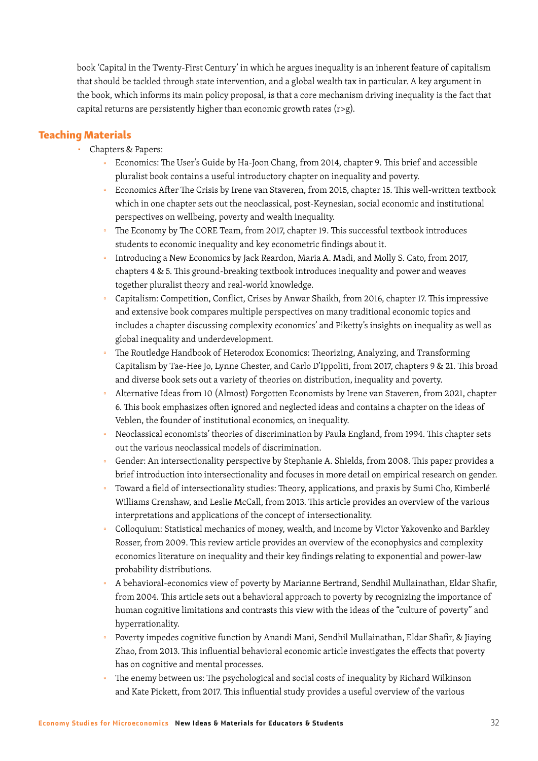book 'Capital in the Twenty-First Century' in which he argues inequality is an inherent feature of capitalism that should be tackled through state intervention, and a global wealth tax in particular. A key argument in the book, which informs its main policy proposal, is that a core mechanism driving inequality is the fact that capital returns are persistently higher than economic growth rates (r>g).

## Teaching Materials

- Chapters & Papers:
  - Economics: The User's Guide by Ha-Joon Chang, from 2014, chapter 9. This brief and accessible pluralist book contains a useful introductory chapter on inequality and poverty.
  - Economics After The Crisis by Irene van Staveren, from 2015, chapter 15. This well-written textbook which in one chapter sets out the neoclassical, post-Keynesian, social economic and institutional perspectives on wellbeing, poverty and wealth inequality.
  - The Economy by The CORE Team, from 2017, chapter 19. This successful textbook introduces students to economic inequality and key econometric findings about it.
  - Introducing a New Economics by Jack Reardon, Maria A. Madi, and Molly S. Cato, from 2017, chapters 4 & 5. This ground-breaking textbook introduces inequality and power and weaves together pluralist theory and real-world knowledge.
  - Capitalism: Competition, Conflict, Crises by Anwar Shaikh, from 2016, chapter 17. This impressive and extensive book compares multiple perspectives on many traditional economic topics and includes a chapter discussing complexity economics' and Piketty's insights on inequality as well as global inequality and underdevelopment.
  - The Routledge Handbook of Heterodox Economics: Theorizing, Analyzing, and Transforming Capitalism by Tae-Hee Jo, Lynne Chester, and Carlo D'Ippoliti, from 2017, chapters 9 & 21. This broad and diverse book sets out a variety of theories on distribution, inequality and poverty.
  - Alternative Ideas from 10 (Almost) Forgotten Economists by Irene van Staveren, from 2021, chapter 6. This book emphasizes often ignored and neglected ideas and contains a chapter on the ideas of Veblen, the founder of institutional economics, on inequality.
  - Neoclassical economists' theories of discrimination by Paula England, from 1994. This chapter sets out the various neoclassical models of discrimination.
  - Gender: An intersectionality perspective by Stephanie A. Shields, from 2008. This paper provides a brief introduction into intersectionality and focuses in more detail on empirical research on gender.
  - Toward a field of intersectionality studies: Theory, applications, and praxis by Sumi Cho, Kimberlé Williams Crenshaw, and Leslie McCall, from 2013. This article provides an overview of the various interpretations and applications of the concept of intersectionality.
  - Colloquium: Statistical mechanics of money, wealth, and income by Victor Yakovenko and Barkley Rosser, from 2009. This review article provides an overview of the econophysics and complexity economics literature on inequality and their key findings relating to exponential and power-law probability distributions.
  - A behavioral-economics view of poverty by Marianne Bertrand, Sendhil Mullainathan, Eldar Shafir, from 2004. This article sets out a behavioral approach to poverty by recognizing the importance of human cognitive limitations and contrasts this view with the ideas of the "culture of poverty" and hyperrationality.
  - Poverty impedes cognitive function by Anandi Mani, Sendhil Mullainathan, Eldar Shafir, & Jiaying Zhao, from 2013. This influential behavioral economic article investigates the effects that poverty has on cognitive and mental processes.
  - The enemy between us: The psychological and social costs of inequality by Richard Wilkinson and Kate Pickett, from 2017. This influential study provides a useful overview of the various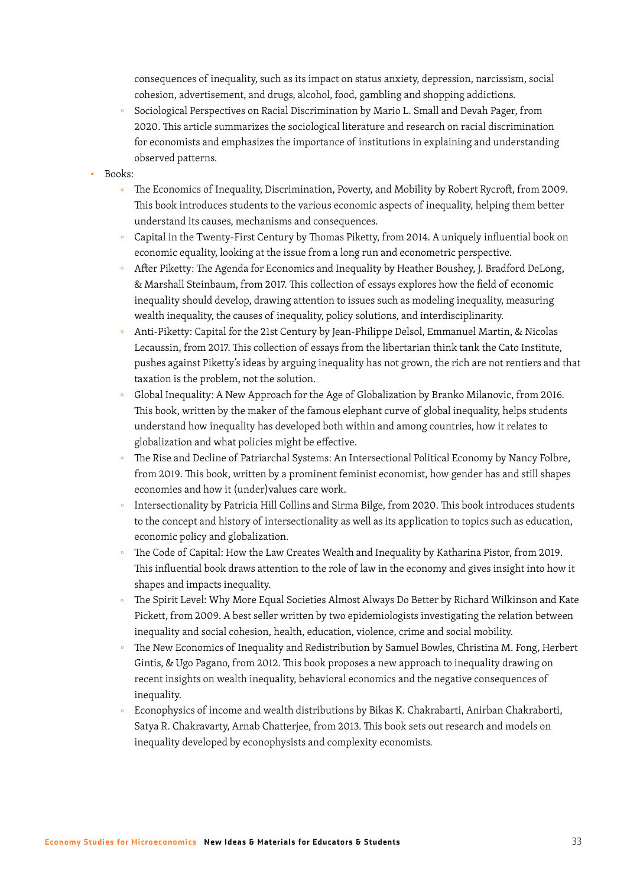consequences of inequality, such as its impact on status anxiety, depression, narcissism, social cohesion, advertisement, and drugs, alcohol, food, gambling and shopping addictions.
  - Sociological Perspectives on Racial Discrimination by Mario L. Small and Devah Pager, from 2020. This article summarizes the sociological literature and research on racial discrimination for economists and emphasizes the importance of institutions in explaining and understanding observed patterns.
- Books:
  - The Economics of Inequality, Discrimination, Poverty, and Mobility by Robert Rycroft, from 2009. This book introduces students to the various economic aspects of inequality, helping them better understand its causes, mechanisms and consequences.
  - Capital in the Twenty-First Century by Thomas Piketty, from 2014. A uniquely influential book on economic equality, looking at the issue from a long run and econometric perspective.
  - After Piketty: The Agenda for Economics and Inequality by Heather Boushey, J. Bradford DeLong, & Marshall Steinbaum, from 2017. This collection of essays explores how the field of economic inequality should develop, drawing attention to issues such as modeling inequality, measuring wealth inequality, the causes of inequality, policy solutions, and interdisciplinarity.
  - Anti-Piketty: Capital for the 21st Century by Jean-Philippe Delsol, Emmanuel Martin, & Nicolas Lecaussin, from 2017. This collection of essays from the libertarian think tank the Cato Institute, pushes against Piketty's ideas by arguing inequality has not grown, the rich are not rentiers and that taxation is the problem, not the solution.
  - Global Inequality: A New Approach for the Age of Globalization by Branko Milanovic, from 2016. This book, written by the maker of the famous elephant curve of global inequality, helps students understand how inequality has developed both within and among countries, how it relates to globalization and what policies might be effective.
  - The Rise and Decline of Patriarchal Systems: An Intersectional Political Economy by Nancy Folbre, from 2019. This book, written by a prominent feminist economist, how gender has and still shapes economies and how it (under)values care work.
  - Intersectionality by Patricia Hill Collins and Sirma Bilge, from 2020. This book introduces students to the concept and history of intersectionality as well as its application to topics such as education, economic policy and globalization.
  - The Code of Capital: How the Law Creates Wealth and Inequality by Katharina Pistor, from 2019. This influential book draws attention to the role of law in the economy and gives insight into how it shapes and impacts inequality.
  - The Spirit Level: Why More Equal Societies Almost Always Do Better by Richard Wilkinson and Kate Pickett, from 2009. A best seller written by two epidemiologists investigating the relation between inequality and social cohesion, health, education, violence, crime and social mobility.
  - The New Economics of Inequality and Redistribution by Samuel Bowles, Christina M. Fong, Herbert Gintis, & Ugo Pagano, from 2012. This book proposes a new approach to inequality drawing on recent insights on wealth inequality, behavioral economics and the negative consequences of inequality.
  - Econophysics of income and wealth distributions by Bikas K. Chakrabarti, Anirban Chakraborti, Satya R. Chakravarty, Arnab Chatterjee, from 2013. This book sets out research and models on inequality developed by econophysists and complexity economists.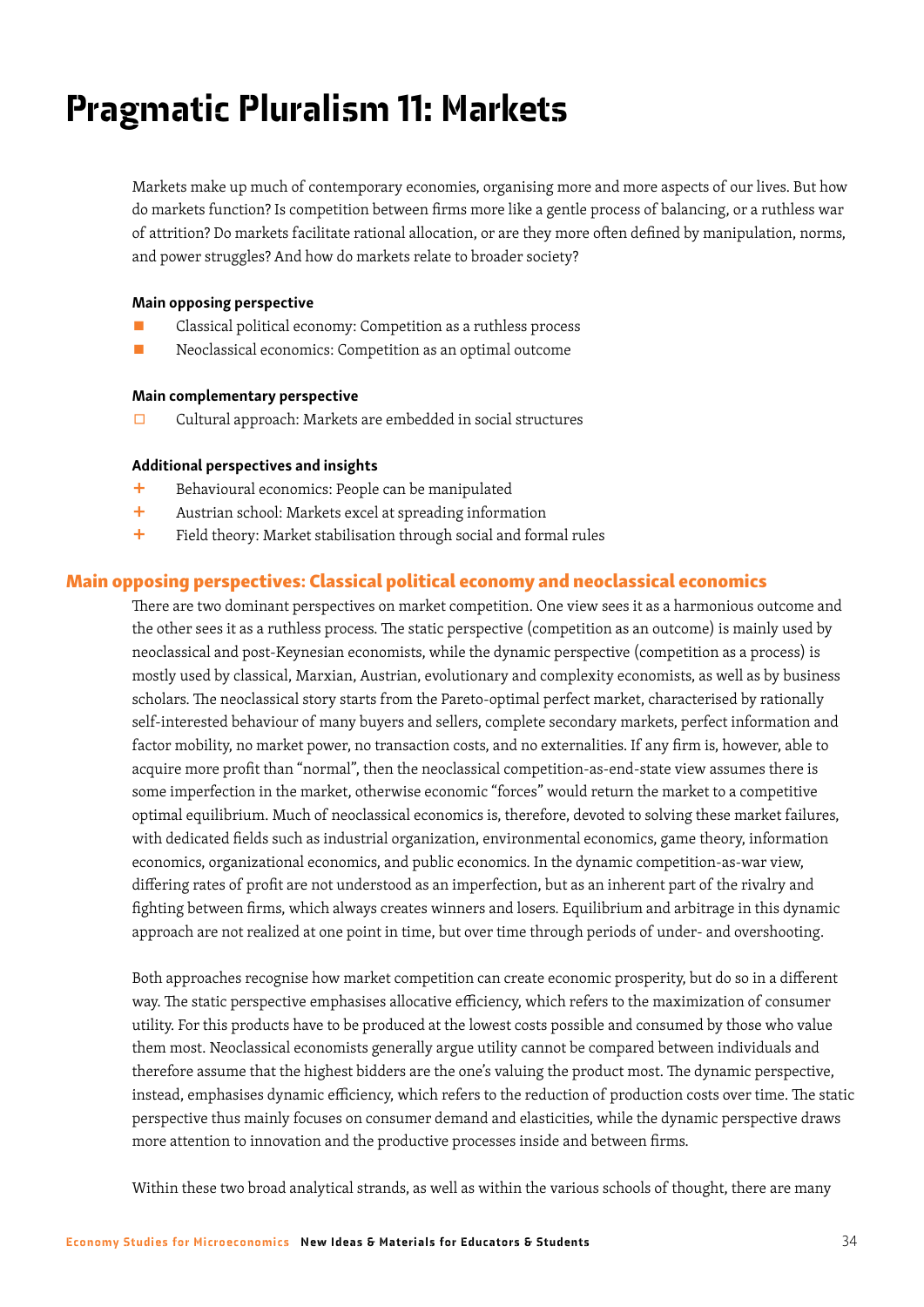# Pragmatic Pluralism 11: Markets

Markets make up much of contemporary economies, organising more and more aspects of our lives. But how do markets function? Is competition between firms more like a gentle process of balancing, or a ruthless war of attrition? Do markets facilitate rational allocation, or are they more often defined by manipulation, norms, and power struggles? And how do markets relate to broader society?

**Main opposing perspective**

- Classical political economy: Competition as a ruthless process
- Neoclassical economics: Competition as an optimal outcome

**Main complementary perspective**

- Cultural approach: Markets are embedded in social structures

**Additional perspectives and insights**

- Behavioural economics: People can be manipulated
- Austrian school: Markets excel at spreading information
- Field theory: Market stabilisation through social and formal rules

## Main opposing perspectives: Classical political economy and neoclassical economics

There are two dominant perspectives on market competition. One view sees it as a harmonious outcome and the other sees it as a ruthless process. The static perspective (competition as an outcome) is mainly used by neoclassical and post-Keynesian economists, while the dynamic perspective (competition as a process) is mostly used by classical, Marxian, Austrian, evolutionary and complexity economists, as well as by business scholars. The neoclassical story starts from the Pareto-optimal perfect market, characterised by rationally self-interested behaviour of many buyers and sellers, complete secondary markets, perfect information and factor mobility, no market power, no transaction costs, and no externalities. If any firm is, however, able to acquire more profit than "normal", then the neoclassical competition-as-end-state view assumes there is some imperfection in the market, otherwise economic "forces" would return the market to a competitive optimal equilibrium. Much of neoclassical economics is, therefore, devoted to solving these market failures, with dedicated fields such as industrial organization, environmental economics, game theory, information economics, organizational economics, and public economics. In the dynamic competition-as-war view, differing rates of profit are not understood as an imperfection, but as an inherent part of the rivalry and fighting between firms, which always creates winners and losers. Equilibrium and arbitrage in this dynamic approach are not realized at one point in time, but over time through periods of under- and overshooting.

Both approaches recognise how market competition can create economic prosperity, but do so in a different way. The static perspective emphasises allocative efficiency, which refers to the maximization of consumer utility. For this products have to be produced at the lowest costs possible and consumed by those who value them most. Neoclassical economists generally argue utility cannot be compared between individuals and therefore assume that the highest bidders are the one's valuing the product most. The dynamic perspective, instead, emphasises dynamic efficiency, which refers to the reduction of production costs over time. The static perspective thus mainly focuses on consumer demand and elasticities, while the dynamic perspective draws more attention to innovation and the productive processes inside and between firms.

Within these two broad analytical strands, as well as within the various schools of thought, there are many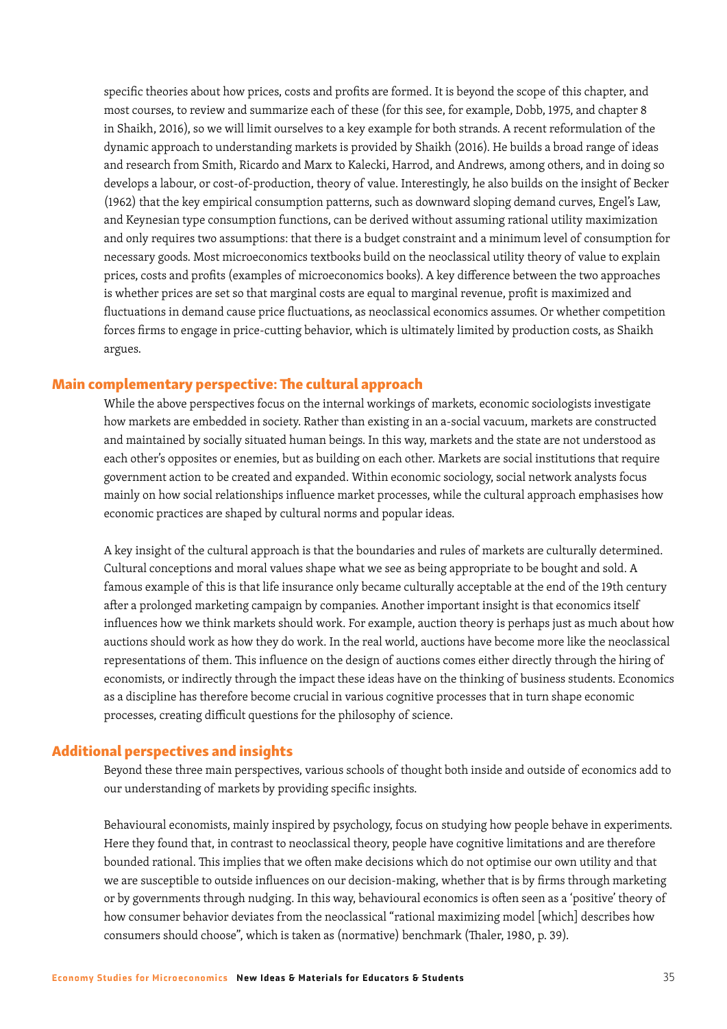specific theories about how prices, costs and profits are formed. It is beyond the scope of this chapter, and most courses, to review and summarize each of these (for this see, for example, Dobb, 1975, and chapter 8 in Shaikh, 2016), so we will limit ourselves to a key example for both strands. A recent reformulation of the dynamic approach to understanding markets is provided by Shaikh (2016). He builds a broad range of ideas and research from Smith, Ricardo and Marx to Kalecki, Harrod, and Andrews, among others, and in doing so develops a labour, or cost-of-production, theory of value. Interestingly, he also builds on the insight of Becker (1962) that the key empirical consumption patterns, such as downward sloping demand curves, Engel's Law, and Keynesian type consumption functions, can be derived without assuming rational utility maximization and only requires two assumptions: that there is a budget constraint and a minimum level of consumption for necessary goods. Most microeconomics textbooks build on the neoclassical utility theory of value to explain prices, costs and profits (examples of microeconomics books). A key difference between the two approaches is whether prices are set so that marginal costs are equal to marginal revenue, profit is maximized and fluctuations in demand cause price fluctuations, as neoclassical economics assumes. Or whether competition forces firms to engage in price-cutting behavior, which is ultimately limited by production costs, as Shaikh argues.

## Main complementary perspective: The cultural approach

While the above perspectives focus on the internal workings of markets, economic sociologists investigate how markets are embedded in society. Rather than existing in an a-social vacuum, markets are constructed and maintained by socially situated human beings. In this way, markets and the state are not understood as each other's opposites or enemies, but as building on each other. Markets are social institutions that require government action to be created and expanded. Within economic sociology, social network analysts focus mainly on how social relationships influence market processes, while the cultural approach emphasises how economic practices are shaped by cultural norms and popular ideas.

A key insight of the cultural approach is that the boundaries and rules of markets are culturally determined. Cultural conceptions and moral values shape what we see as being appropriate to be bought and sold. A famous example of this is that life insurance only became culturally acceptable at the end of the 19th century after a prolonged marketing campaign by companies. Another important insight is that economics itself influences how we think markets should work. For example, auction theory is perhaps just as much about how auctions should work as how they do work. In the real world, auctions have become more like the neoclassical representations of them. This influence on the design of auctions comes either directly through the hiring of economists, or indirectly through the impact these ideas have on the thinking of business students. Economics as a discipline has therefore become crucial in various cognitive processes that in turn shape economic processes, creating difficult questions for the philosophy of science.

## Additional perspectives and insights

Beyond these three main perspectives, various schools of thought both inside and outside of economics add to our understanding of markets by providing specific insights.

Behavioural economists, mainly inspired by psychology, focus on studying how people behave in experiments. Here they found that, in contrast to neoclassical theory, people have cognitive limitations and are therefore bounded rational. This implies that we often make decisions which do not optimise our own utility and that we are susceptible to outside influences on our decision-making, whether that is by firms through marketing or by governments through nudging. In this way, behavioural economics is often seen as a 'positive' theory of how consumer behavior deviates from the neoclassical "rational maximizing model [which] describes how consumers should choose", which is taken as (normative) benchmark (Thaler, 1980, p. 39).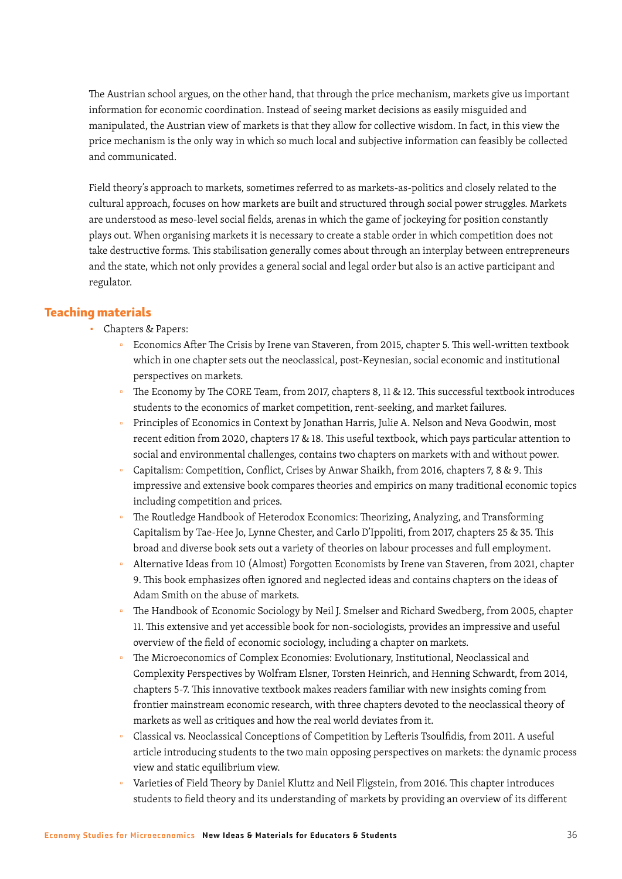The Austrian school argues, on the other hand, that through the price mechanism, markets give us important information for economic coordination. Instead of seeing market decisions as easily misguided and manipulated, the Austrian view of markets is that they allow for collective wisdom. In fact, in this view the price mechanism is the only way in which so much local and subjective information can feasibly be collected and communicated.

Field theory's approach to markets, sometimes referred to as markets-as-politics and closely related to the cultural approach, focuses on how markets are built and structured through social power struggles. Markets are understood as meso-level social fields, arenas in which the game of jockeying for position constantly plays out. When organising markets it is necessary to create a stable order in which competition does not take destructive forms. This stabilisation generally comes about through an interplay between entrepreneurs and the state, which not only provides a general social and legal order but also is an active participant and regulator.

## Teaching materials

- Chapters & Papers:
  - Economics After The Crisis by Irene van Staveren, from 2015, chapter 5. This well-written textbook which in one chapter sets out the neoclassical, post-Keynesian, social economic and institutional perspectives on markets.
  - The Economy by The CORE Team, from 2017, chapters 8, 11 & 12. This successful textbook introduces students to the economics of market competition, rent-seeking, and market failures.
  - Principles of Economics in Context by Jonathan Harris, Julie A. Nelson and Neva Goodwin, most recent edition from 2020, chapters 17 & 18. This useful textbook, which pays particular attention to social and environmental challenges, contains two chapters on markets with and without power.
  - Capitalism: Competition, Conflict, Crises by Anwar Shaikh, from 2016, chapters 7, 8 & 9. This impressive and extensive book compares theories and empirics on many traditional economic topics including competition and prices.
  - The Routledge Handbook of Heterodox Economics: Theorizing, Analyzing, and Transforming Capitalism by Tae-Hee Jo, Lynne Chester, and Carlo D'Ippoliti, from 2017, chapters 25 & 35. This broad and diverse book sets out a variety of theories on labour processes and full employment.
  - Alternative Ideas from 10 (Almost) Forgotten Economists by Irene van Staveren, from 2021, chapter 9. This book emphasizes often ignored and neglected ideas and contains chapters on the ideas of Adam Smith on the abuse of markets.
  - The Handbook of Economic Sociology by Neil J. Smelser and Richard Swedberg, from 2005, chapter 11. This extensive and yet accessible book for non-sociologists, provides an impressive and useful overview of the field of economic sociology, including a chapter on markets.
  - The Microeconomics of Complex Economies: Evolutionary, Institutional, Neoclassical and Complexity Perspectives by Wolfram Elsner, Torsten Heinrich, and Henning Schwardt, from 2014, chapters 5-7. This innovative textbook makes readers familiar with new insights coming from frontier mainstream economic research, with three chapters devoted to the neoclassical theory of markets as well as critiques and how the real world deviates from it.
  - Classical vs. Neoclassical Conceptions of Competition by Lefteris Tsoulfidis, from 2011. A useful article introducing students to the two main opposing perspectives on markets: the dynamic process view and static equilibrium view.
  - Varieties of Field Theory by Daniel Kluttz and Neil Fligstein, from 2016. This chapter introduces students to field theory and its understanding of markets by providing an overview of its different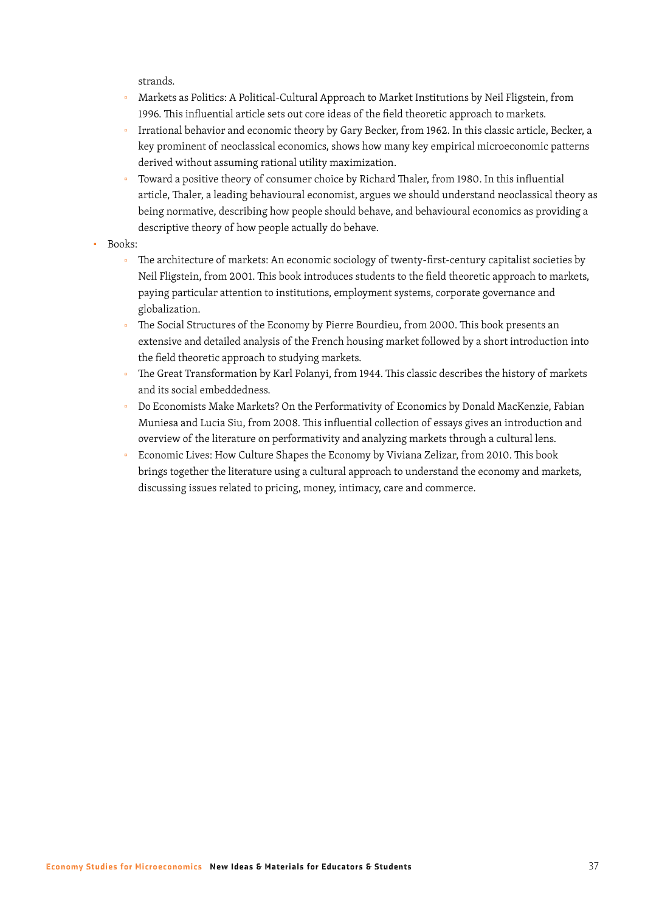strands.

  - Markets as Politics: A Political-Cultural Approach to Market Institutions by Neil Fligstein, from 1996. This influential article sets out core ideas of the field theoretic approach to markets.
  - Irrational behavior and economic theory by Gary Becker, from 1962. In this classic article, Becker, a key prominent of neoclassical economics, shows how many key empirical microeconomic patterns derived without assuming rational utility maximization.
  - Toward a positive theory of consumer choice by Richard Thaler, from 1980. In this influential article, Thaler, a leading behavioural economist, argues we should understand neoclassical theory as being normative, describing how people should behave, and behavioural economics as providing a descriptive theory of how people actually do behave.
- Books:
  - The architecture of markets: An economic sociology of twenty-first-century capitalist societies by Neil Fligstein, from 2001. This book introduces students to the field theoretic approach to markets, paying particular attention to institutions, employment systems, corporate governance and globalization.
  - The Social Structures of the Economy by Pierre Bourdieu, from 2000. This book presents an extensive and detailed analysis of the French housing market followed by a short introduction into the field theoretic approach to studying markets.
  - The Great Transformation by Karl Polanyi, from 1944. This classic describes the history of markets and its social embeddedness.
  - Do Economists Make Markets? On the Performativity of Economics by Donald MacKenzie, Fabian Muniesa and Lucia Siu, from 2008. This influential collection of essays gives an introduction and overview of the literature on performativity and analyzing markets through a cultural lens.
  - Economic Lives: How Culture Shapes the Economy by Viviana Zelizar, from 2010. This book brings together the literature using a cultural approach to understand the economy and markets, discussing issues related to pricing, money, intimacy, care and commerce.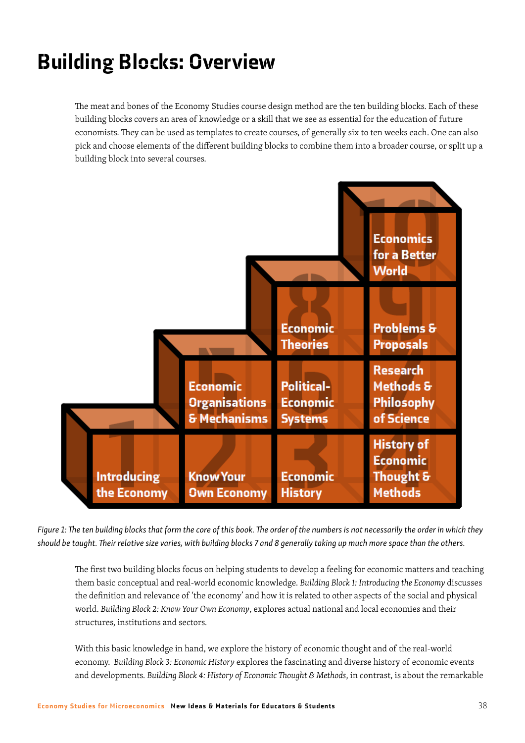# Building Blocks: Overview

The meat and bones of the Economy Studies course design method are the ten building blocks. Each of these building blocks covers an area of knowledge or a skill that we see as essential for the education of future economists. They can be used as templates to create courses, of generally six to ten weeks each. One can also pick and choose elements of the different building blocks to combine them into a broader course, or split up a building block into several courses.

Introducing the Economy | Know Your Own Economy | Economic History | History of Economic Thought & Methods | Economic Organisations & Mechanisms | Political-Economic Systems | Research Methods & Philosophy of Science | Economic Theories | Problems & Proposals | Economics for a Better World

*Figure 1: The ten building blocks that form the core of this book. The order of the numbers is not necessarily the order in which they should be taught. Their relative size varies, with building blocks 7 and 8 generally taking up much more space than the others.*

The first two building blocks focus on helping students to develop a feeling for economic matters and teaching them basic conceptual and real-world economic knowledge. *Building Block 1: Introducing the Economy* discusses the definition and relevance of 'the economy' and how it is related to other aspects of the social and physical world. *Building Block 2: Know Your Own Economy*, explores actual national and local economies and their structures, institutions and sectors.

With this basic knowledge in hand, we explore the history of economic thought and of the real-world economy. *Building Block 3: Economic History* explores the fascinating and diverse history of economic events and developments. *Building Block 4: History of Economic Thought & Methods*, in contrast, is about the remarkable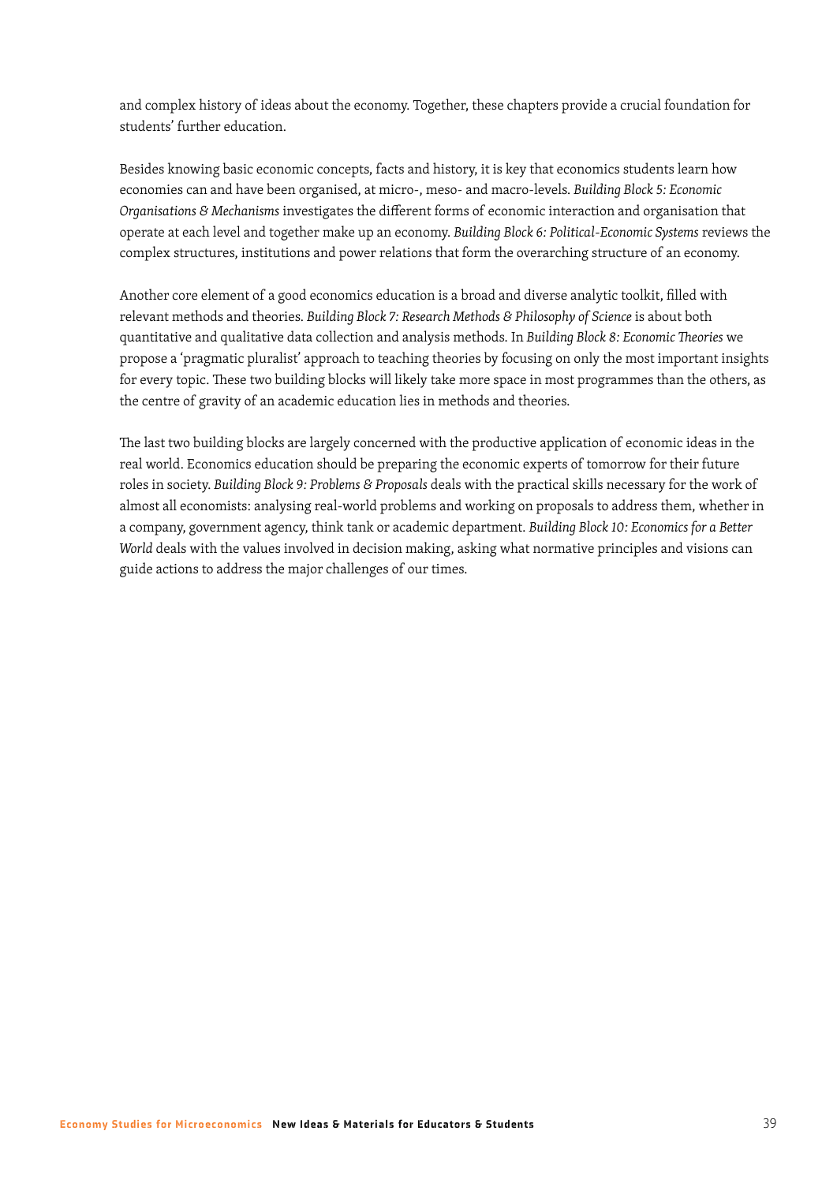and complex history of ideas about the economy. Together, these chapters provide a crucial foundation for students' further education.

Besides knowing basic economic concepts, facts and history, it is key that economics students learn how economies can and have been organised, at micro-, meso- and macro-levels. *Building Block 5: Economic Organisations & Mechanisms* investigates the different forms of economic interaction and organisation that operate at each level and together make up an economy. *Building Block 6: Political-Economic Systems* reviews the complex structures, institutions and power relations that form the overarching structure of an economy.

Another core element of a good economics education is a broad and diverse analytic toolkit, filled with relevant methods and theories. *Building Block 7: Research Methods & Philosophy of Science* is about both quantitative and qualitative data collection and analysis methods. In *Building Block 8: Economic Theories* we propose a 'pragmatic pluralist' approach to teaching theories by focusing on only the most important insights for every topic. These two building blocks will likely take more space in most programmes than the others, as the centre of gravity of an academic education lies in methods and theories.

The last two building blocks are largely concerned with the productive application of economic ideas in the real world. Economics education should be preparing the economic experts of tomorrow for their future roles in society. *Building Block 9: Problems & Proposals* deals with the practical skills necessary for the work of almost all economists: analysing real-world problems and working on proposals to address them, whether in a company, government agency, think tank or academic department. *Building Block 10: Economics for a Better World* deals with the values involved in decision making, asking what normative principles and visions can guide actions to address the major challenges of our times.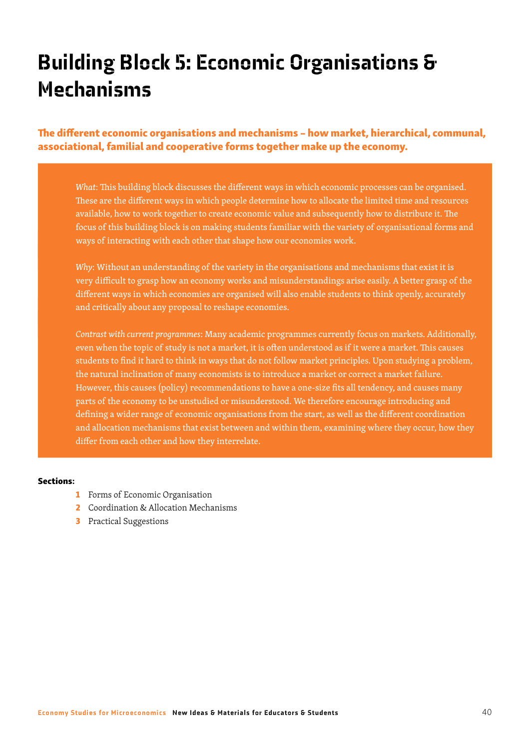# Building Block 5: Economic Organisations & Mechanisms

**The different economic organisations and mechanisms – how market, hierarchical, communal, associational, familial and cooperative forms together make up the economy.**

*What*: This building block discusses the different ways in which economic processes can be organised. These are the different ways in which people determine how to allocate the limited time and resources available, how to work together to create economic value and subsequently how to distribute it. The focus of this building block is on making students familiar with the variety of organisational forms and ways of interacting with each other that shape how our economies work.

*Why*: Without an understanding of the variety in the organisations and mechanisms that exist it is very difficult to grasp how an economy works and misunderstandings arise easily. A better grasp of the different ways in which economies are organised will also enable students to think openly, accurately and critically about any proposal to reshape economies.

*Contrast with current programmes*: Many academic programmes currently focus on markets. Additionally, even when the topic of study is not a market, it is often understood as if it were a market. This causes students to find it hard to think in ways that do not follow market principles. Upon studying a problem, the natural inclination of many economists is to introduce a market or correct a market failure. However, this causes (policy) recommendations to have a one-size fits all tendency, and causes many parts of the economy to be unstudied or misunderstood. We therefore encourage introducing and defining a wider range of economic organisations from the start, as well as the different coordination and allocation mechanisms that exist between and within them, examining where they occur, how they differ from each other and how they interrelate.

**Sections:**

1. Forms of Economic Organisation
2. Coordination & Allocation Mechanisms
3. Practical Suggestions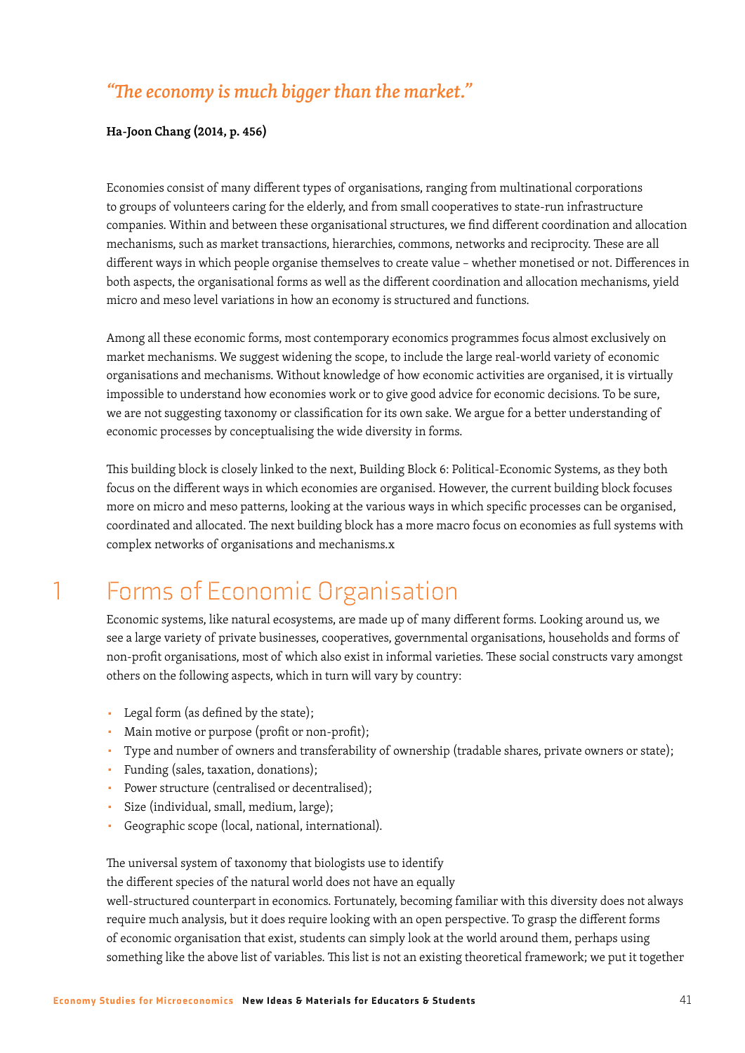*"The economy is much bigger than the market."*

**Ha-Joon Chang (2014, p. 456)**

Economies consist of many different types of organisations, ranging from multinational corporations to groups of volunteers caring for the elderly, and from small cooperatives to state-run infrastructure companies. Within and between these organisational structures, we find different coordination and allocation mechanisms, such as market transactions, hierarchies, commons, networks and reciprocity. These are all different ways in which people organise themselves to create value – whether monetised or not. Differences in both aspects, the organisational forms as well as the different coordination and allocation mechanisms, yield micro and meso level variations in how an economy is structured and functions.

Among all these economic forms, most contemporary economics programmes focus almost exclusively on market mechanisms. We suggest widening the scope, to include the large real-world variety of economic organisations and mechanisms. Without knowledge of how economic activities are organised, it is virtually impossible to understand how economies work or to give good advice for economic decisions. To be sure, we are not suggesting taxonomy or classification for its own sake. We argue for a better understanding of economic processes by conceptualising the wide diversity in forms.

This building block is closely linked to the next, Building Block 6: Political-Economic Systems, as they both focus on the different ways in which economies are organised. However, the current building block focuses more on micro and meso patterns, looking at the various ways in which specific processes can be organised, coordinated and allocated. The next building block has a more macro focus on economies as full systems with complex networks of organisations and mechanisms.x

# 1 Forms of Economic Organisation

Economic systems, like natural ecosystems, are made up of many different forms. Looking around us, we see a large variety of private businesses, cooperatives, governmental organisations, households and forms of non-profit organisations, most of which also exist in informal varieties. These social constructs vary amongst others on the following aspects, which in turn will vary by country:

- Legal form (as defined by the state);
- Main motive or purpose (profit or non-profit);
- Type and number of owners and transferability of ownership (tradable shares, private owners or state);
- Funding (sales, taxation, donations);
- Power structure (centralised or decentralised);
- Size (individual, small, medium, large);
- Geographic scope (local, national, international).

The universal system of taxonomy that biologists use to identify the different species of the natural world does not have an equally well-structured counterpart in economics. Fortunately, becoming familiar with this diversity does not always require much analysis, but it does require looking with an open perspective. To grasp the different forms of economic organisation that exist, students can simply look at the world around them, perhaps using something like the above list of variables. This list is not an existing theoretical framework; we put it together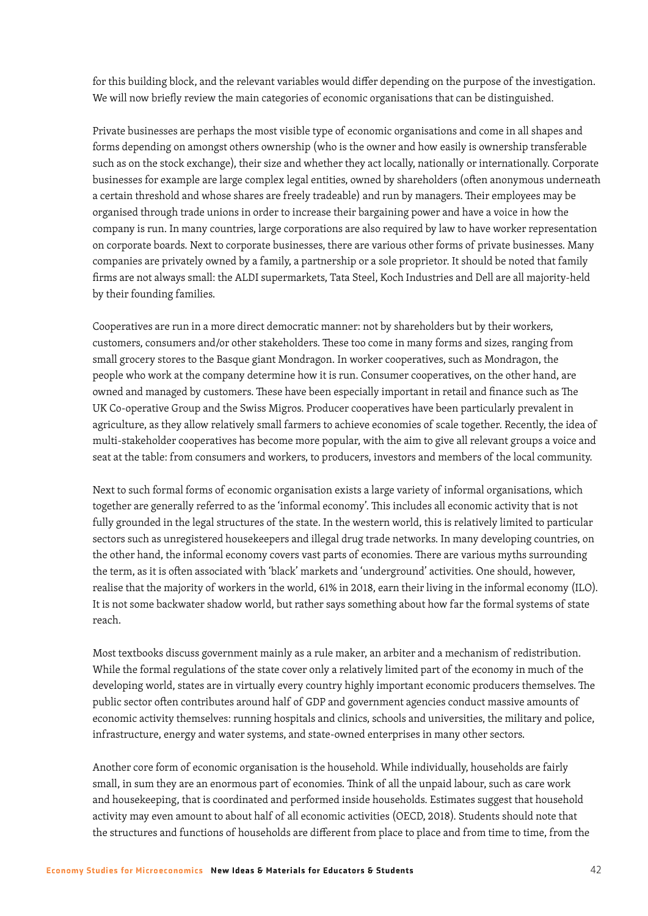for this building block, and the relevant variables would differ depending on the purpose of the investigation. We will now briefly review the main categories of economic organisations that can be distinguished.

Private businesses are perhaps the most visible type of economic organisations and come in all shapes and forms depending on amongst others ownership (who is the owner and how easily is ownership transferable such as on the stock exchange), their size and whether they act locally, nationally or internationally. Corporate businesses for example are large complex legal entities, owned by shareholders (often anonymous underneath a certain threshold and whose shares are freely tradeable) and run by managers. Their employees may be organised through trade unions in order to increase their bargaining power and have a voice in how the company is run. In many countries, large corporations are also required by law to have worker representation on corporate boards. Next to corporate businesses, there are various other forms of private businesses. Many companies are privately owned by a family, a partnership or a sole proprietor. It should be noted that family firms are not always small: the ALDI supermarkets, Tata Steel, Koch Industries and Dell are all majority-held by their founding families.

Cooperatives are run in a more direct democratic manner: not by shareholders but by their workers, customers, consumers and/or other stakeholders. These too come in many forms and sizes, ranging from small grocery stores to the Basque giant Mondragon. In worker cooperatives, such as Mondragon, the people who work at the company determine how it is run. Consumer cooperatives, on the other hand, are owned and managed by customers. These have been especially important in retail and finance such as The UK Co-operative Group and the Swiss Migros. Producer cooperatives have been particularly prevalent in agriculture, as they allow relatively small farmers to achieve economies of scale together. Recently, the idea of multi-stakeholder cooperatives has become more popular, with the aim to give all relevant groups a voice and seat at the table: from consumers and workers, to producers, investors and members of the local community.

Next to such formal forms of economic organisation exists a large variety of informal organisations, which together are generally referred to as the 'informal economy'. This includes all economic activity that is not fully grounded in the legal structures of the state. In the western world, this is relatively limited to particular sectors such as unregistered housekeepers and illegal drug trade networks. In many developing countries, on the other hand, the informal economy covers vast parts of economies. There are various myths surrounding the term, as it is often associated with 'black' markets and 'underground' activities. One should, however, realise that the majority of workers in the world, 61% in 2018, earn their living in the informal economy (ILO). It is not some backwater shadow world, but rather says something about how far the formal systems of state reach.

Most textbooks discuss government mainly as a rule maker, an arbiter and a mechanism of redistribution. While the formal regulations of the state cover only a relatively limited part of the economy in much of the developing world, states are in virtually every country highly important economic producers themselves. The public sector often contributes around half of GDP and government agencies conduct massive amounts of economic activity themselves: running hospitals and clinics, schools and universities, the military and police, infrastructure, energy and water systems, and state-owned enterprises in many other sectors.

Another core form of economic organisation is the household. While individually, households are fairly small, in sum they are an enormous part of economies. Think of all the unpaid labour, such as care work and housekeeping, that is coordinated and performed inside households. Estimates suggest that household activity may even amount to about half of all economic activities (OECD, 2018). Students should note that the structures and functions of households are different from place to place and from time to time, from the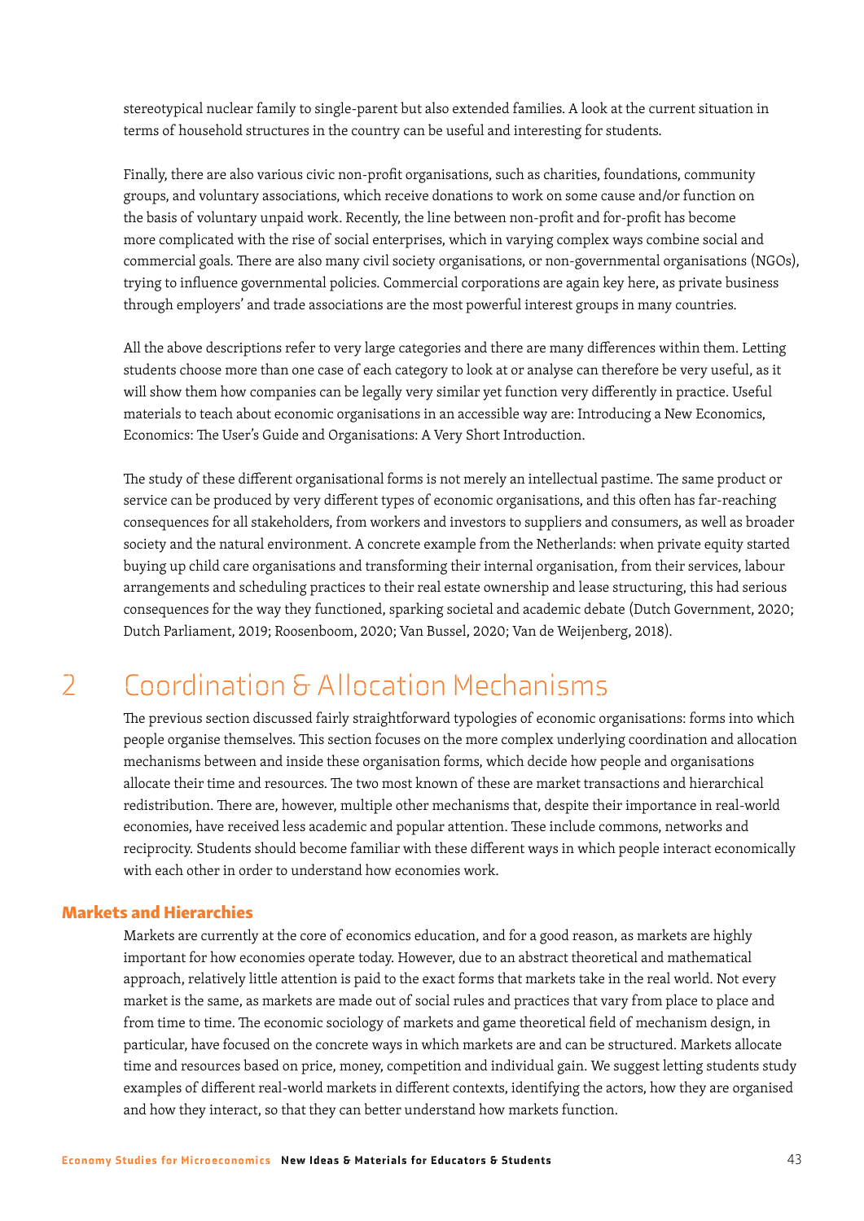stereotypical nuclear family to single-parent but also extended families. A look at the current situation in terms of household structures in the country can be useful and interesting for students.

Finally, there are also various civic non-profit organisations, such as charities, foundations, community groups, and voluntary associations, which receive donations to work on some cause and/or function on the basis of voluntary unpaid work. Recently, the line between non-profit and for-profit has become more complicated with the rise of social enterprises, which in varying complex ways combine social and commercial goals. There are also many civil society organisations, or non-governmental organisations (NGOs), trying to influence governmental policies. Commercial corporations are again key here, as private business through employers' and trade associations are the most powerful interest groups in many countries.

All the above descriptions refer to very large categories and there are many differences within them. Letting students choose more than one case of each category to look at or analyse can therefore be very useful, as it will show them how companies can be legally very similar yet function very differently in practice. Useful materials to teach about economic organisations in an accessible way are: Introducing a New Economics, Economics: The User's Guide and Organisations: A Very Short Introduction.

The study of these different organisational forms is not merely an intellectual pastime. The same product or service can be produced by very different types of economic organisations, and this often has far-reaching consequences for all stakeholders, from workers and investors to suppliers and consumers, as well as broader society and the natural environment. A concrete example from the Netherlands: when private equity started buying up child care organisations and transforming their internal organisation, from their services, labour arrangements and scheduling practices to their real estate ownership and lease structuring, this had serious consequences for the way they functioned, sparking societal and academic debate (Dutch Government, 2020; Dutch Parliament, 2019; Roosenboom, 2020; Van Bussel, 2020; Van de Weijenberg, 2018).

# 2 Coordination & Allocation Mechanisms

The previous section discussed fairly straightforward typologies of economic organisations: forms into which people organise themselves. This section focuses on the more complex underlying coordination and allocation mechanisms between and inside these organisation forms, which decide how people and organisations allocate their time and resources. The two most known of these are market transactions and hierarchical redistribution. There are, however, multiple other mechanisms that, despite their importance in real-world economies, have received less academic and popular attention. These include commons, networks and reciprocity. Students should become familiar with these different ways in which people interact economically with each other in order to understand how economies work.

### Markets and Hierarchies

Markets are currently at the core of economics education, and for a good reason, as markets are highly important for how economies operate today. However, due to an abstract theoretical and mathematical approach, relatively little attention is paid to the exact forms that markets take in the real world. Not every market is the same, as markets are made out of social rules and practices that vary from place to place and from time to time. The economic sociology of markets and game theoretical field of mechanism design, in particular, have focused on the concrete ways in which markets are and can be structured. Markets allocate time and resources based on price, money, competition and individual gain. We suggest letting students study examples of different real-world markets in different contexts, identifying the actors, how they are organised and how they interact, so that they can better understand how markets function.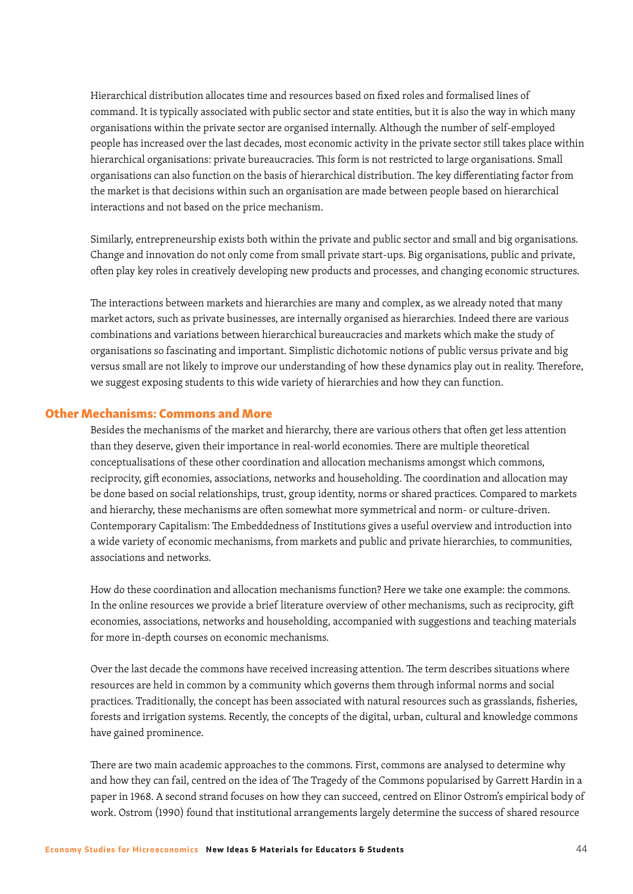Hierarchical distribution allocates time and resources based on fixed roles and formalised lines of command. It is typically associated with public sector and state entities, but it is also the way in which many organisations within the private sector are organised internally. Although the number of self-employed people has increased over the last decades, most economic activity in the private sector still takes place within hierarchical organisations: private bureaucracies. This form is not restricted to large organisations. Small organisations can also function on the basis of hierarchical distribution. The key differentiating factor from the market is that decisions within such an organisation are made between people based on hierarchical interactions and not based on the price mechanism.

Similarly, entrepreneurship exists both within the private and public sector and small and big organisations. Change and innovation do not only come from small private start-ups. Big organisations, public and private, often play key roles in creatively developing new products and processes, and changing economic structures.

The interactions between markets and hierarchies are many and complex, as we already noted that many market actors, such as private businesses, are internally organised as hierarchies. Indeed there are various combinations and variations between hierarchical bureaucracies and markets which make the study of organisations so fascinating and important. Simplistic dichotomic notions of public versus private and big versus small are not likely to improve our understanding of how these dynamics play out in reality. Therefore, we suggest exposing students to this wide variety of hierarchies and how they can function.

## Other Mechanisms: Commons and More

Besides the mechanisms of the market and hierarchy, there are various others that often get less attention than they deserve, given their importance in real-world economies. There are multiple theoretical conceptualisations of these other coordination and allocation mechanisms amongst which commons, reciprocity, gift economies, associations, networks and householding. The coordination and allocation may be done based on social relationships, trust, group identity, norms or shared practices. Compared to markets and hierarchy, these mechanisms are often somewhat more symmetrical and norm- or culture-driven. Contemporary Capitalism: The Embeddedness of Institutions gives a useful overview and introduction into a wide variety of economic mechanisms, from markets and public and private hierarchies, to communities, associations and networks.

How do these coordination and allocation mechanisms function? Here we take one example: the commons. In the online resources we provide a brief literature overview of other mechanisms, such as reciprocity, gift economies, associations, networks and householding, accompanied with suggestions and teaching materials for more in-depth courses on economic mechanisms.

Over the last decade the commons have received increasing attention. The term describes situations where resources are held in common by a community which governs them through informal norms and social practices. Traditionally, the concept has been associated with natural resources such as grasslands, fisheries, forests and irrigation systems. Recently, the concepts of the digital, urban, cultural and knowledge commons have gained prominence.

There are two main academic approaches to the commons. First, commons are analysed to determine why and how they can fail, centred on the idea of The Tragedy of the Commons popularised by Garrett Hardin in a paper in 1968. A second strand focuses on how they can succeed, centred on Elinor Ostrom's empirical body of work. Ostrom (1990) found that institutional arrangements largely determine the success of shared resource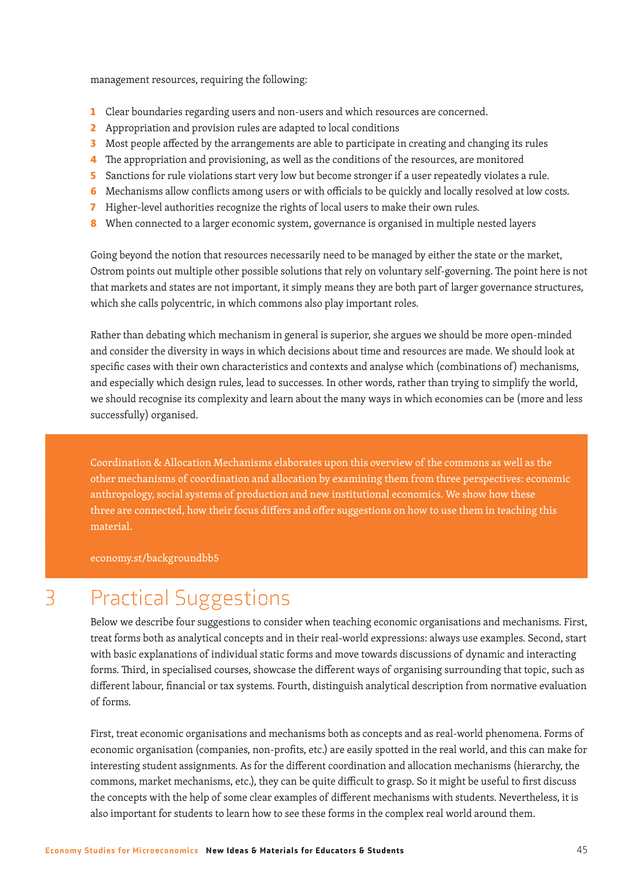management resources, requiring the following:

1. Clear boundaries regarding users and non-users and which resources are concerned.
2. Appropriation and provision rules are adapted to local conditions
3. Most people affected by the arrangements are able to participate in creating and changing its rules
4. The appropriation and provisioning, as well as the conditions of the resources, are monitored
5. Sanctions for rule violations start very low but become stronger if a user repeatedly violates a rule.
6. Mechanisms allow conflicts among users or with officials to be quickly and locally resolved at low costs.
7. Higher-level authorities recognize the rights of local users to make their own rules.
8. When connected to a larger economic system, governance is organised in multiple nested layers

Going beyond the notion that resources necessarily need to be managed by either the state or the market, Ostrom points out multiple other possible solutions that rely on voluntary self-governing. The point here is not that markets and states are not important, it simply means they are both part of larger governance structures, which she calls polycentric, in which commons also play important roles.

Rather than debating which mechanism in general is superior, she argues we should be more open-minded and consider the diversity in ways in which decisions about time and resources are made. We should look at specific cases with their own characteristics and contexts and analyse which (combinations of) mechanisms, and especially which design rules, lead to successes. In other words, rather than trying to simplify the world, we should recognise its complexity and learn about the many ways in which economies can be (more and less successfully) organised.

> Coordination & Allocation Mechanisms elaborates upon this overview of the commons as well as the other mechanisms of coordination and allocation by examining them from three perspectives: economic anthropology, social systems of production and new institutional economics. We show how these three are connected, how their focus differs and offer suggestions on how to use them in teaching this material.
>
> economy.st/backgroundbb5

## 3 Practical Suggestions

Below we describe four suggestions to consider when teaching economic organisations and mechanisms. First, treat forms both as analytical concepts and in their real-world expressions: always use examples. Second, start with basic explanations of individual static forms and move towards discussions of dynamic and interacting forms. Third, in specialised courses, showcase the different ways of organising surrounding that topic, such as different labour, financial or tax systems. Fourth, distinguish analytical description from normative evaluation of forms.

First, treat economic organisations and mechanisms both as concepts and as real-world phenomena. Forms of economic organisation (companies, non-profits, etc.) are easily spotted in the real world, and this can make for interesting student assignments. As for the different coordination and allocation mechanisms (hierarchy, the commons, market mechanisms, etc.), they can be quite difficult to grasp. So it might be useful to first discuss the concepts with the help of some clear examples of different mechanisms with students. Nevertheless, it is also important for students to learn how to see these forms in the complex real world around them.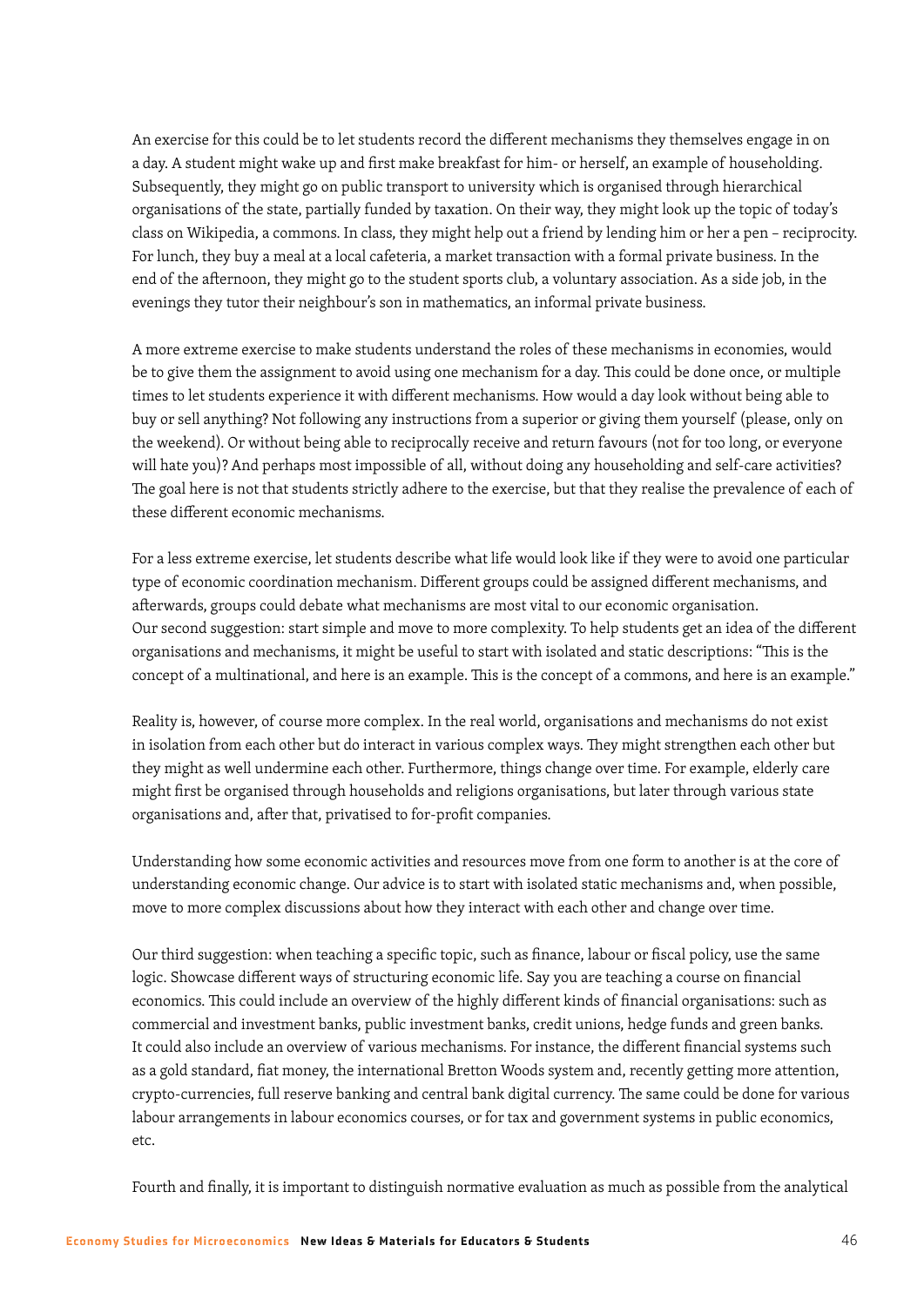An exercise for this could be to let students record the different mechanisms they themselves engage in on a day. A student might wake up and first make breakfast for him- or herself, an example of householding. Subsequently, they might go on public transport to university which is organised through hierarchical organisations of the state, partially funded by taxation. On their way, they might look up the topic of today's class on Wikipedia, a commons. In class, they might help out a friend by lending him or her a pen – reciprocity. For lunch, they buy a meal at a local cafeteria, a market transaction with a formal private business. In the end of the afternoon, they might go to the student sports club, a voluntary association. As a side job, in the evenings they tutor their neighbour's son in mathematics, an informal private business.

A more extreme exercise to make students understand the roles of these mechanisms in economies, would be to give them the assignment to avoid using one mechanism for a day. This could be done once, or multiple times to let students experience it with different mechanisms. How would a day look without being able to buy or sell anything? Not following any instructions from a superior or giving them yourself (please, only on the weekend). Or without being able to reciprocally receive and return favours (not for too long, or everyone will hate you)? And perhaps most impossible of all, without doing any householding and self-care activities? The goal here is not that students strictly adhere to the exercise, but that they realise the prevalence of each of these different economic mechanisms.

For a less extreme exercise, let students describe what life would look like if they were to avoid one particular type of economic coordination mechanism. Different groups could be assigned different mechanisms, and afterwards, groups could debate what mechanisms are most vital to our economic organisation.
Our second suggestion: start simple and move to more complexity. To help students get an idea of the different organisations and mechanisms, it might be useful to start with isolated and static descriptions: "This is the concept of a multinational, and here is an example. This is the concept of a commons, and here is an example."

Reality is, however, of course more complex. In the real world, organisations and mechanisms do not exist in isolation from each other but do interact in various complex ways. They might strengthen each other but they might as well undermine each other. Furthermore, things change over time. For example, elderly care might first be organised through households and religions organisations, but later through various state organisations and, after that, privatised to for-profit companies.

Understanding how some economic activities and resources move from one form to another is at the core of understanding economic change. Our advice is to start with isolated static mechanisms and, when possible, move to more complex discussions about how they interact with each other and change over time.

Our third suggestion: when teaching a specific topic, such as finance, labour or fiscal policy, use the same logic. Showcase different ways of structuring economic life. Say you are teaching a course on financial economics. This could include an overview of the highly different kinds of financial organisations: such as commercial and investment banks, public investment banks, credit unions, hedge funds and green banks. It could also include an overview of various mechanisms. For instance, the different financial systems such as a gold standard, fiat money, the international Bretton Woods system and, recently getting more attention, crypto-currencies, full reserve banking and central bank digital currency. The same could be done for various labour arrangements in labour economics courses, or for tax and government systems in public economics, etc.

Fourth and finally, it is important to distinguish normative evaluation as much as possible from the analytical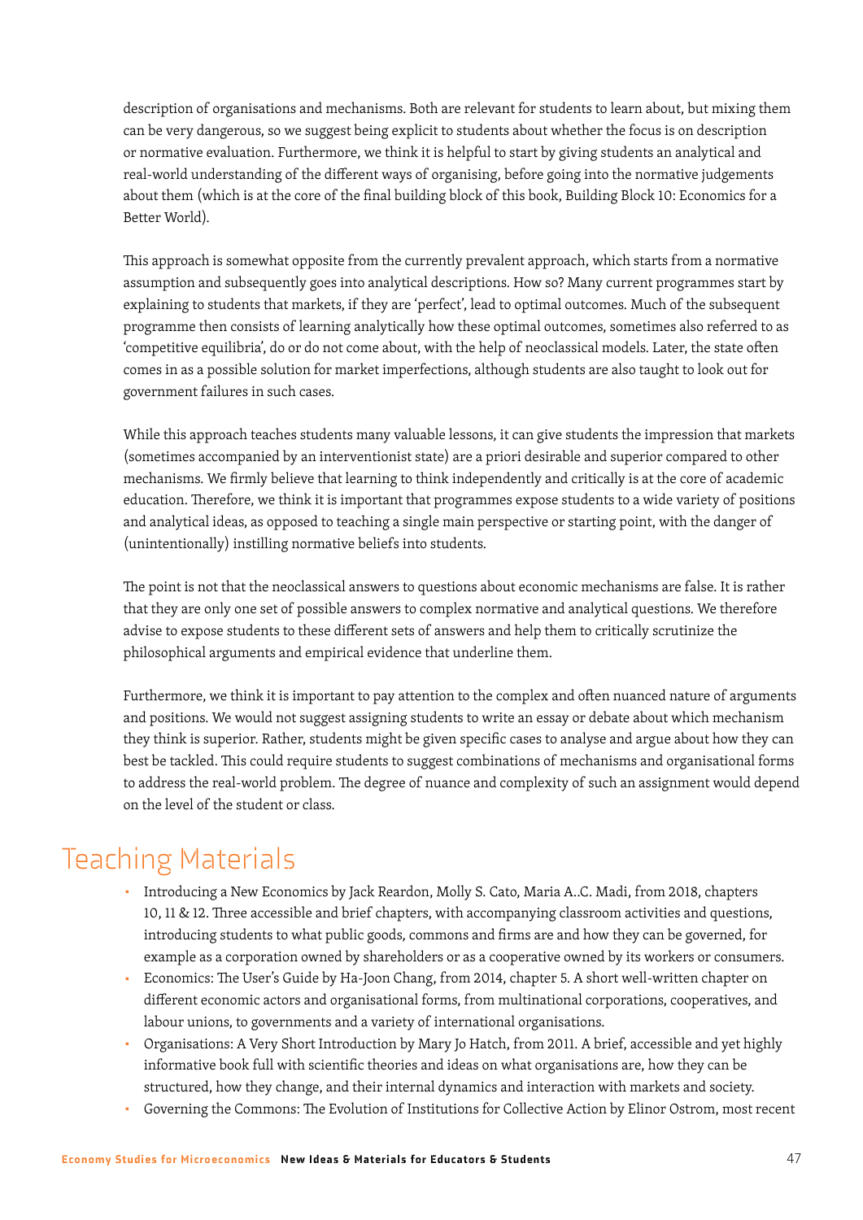description of organisations and mechanisms. Both are relevant for students to learn about, but mixing them can be very dangerous, so we suggest being explicit to students about whether the focus is on description or normative evaluation. Furthermore, we think it is helpful to start by giving students an analytical and real-world understanding of the different ways of organising, before going into the normative judgements about them (which is at the core of the final building block of this book, Building Block 10: Economics for a Better World).

This approach is somewhat opposite from the currently prevalent approach, which starts from a normative assumption and subsequently goes into analytical descriptions. How so? Many current programmes start by explaining to students that markets, if they are 'perfect', lead to optimal outcomes. Much of the subsequent programme then consists of learning analytically how these optimal outcomes, sometimes also referred to as 'competitive equilibria', do or do not come about, with the help of neoclassical models. Later, the state often comes in as a possible solution for market imperfections, although students are also taught to look out for government failures in such cases.

While this approach teaches students many valuable lessons, it can give students the impression that markets (sometimes accompanied by an interventionist state) are a priori desirable and superior compared to other mechanisms. We firmly believe that learning to think independently and critically is at the core of academic education. Therefore, we think it is important that programmes expose students to a wide variety of positions and analytical ideas, as opposed to teaching a single main perspective or starting point, with the danger of (unintentionally) instilling normative beliefs into students.

The point is not that the neoclassical answers to questions about economic mechanisms are false. It is rather that they are only one set of possible answers to complex normative and analytical questions. We therefore advise to expose students to these different sets of answers and help them to critically scrutinize the philosophical arguments and empirical evidence that underline them.

Furthermore, we think it is important to pay attention to the complex and often nuanced nature of arguments and positions. We would not suggest assigning students to write an essay or debate about which mechanism they think is superior. Rather, students might be given specific cases to analyse and argue about how they can best be tackled. This could require students to suggest combinations of mechanisms and organisational forms to address the real-world problem. The degree of nuance and complexity of such an assignment would depend on the level of the student or class.

## Teaching Materials

- Introducing a New Economics by Jack Reardon, Molly S. Cato, Maria A..C. Madi, from 2018, chapters 10, 11 & 12. Three accessible and brief chapters, with accompanying classroom activities and questions, introducing students to what public goods, commons and firms are and how they can be governed, for example as a corporation owned by shareholders or as a cooperative owned by its workers or consumers.
- Economics: The User's Guide by Ha-Joon Chang, from 2014, chapter 5. A short well-written chapter on different economic actors and organisational forms, from multinational corporations, cooperatives, and labour unions, to governments and a variety of international organisations.
- Organisations: A Very Short Introduction by Mary Jo Hatch, from 2011. A brief, accessible and yet highly informative book full with scientific theories and ideas on what organisations are, how they can be structured, how they change, and their internal dynamics and interaction with markets and society.
- Governing the Commons: The Evolution of Institutions for Collective Action by Elinor Ostrom, most recent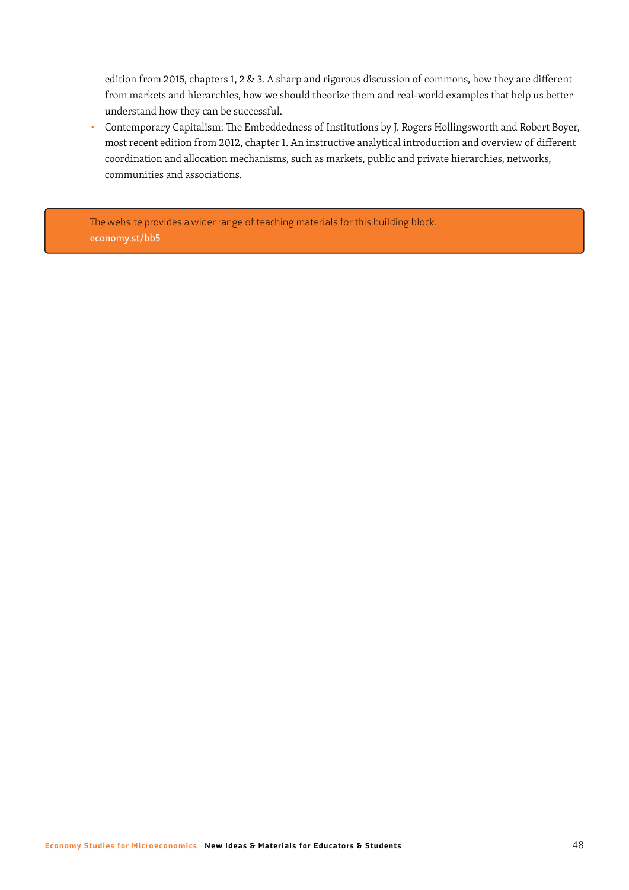edition from 2015, chapters 1, 2 & 3. A sharp and rigorous discussion of commons, how they are different from markets and hierarchies, how we should theorize them and real-world examples that help us better understand how they can be successful.

- Contemporary Capitalism: The Embeddedness of Institutions by J. Rogers Hollingsworth and Robert Boyer, most recent edition from 2012, chapter 1. An instructive analytical introduction and overview of different coordination and allocation mechanisms, such as markets, public and private hierarchies, networks, communities and associations.

> The website provides a wider range of teaching materials for this building block.
> economy.st/bb5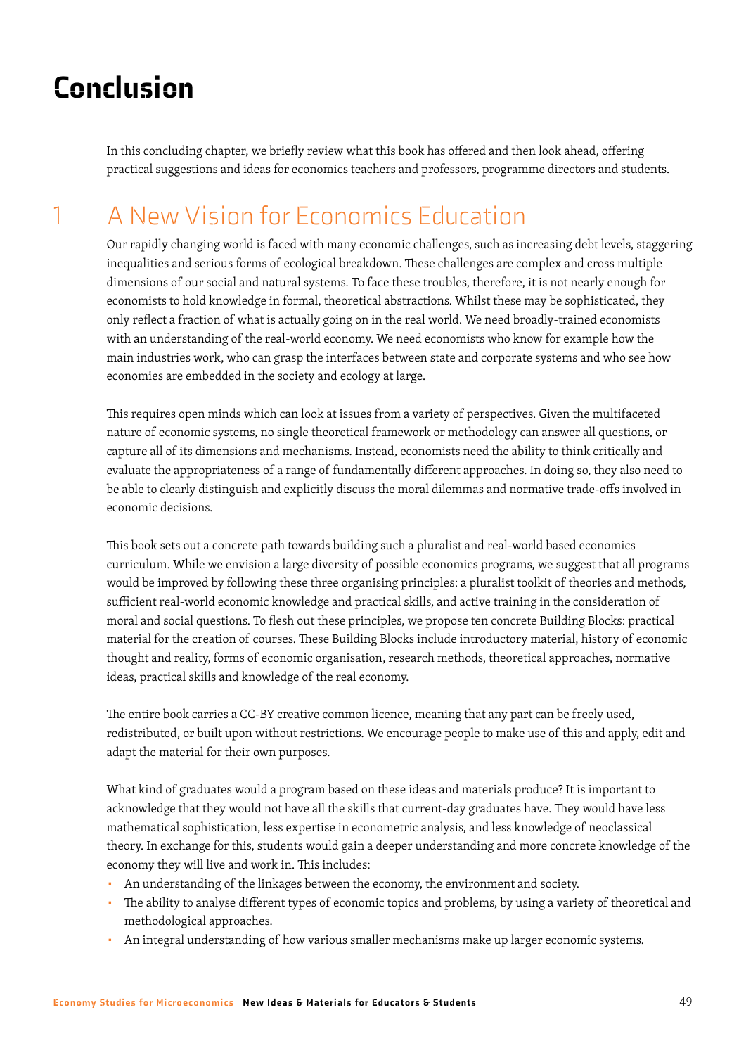# Conclusion

In this concluding chapter, we briefly review what this book has offered and then look ahead, offering practical suggestions and ideas for economics teachers and professors, programme directors and students.

## 1 A New Vision for Economics Education

Our rapidly changing world is faced with many economic challenges, such as increasing debt levels, staggering inequalities and serious forms of ecological breakdown. These challenges are complex and cross multiple dimensions of our social and natural systems. To face these troubles, therefore, it is not nearly enough for economists to hold knowledge in formal, theoretical abstractions. Whilst these may be sophisticated, they only reflect a fraction of what is actually going on in the real world. We need broadly-trained economists with an understanding of the real-world economy. We need economists who know for example how the main industries work, who can grasp the interfaces between state and corporate systems and who see how economies are embedded in the society and ecology at large.

This requires open minds which can look at issues from a variety of perspectives. Given the multifaceted nature of economic systems, no single theoretical framework or methodology can answer all questions, or capture all of its dimensions and mechanisms. Instead, economists need the ability to think critically and evaluate the appropriateness of a range of fundamentally different approaches. In doing so, they also need to be able to clearly distinguish and explicitly discuss the moral dilemmas and normative trade-offs involved in economic decisions.

This book sets out a concrete path towards building such a pluralist and real-world based economics curriculum. While we envision a large diversity of possible economics programs, we suggest that all programs would be improved by following these three organising principles: a pluralist toolkit of theories and methods, sufficient real-world economic knowledge and practical skills, and active training in the consideration of moral and social questions. To flesh out these principles, we propose ten concrete Building Blocks: practical material for the creation of courses. These Building Blocks include introductory material, history of economic thought and reality, forms of economic organisation, research methods, theoretical approaches, normative ideas, practical skills and knowledge of the real economy.

The entire book carries a CC-BY creative common licence, meaning that any part can be freely used, redistributed, or built upon without restrictions. We encourage people to make use of this and apply, edit and adapt the material for their own purposes.

What kind of graduates would a program based on these ideas and materials produce? It is important to acknowledge that they would not have all the skills that current-day graduates have. They would have less mathematical sophistication, less expertise in econometric analysis, and less knowledge of neoclassical theory. In exchange for this, students would gain a deeper understanding and more concrete knowledge of the economy they will live and work in. This includes:

- An understanding of the linkages between the economy, the environment and society.
- The ability to analyse different types of economic topics and problems, by using a variety of theoretical and methodological approaches.
- An integral understanding of how various smaller mechanisms make up larger economic systems.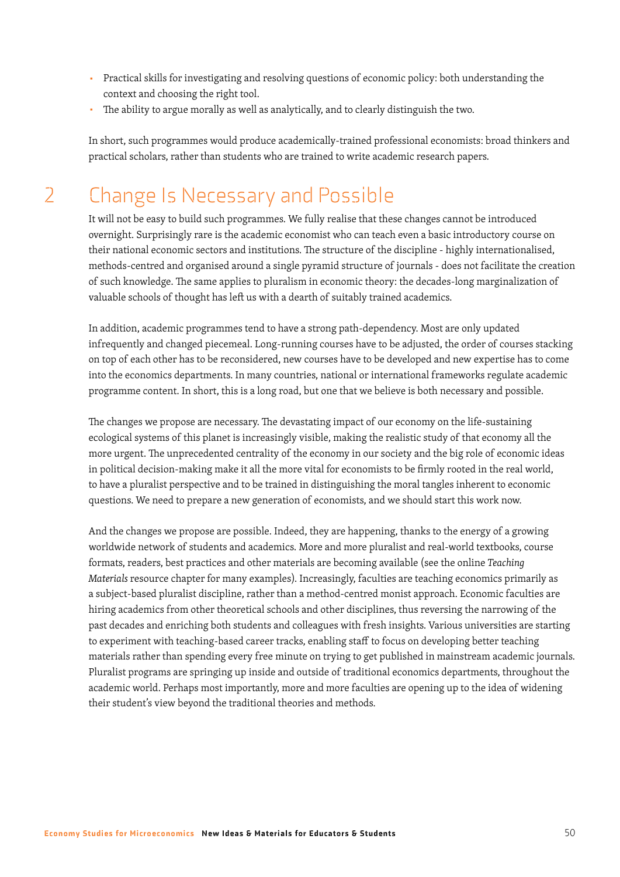- Practical skills for investigating and resolving questions of economic policy: both understanding the context and choosing the right tool.
- The ability to argue morally as well as analytically, and to clearly distinguish the two.

In short, such programmes would produce academically-trained professional economists: broad thinkers and practical scholars, rather than students who are trained to write academic research papers.

## 2 Change Is Necessary and Possible

It will not be easy to build such programmes. We fully realise that these changes cannot be introduced overnight. Surprisingly rare is the academic economist who can teach even a basic introductory course on their national economic sectors and institutions. The structure of the discipline - highly internationalised, methods-centred and organised around a single pyramid structure of journals - does not facilitate the creation of such knowledge. The same applies to pluralism in economic theory: the decades-long marginalization of valuable schools of thought has left us with a dearth of suitably trained academics.

In addition, academic programmes tend to have a strong path-dependency. Most are only updated infrequently and changed piecemeal. Long-running courses have to be adjusted, the order of courses stacking on top of each other has to be reconsidered, new courses have to be developed and new expertise has to come into the economics departments. In many countries, national or international frameworks regulate academic programme content. In short, this is a long road, but one that we believe is both necessary and possible.

The changes we propose are necessary. The devastating impact of our economy on the life-sustaining ecological systems of this planet is increasingly visible, making the realistic study of that economy all the more urgent. The unprecedented centrality of the economy in our society and the big role of economic ideas in political decision-making make it all the more vital for economists to be firmly rooted in the real world, to have a pluralist perspective and to be trained in distinguishing the moral tangles inherent to economic questions. We need to prepare a new generation of economists, and we should start this work now.

And the changes we propose are possible. Indeed, they are happening, thanks to the energy of a growing worldwide network of students and academics. More and more pluralist and real-world textbooks, course formats, readers, best practices and other materials are becoming available (see the online *Teaching Materials* resource chapter for many examples). Increasingly, faculties are teaching economics primarily as a subject-based pluralist discipline, rather than a method-centred monist approach. Economic faculties are hiring academics from other theoretical schools and other disciplines, thus reversing the narrowing of the past decades and enriching both students and colleagues with fresh insights. Various universities are starting to experiment with teaching-based career tracks, enabling staff to focus on developing better teaching materials rather than spending every free minute on trying to get published in mainstream academic journals. Pluralist programs are springing up inside and outside of traditional economics departments, throughout the academic world. Perhaps most importantly, more and more faculties are opening up to the idea of widening their student's view beyond the traditional theories and methods.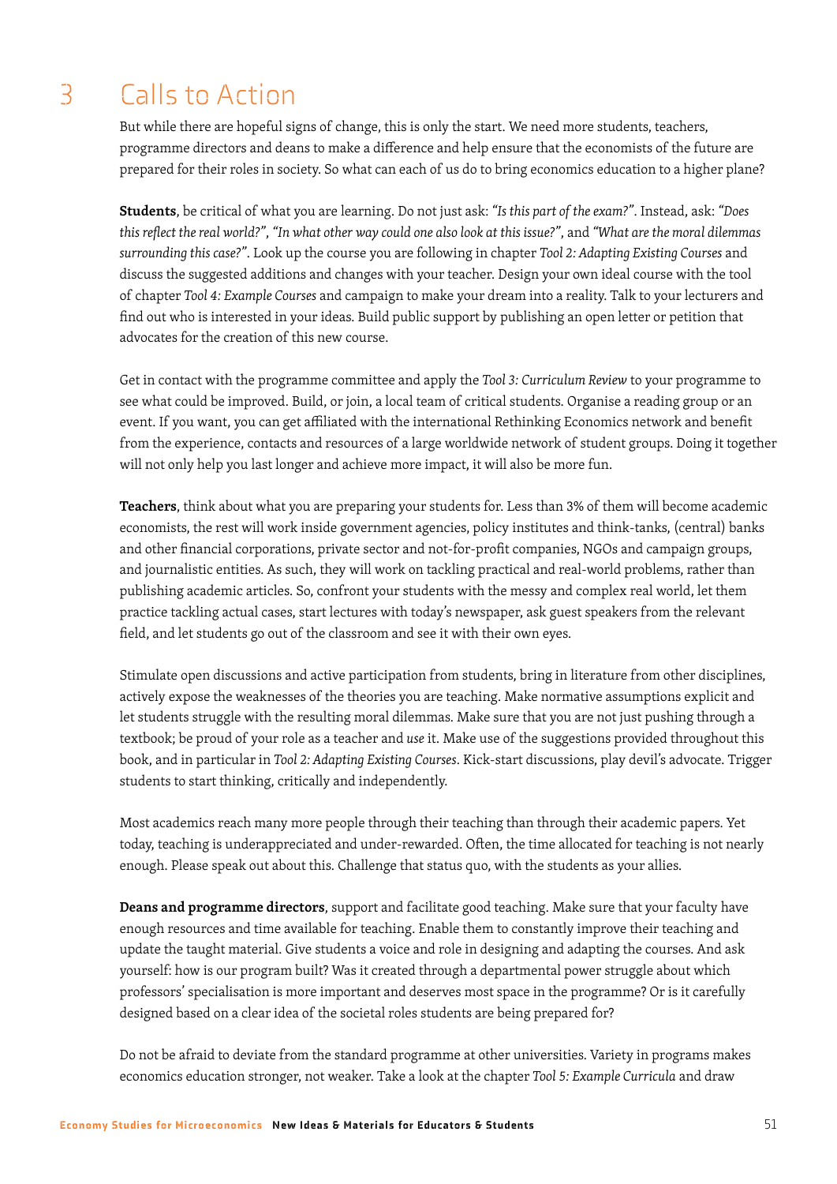# 3 Calls to Action

But while there are hopeful signs of change, this is only the start. We need more students, teachers, programme directors and deans to make a difference and help ensure that the economists of the future are prepared for their roles in society. So what can each of us do to bring economics education to a higher plane?

**Students**, be critical of what you are learning. Do not just ask: *"Is this part of the exam?"*. Instead, ask: *"Does this reflect the real world?"*, *"In what other way could one also look at this issue?"*, and *"What are the moral dilemmas surrounding this case?"*. Look up the course you are following in chapter *Tool 2: Adapting Existing Courses* and discuss the suggested additions and changes with your teacher. Design your own ideal course with the tool of chapter *Tool 4: Example Courses* and campaign to make your dream into a reality. Talk to your lecturers and find out who is interested in your ideas. Build public support by publishing an open letter or petition that advocates for the creation of this new course.

Get in contact with the programme committee and apply the *Tool 3: Curriculum Review* to your programme to see what could be improved. Build, or join, a local team of critical students. Organise a reading group or an event. If you want, you can get affiliated with the international Rethinking Economics network and benefit from the experience, contacts and resources of a large worldwide network of student groups. Doing it together will not only help you last longer and achieve more impact, it will also be more fun.

**Teachers**, think about what you are preparing your students for. Less than 3% of them will become academic economists, the rest will work inside government agencies, policy institutes and think-tanks, (central) banks and other financial corporations, private sector and not-for-profit companies, NGOs and campaign groups, and journalistic entities. As such, they will work on tackling practical and real-world problems, rather than publishing academic articles. So, confront your students with the messy and complex real world, let them practice tackling actual cases, start lectures with today's newspaper, ask guest speakers from the relevant field, and let students go out of the classroom and see it with their own eyes.

Stimulate open discussions and active participation from students, bring in literature from other disciplines, actively expose the weaknesses of the theories you are teaching. Make normative assumptions explicit and let students struggle with the resulting moral dilemmas. Make sure that you are not just pushing through a textbook; be proud of your role as a teacher and *use* it. Make use of the suggestions provided throughout this book, and in particular in *Tool 2: Adapting Existing Courses*. Kick-start discussions, play devil's advocate. Trigger students to start thinking, critically and independently.

Most academics reach many more people through their teaching than through their academic papers. Yet today, teaching is underappreciated and under-rewarded. Often, the time allocated for teaching is not nearly enough. Please speak out about this. Challenge that status quo, with the students as your allies.

**Deans and programme directors**, support and facilitate good teaching. Make sure that your faculty have enough resources and time available for teaching. Enable them to constantly improve their teaching and update the taught material. Give students a voice and role in designing and adapting the courses. And ask yourself: how is our program built? Was it created through a departmental power struggle about which professors' specialisation is more important and deserves most space in the programme? Or is it carefully designed based on a clear idea of the societal roles students are being prepared for?

Do not be afraid to deviate from the standard programme at other universities. Variety in programs makes economics education stronger, not weaker. Take a look at the chapter *Tool 5: Example Curricula* and draw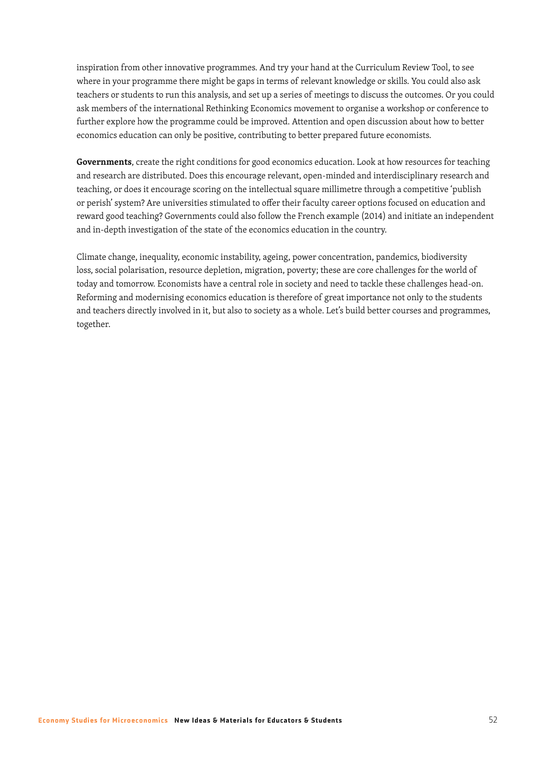inspiration from other innovative programmes. And try your hand at the Curriculum Review Tool, to see where in your programme there might be gaps in terms of relevant knowledge or skills. You could also ask teachers or students to run this analysis, and set up a series of meetings to discuss the outcomes. Or you could ask members of the international Rethinking Economics movement to organise a workshop or conference to further explore how the programme could be improved. Attention and open discussion about how to better economics education can only be positive, contributing to better prepared future economists.

**Governments**, create the right conditions for good economics education. Look at how resources for teaching and research are distributed. Does this encourage relevant, open-minded and interdisciplinary research and teaching, or does it encourage scoring on the intellectual square millimetre through a competitive 'publish or perish' system? Are universities stimulated to offer their faculty career options focused on education and reward good teaching? Governments could also follow the French example (2014) and initiate an independent and in-depth investigation of the state of the economics education in the country.

Climate change, inequality, economic instability, ageing, power concentration, pandemics, biodiversity loss, social polarisation, resource depletion, migration, poverty; these are core challenges for the world of today and tomorrow. Economists have a central role in society and need to tackle these challenges head-on. Reforming and modernising economics education is therefore of great importance not only to the students and teachers directly involved in it, but also to society as a whole. Let's build better courses and programmes, together.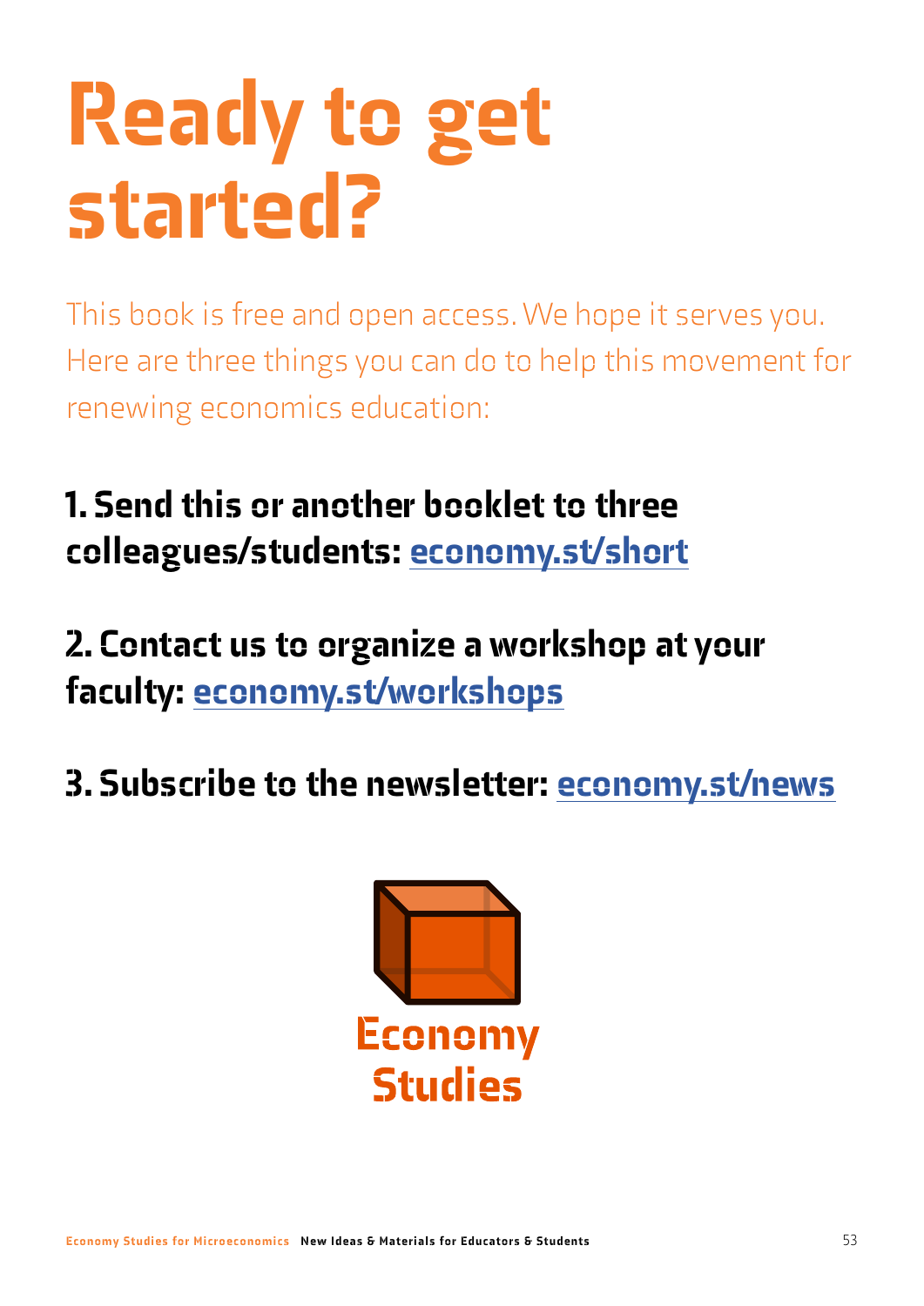# Ready to get started?

This book is free and open access. We hope it serves you. Here are three things you can do to help this movement for renewing economics education:

**1. Send this or another booklet to three colleagues/students: [economy.st/short](economy.st/short)**

**2. Contact us to organize a workshop at your faculty: [economy.st/workshops](economy.st/workshops)**

**3. Subscribe to the newsletter: [economy.st/news](economy.st/news)**

Economy Studies